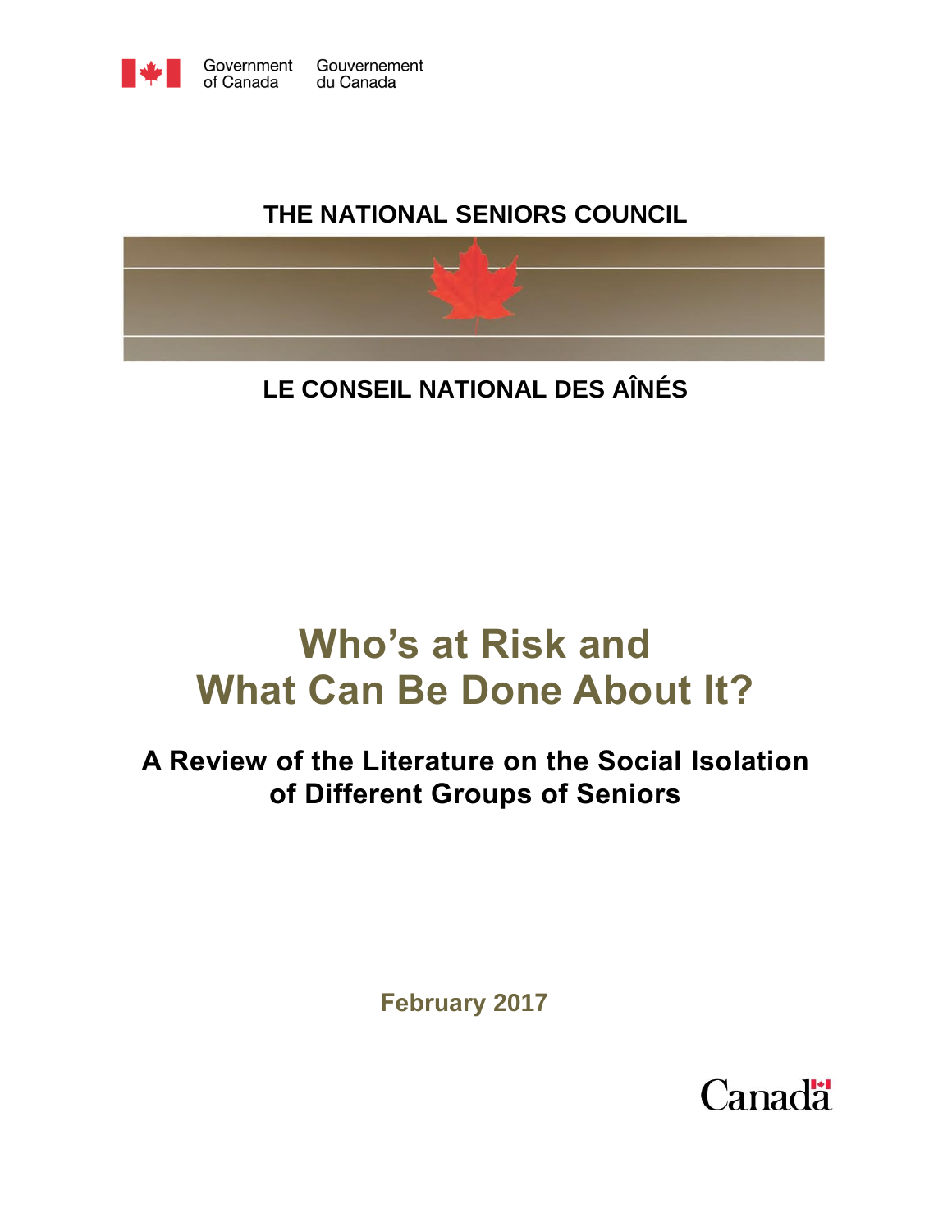Government of Canada Gouvernement du Canada

**THE NATIONAL SENIORS COUNCIL**

**LE CONSEIL NATIONAL DES AÎNÉS**

# Who's at Risk and What Can Be Done About It?

## A Review of the Literature on the Social Isolation of Different Groups of Seniors

**February 2017**

Canada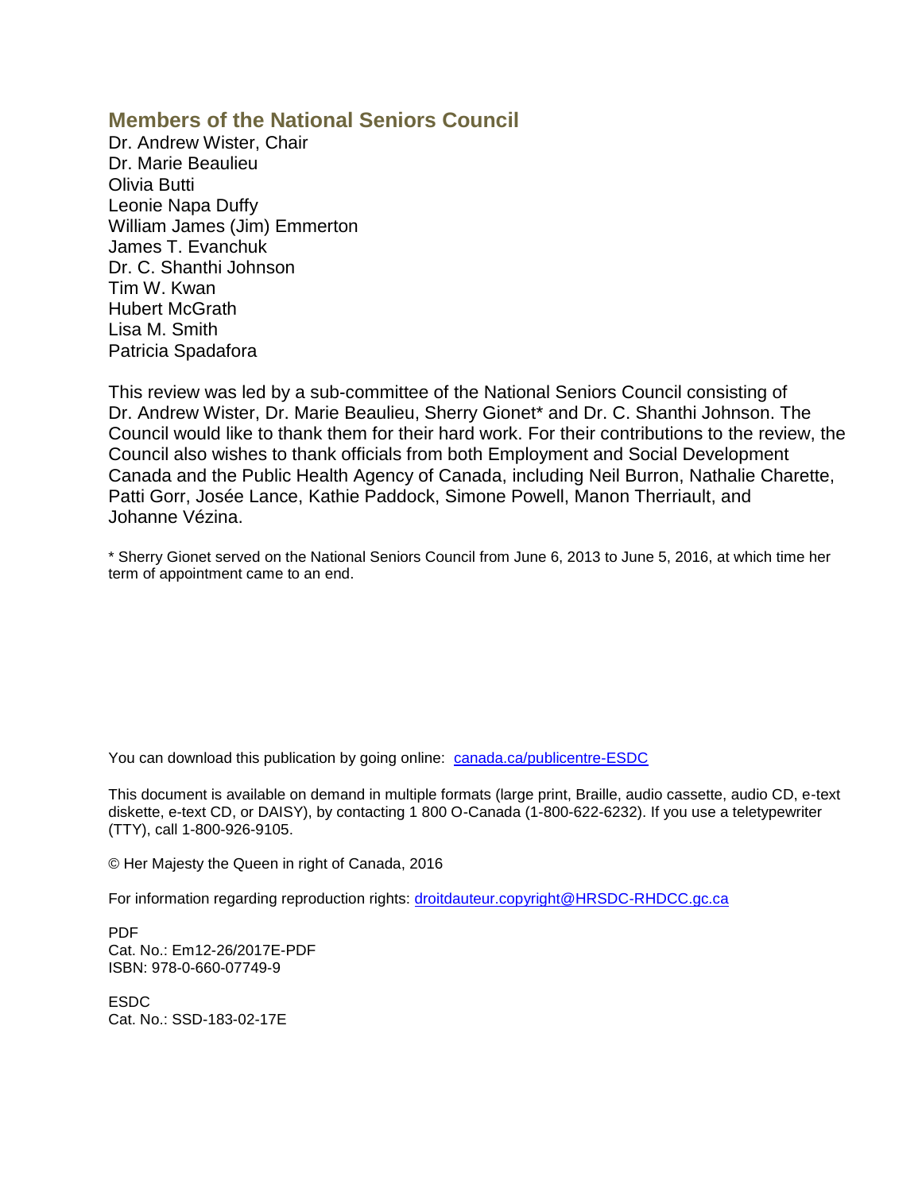## Members of the National Seniors Council

Dr. Andrew Wister, Chair
Dr. Marie Beaulieu
Olivia Butti
Leonie Napa Duffy
William James (Jim) Emmerton
James T. Evanchuk
Dr. C. Shanthi Johnson
Tim W. Kwan
Hubert McGrath
Lisa M. Smith
Patricia Spadafora

This review was led by a sub-committee of the National Seniors Council consisting of Dr. Andrew Wister, Dr. Marie Beaulieu, Sherry Gionet* and Dr. C. Shanthi Johnson. The Council would like to thank them for their hard work. For their contributions to the review, the Council also wishes to thank officials from both Employment and Social Development Canada and the Public Health Agency of Canada, including Neil Burron, Nathalie Charette, Patti Gorr, Josée Lance, Kathie Paddock, Simone Powell, Manon Therriault, and Johanne Vézina.

* Sherry Gionet served on the National Seniors Council from June 6, 2013 to June 5, 2016, at which time her term of appointment came to an end.

You can download this publication by going online: canada.ca/publicentre-ESDC

This document is available on demand in multiple formats (large print, Braille, audio cassette, audio CD, e-text diskette, e-text CD, or DAISY), by contacting 1 800 O-Canada (1-800-622-6232). If you use a teletypewriter (TTY), call 1-800-926-9105.

© Her Majesty the Queen in right of Canada, 2016

For information regarding reproduction rights: droitdauteur.copyright@HRSDC-RHDCC.gc.ca

PDF
Cat. No.: Em12-26/2017E-PDF
ISBN: 978-0-660-07749-9

ESDC
Cat. No.: SSD-183-02-17E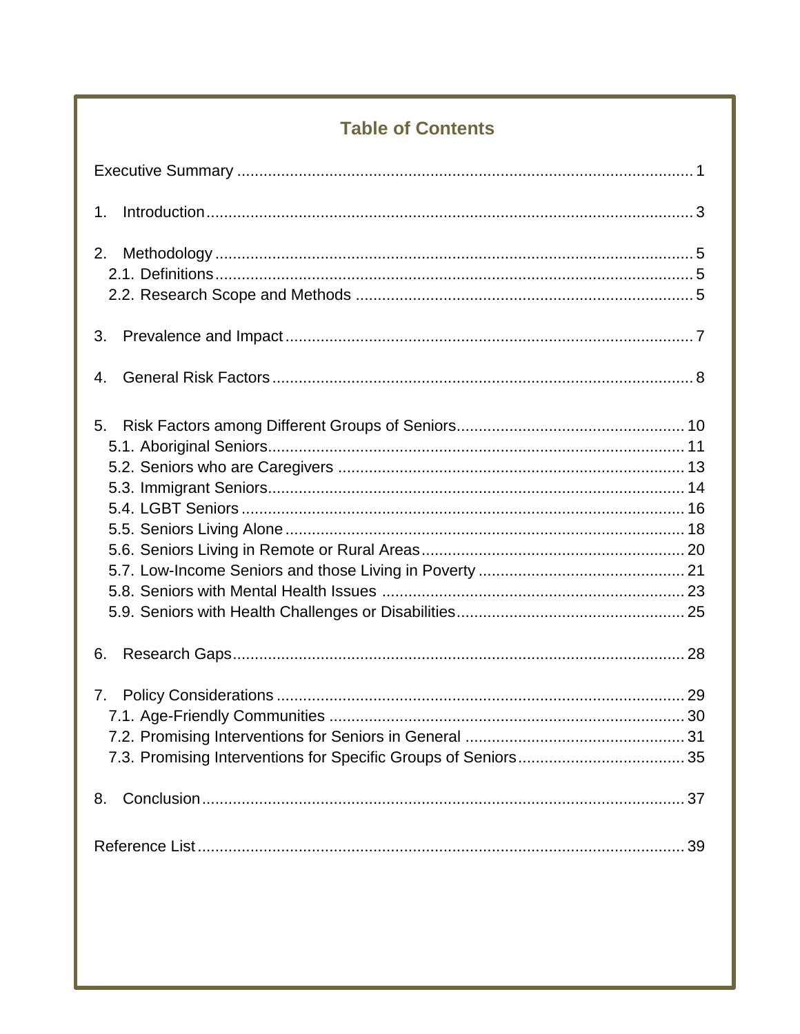## Table of Contents

Executive Summary ........................................................................................................ 1

1. Introduction ................................................................................................................ 3

2. Methodology .............................................................................................................. 5
   2.1. Definitions ............................................................................................................ 5
   2.2. Research Scope and Methods ............................................................................. 5

3. Prevalence and Impact .............................................................................................. 7

4. General Risk Factors ................................................................................................. 8

5. Risk Factors among Different Groups of Seniors ...................................................... 10
   5.1. Aboriginal Seniors ............................................................................................... 11
   5.2. Seniors who are Caregivers ................................................................................ 13
   5.3. Immigrant Seniors ............................................................................................... 14
   5.4. LGBT Seniors ...................................................................................................... 16
   5.5. Seniors Living Alone ........................................................................................... 18
   5.6. Seniors Living in Remote or Rural Areas ............................................................ 20
   5.7. Low-Income Seniors and those Living in Poverty ............................................... 21
   5.8. Seniors with Mental Health Issues ...................................................................... 23
   5.9. Seniors with Health Challenges or Disabilities .................................................... 25

6. Research Gaps ......................................................................................................... 28

7. Policy Considerations ................................................................................................ 29
   7.1. Age-Friendly Communities .................................................................................. 30
   7.2. Promising Interventions for Seniors in General ................................................... 31
   7.3. Promising Interventions for Specific Groups of Seniors ...................................... 35

8. Conclusion ................................................................................................................ 37

Reference List ............................................................................................................... 39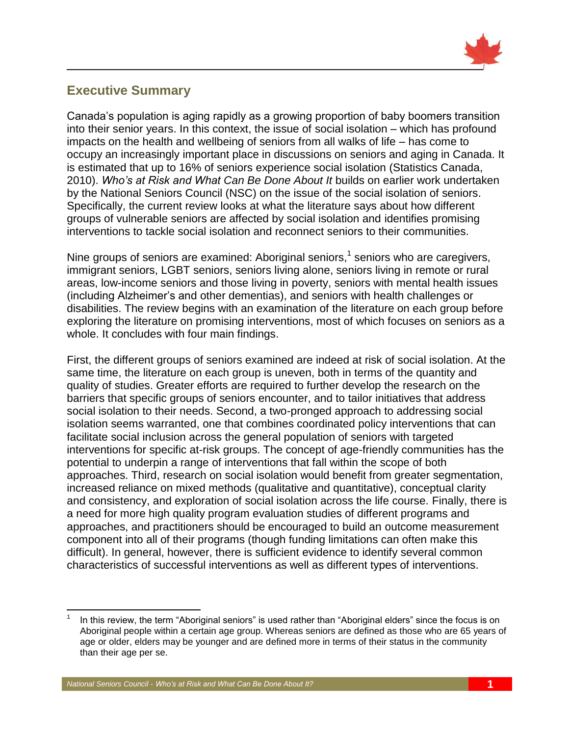## Executive Summary

Canada's population is aging rapidly as a growing proportion of baby boomers transition into their senior years. In this context, the issue of social isolation – which has profound impacts on the health and wellbeing of seniors from all walks of life – has come to occupy an increasingly important place in discussions on seniors and aging in Canada. It is estimated that up to 16% of seniors experience social isolation (Statistics Canada, 2010). *Who's at Risk and What Can Be Done About It* builds on earlier work undertaken by the National Seniors Council (NSC) on the issue of the social isolation of seniors. Specifically, the current review looks at what the literature says about how different groups of vulnerable seniors are affected by social isolation and identifies promising interventions to tackle social isolation and reconnect seniors to their communities.

Nine groups of seniors are examined: Aboriginal seniors,[1] seniors who are caregivers, immigrant seniors, LGBT seniors, seniors living alone, seniors living in remote or rural areas, low-income seniors and those living in poverty, seniors with mental health issues (including Alzheimer's and other dementias), and seniors with health challenges or disabilities. The review begins with an examination of the literature on each group before exploring the literature on promising interventions, most of which focuses on seniors as a whole. It concludes with four main findings.

First, the different groups of seniors examined are indeed at risk of social isolation. At the same time, the literature on each group is uneven, both in terms of the quantity and quality of studies. Greater efforts are required to further develop the research on the barriers that specific groups of seniors encounter, and to tailor initiatives that address social isolation to their needs. Second, a two-pronged approach to addressing social isolation seems warranted, one that combines coordinated policy interventions that can facilitate social inclusion across the general population of seniors with targeted interventions for specific at-risk groups. The concept of age-friendly communities has the potential to underpin a range of interventions that fall within the scope of both approaches. Third, research on social isolation would benefit from greater segmentation, increased reliance on mixed methods (qualitative and quantitative), conceptual clarity and consistency, and exploration of social isolation across the life course. Finally, there is a need for more high quality program evaluation studies of different programs and approaches, and practitioners should be encouraged to build an outcome measurement component into all of their programs (though funding limitations can often make this difficult). In general, however, there is sufficient evidence to identify several common characteristics of successful interventions as well as different types of interventions.

---

[1] In this review, the term "Aboriginal seniors" is used rather than "Aboriginal elders" since the focus is on Aboriginal people within a certain age group. Whereas seniors are defined as those who are 65 years of age or older, elders may be younger and are defined more in terms of their status in the community than their age per se.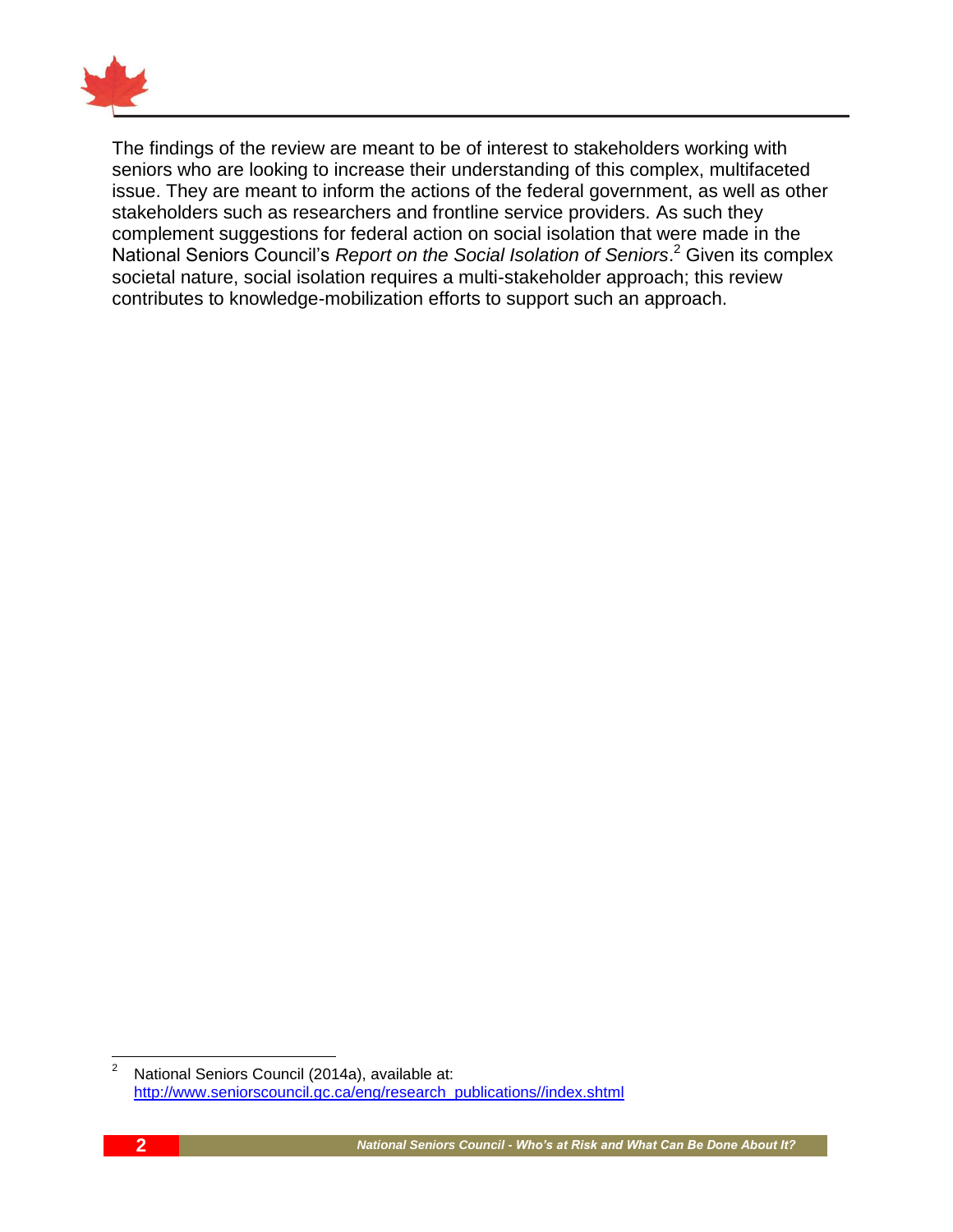The findings of the review are meant to be of interest to stakeholders working with seniors who are looking to increase their understanding of this complex, multifaceted issue. They are meant to inform the actions of the federal government, as well as other stakeholders such as researchers and frontline service providers. As such they complement suggestions for federal action on social isolation that were made in the National Seniors Council's *Report on the Social Isolation of Seniors*.[2] Given its complex societal nature, social isolation requires a multi-stakeholder approach; this review contributes to knowledge-mobilization efforts to support such an approach.

---

[2] National Seniors Council (2014a), available at: http://www.seniorscouncil.gc.ca/eng/research_publications//index.shtml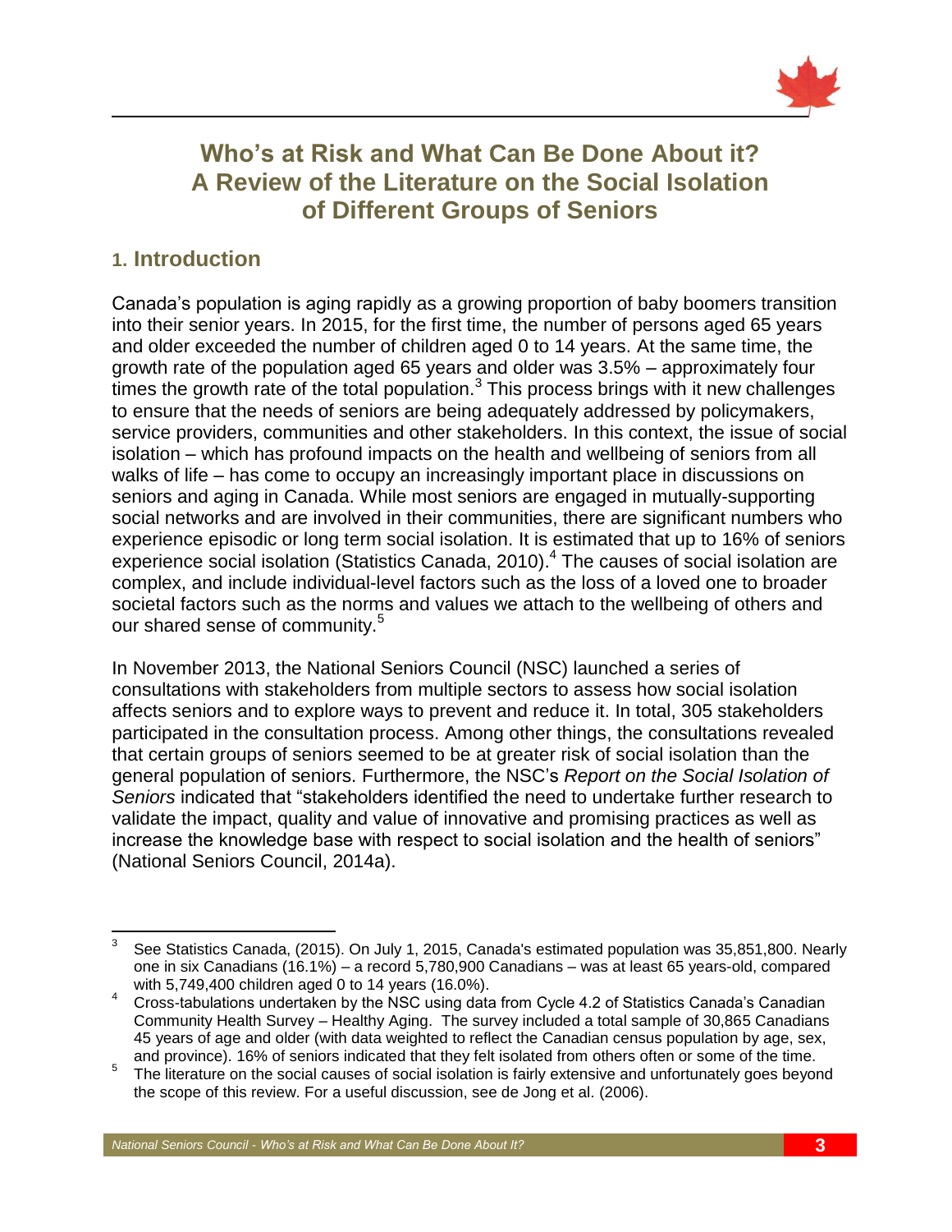# Who's at Risk and What Can Be Done About it? A Review of the Literature on the Social Isolation of Different Groups of Seniors

## 1. Introduction

Canada's population is aging rapidly as a growing proportion of baby boomers transition into their senior years. In 2015, for the first time, the number of persons aged 65 years and older exceeded the number of children aged 0 to 14 years. At the same time, the growth rate of the population aged 65 years and older was 3.5% – approximately four times the growth rate of the total population.[3] This process brings with it new challenges to ensure that the needs of seniors are being adequately addressed by policymakers, service providers, communities and other stakeholders. In this context, the issue of social isolation – which has profound impacts on the health and wellbeing of seniors from all walks of life – has come to occupy an increasingly important place in discussions on seniors and aging in Canada. While most seniors are engaged in mutually-supporting social networks and are involved in their communities, there are significant numbers who experience episodic or long term social isolation. It is estimated that up to 16% of seniors experience social isolation (Statistics Canada, 2010).[4] The causes of social isolation are complex, and include individual-level factors such as the loss of a loved one to broader societal factors such as the norms and values we attach to the wellbeing of others and our shared sense of community.[5]

In November 2013, the National Seniors Council (NSC) launched a series of consultations with stakeholders from multiple sectors to assess how social isolation affects seniors and to explore ways to prevent and reduce it. In total, 305 stakeholders participated in the consultation process. Among other things, the consultations revealed that certain groups of seniors seemed to be at greater risk of social isolation than the general population of seniors. Furthermore, the NSC's *Report on the Social Isolation of Seniors* indicated that "stakeholders identified the need to undertake further research to validate the impact, quality and value of innovative and promising practices as well as increase the knowledge base with respect to social isolation and the health of seniors" (National Seniors Council, 2014a).

---

[3] See Statistics Canada, (2015). On July 1, 2015, Canada's estimated population was 35,851,800. Nearly one in six Canadians (16.1%) – a record 5,780,900 Canadians – was at least 65 years-old, compared with 5,749,400 children aged 0 to 14 years (16.0%).

[4] Cross-tabulations undertaken by the NSC using data from Cycle 4.2 of Statistics Canada's Canadian Community Health Survey – Healthy Aging. The survey included a total sample of 30,865 Canadians 45 years of age and older (with data weighted to reflect the Canadian census population by age, sex, and province). 16% of seniors indicated that they felt isolated from others often or some of the time.

[5] The literature on the social causes of social isolation is fairly extensive and unfortunately goes beyond the scope of this review. For a useful discussion, see de Jong et al. (2006).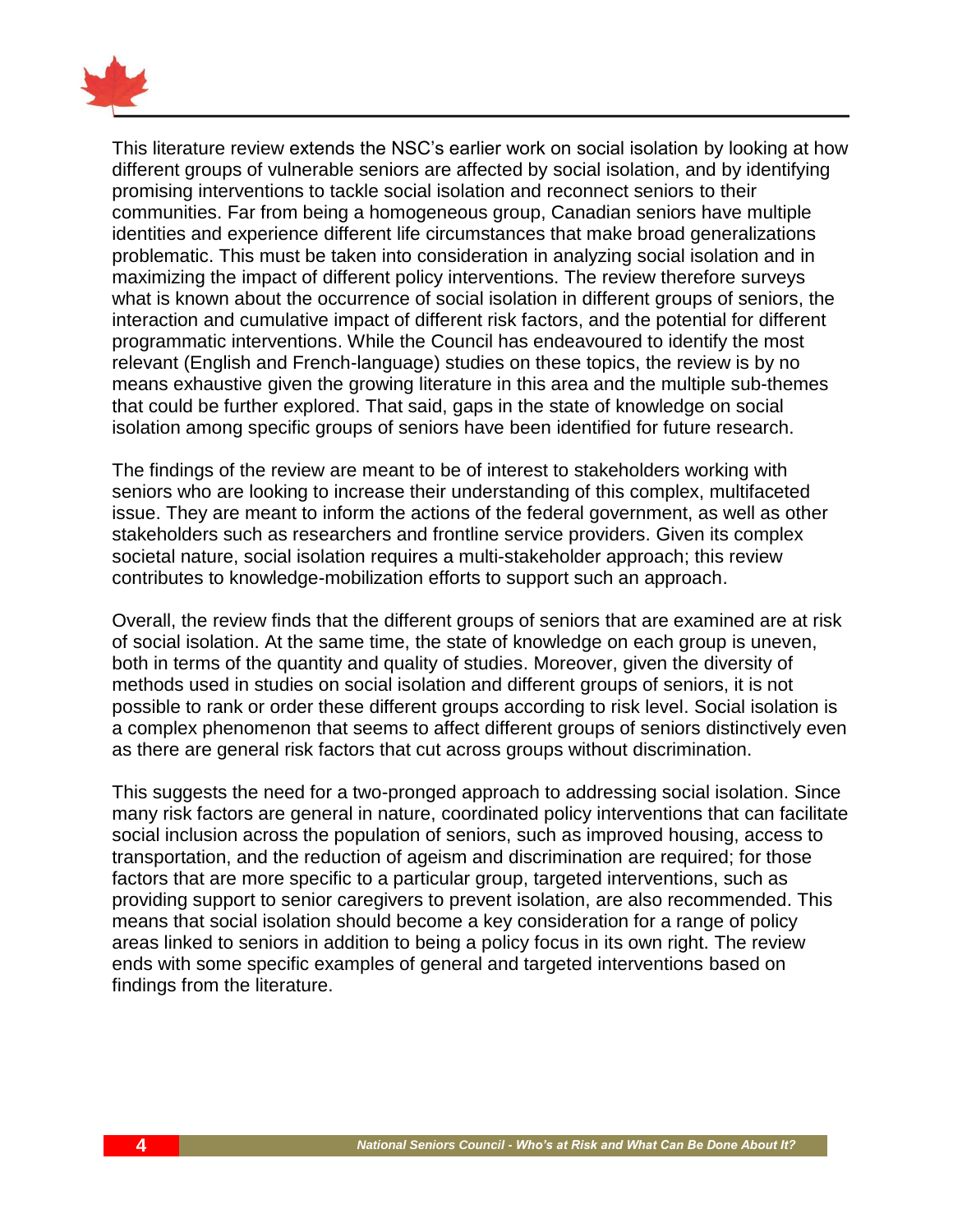This literature review extends the NSC's earlier work on social isolation by looking at how different groups of vulnerable seniors are affected by social isolation, and by identifying promising interventions to tackle social isolation and reconnect seniors to their communities. Far from being a homogeneous group, Canadian seniors have multiple identities and experience different life circumstances that make broad generalizations problematic. This must be taken into consideration in analyzing social isolation and in maximizing the impact of different policy interventions. The review therefore surveys what is known about the occurrence of social isolation in different groups of seniors, the interaction and cumulative impact of different risk factors, and the potential for different programmatic interventions. While the Council has endeavoured to identify the most relevant (English and French-language) studies on these topics, the review is by no means exhaustive given the growing literature in this area and the multiple sub-themes that could be further explored. That said, gaps in the state of knowledge on social isolation among specific groups of seniors have been identified for future research.

The findings of the review are meant to be of interest to stakeholders working with seniors who are looking to increase their understanding of this complex, multifaceted issue. They are meant to inform the actions of the federal government, as well as other stakeholders such as researchers and frontline service providers. Given its complex societal nature, social isolation requires a multi-stakeholder approach; this review contributes to knowledge-mobilization efforts to support such an approach.

Overall, the review finds that the different groups of seniors that are examined are at risk of social isolation. At the same time, the state of knowledge on each group is uneven, both in terms of the quantity and quality of studies. Moreover, given the diversity of methods used in studies on social isolation and different groups of seniors, it is not possible to rank or order these different groups according to risk level. Social isolation is a complex phenomenon that seems to affect different groups of seniors distinctively even as there are general risk factors that cut across groups without discrimination.

This suggests the need for a two-pronged approach to addressing social isolation. Since many risk factors are general in nature, coordinated policy interventions that can facilitate social inclusion across the population of seniors, such as improved housing, access to transportation, and the reduction of ageism and discrimination are required; for those factors that are more specific to a particular group, targeted interventions, such as providing support to senior caregivers to prevent isolation, are also recommended. This means that social isolation should become a key consideration for a range of policy areas linked to seniors in addition to being a policy focus in its own right. The review ends with some specific examples of general and targeted interventions based on findings from the literature.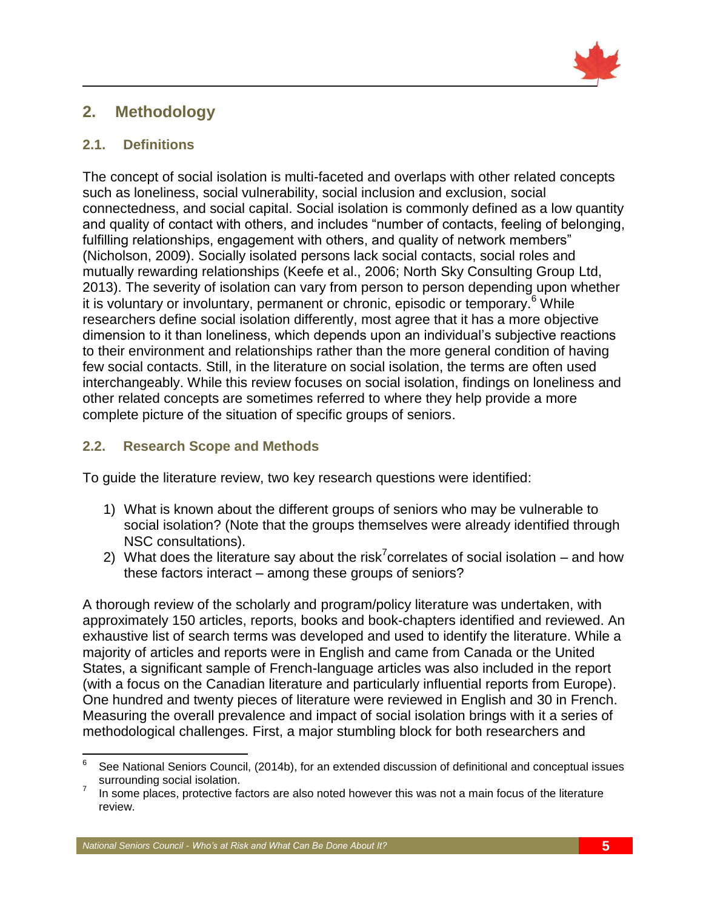## 2. Methodology

### 2.1. Definitions

The concept of social isolation is multi-faceted and overlaps with other related concepts such as loneliness, social vulnerability, social inclusion and exclusion, social connectedness, and social capital. Social isolation is commonly defined as a low quantity and quality of contact with others, and includes "number of contacts, feeling of belonging, fulfilling relationships, engagement with others, and quality of network members" (Nicholson, 2009). Socially isolated persons lack social contacts, social roles and mutually rewarding relationships (Keefe et al., 2006; North Sky Consulting Group Ltd, 2013). The severity of isolation can vary from person to person depending upon whether it is voluntary or involuntary, permanent or chronic, episodic or temporary.[6] While researchers define social isolation differently, most agree that it has a more objective dimension to it than loneliness, which depends upon an individual's subjective reactions to their environment and relationships rather than the more general condition of having few social contacts. Still, in the literature on social isolation, the terms are often used interchangeably. While this review focuses on social isolation, findings on loneliness and other related concepts are sometimes referred to where they help provide a more complete picture of the situation of specific groups of seniors.

### 2.2. Research Scope and Methods

To guide the literature review, two key research questions were identified:

1) What is known about the different groups of seniors who may be vulnerable to social isolation? (Note that the groups themselves were already identified through NSC consultations).
2) What does the literature say about the risk[7] correlates of social isolation – and how these factors interact – among these groups of seniors?

A thorough review of the scholarly and program/policy literature was undertaken, with approximately 150 articles, reports, books and book-chapters identified and reviewed. An exhaustive list of search terms was developed and used to identify the literature. While a majority of articles and reports were in English and came from Canada or the United States, a significant sample of French-language articles was also included in the report (with a focus on the Canadian literature and particularly influential reports from Europe). One hundred and twenty pieces of literature were reviewed in English and 30 in French. Measuring the overall prevalence and impact of social isolation brings with it a series of methodological challenges. First, a major stumbling block for both researchers and

---

[6] See National Seniors Council, (2014b), for an extended discussion of definitional and conceptual issues surrounding social isolation.

[7] In some places, protective factors are also noted however this was not a main focus of the literature review.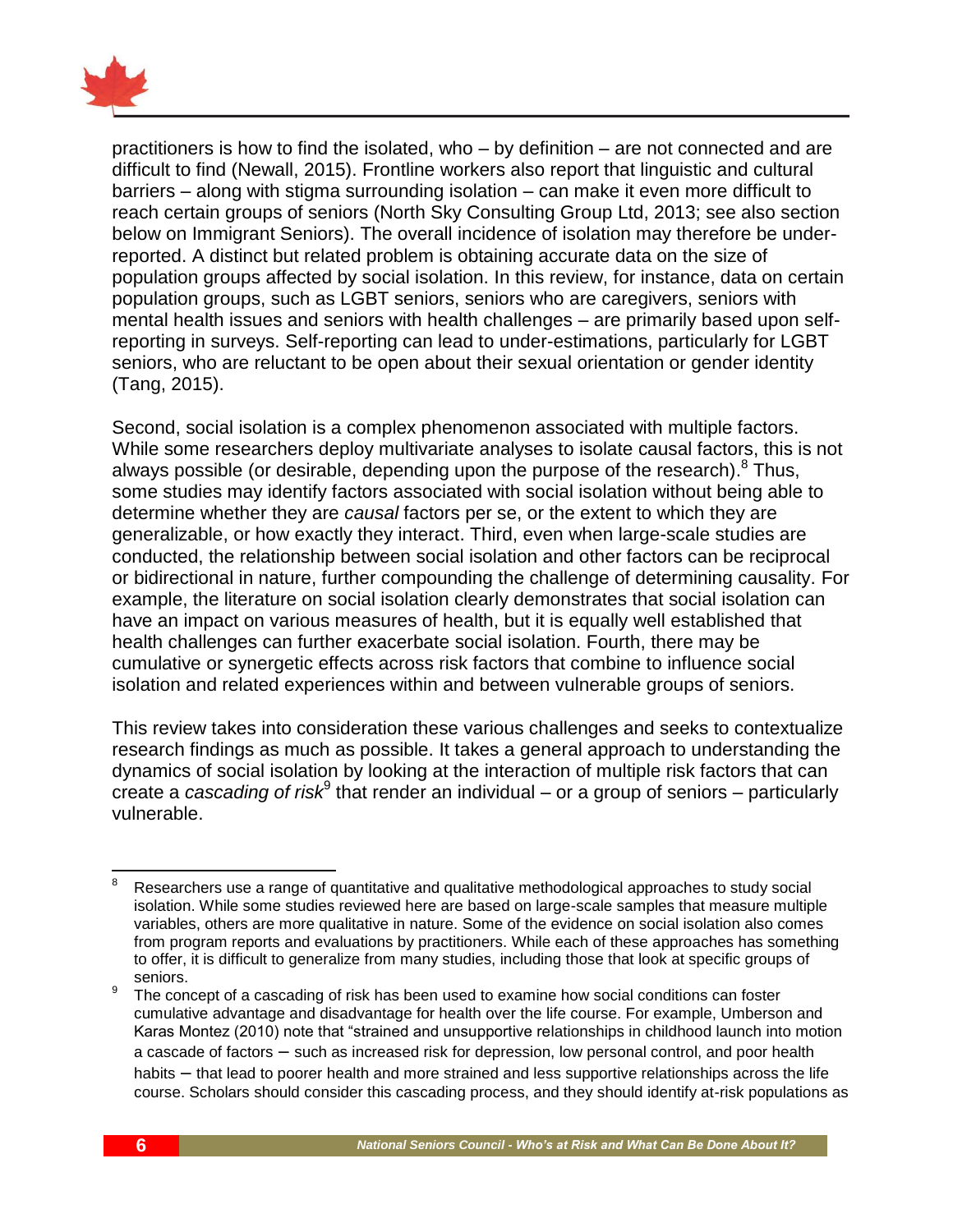practitioners is how to find the isolated, who – by definition – are not connected and are difficult to find (Newall, 2015). Frontline workers also report that linguistic and cultural barriers – along with stigma surrounding isolation – can make it even more difficult to reach certain groups of seniors (North Sky Consulting Group Ltd, 2013; see also section below on Immigrant Seniors). The overall incidence of isolation may therefore be under-reported. A distinct but related problem is obtaining accurate data on the size of population groups affected by social isolation. In this review, for instance, data on certain population groups, such as LGBT seniors, seniors who are caregivers, seniors with mental health issues and seniors with health challenges – are primarily based upon self-reporting in surveys. Self-reporting can lead to under-estimations, particularly for LGBT seniors, who are reluctant to be open about their sexual orientation or gender identity (Tang, 2015).

Second, social isolation is a complex phenomenon associated with multiple factors. While some researchers deploy multivariate analyses to isolate causal factors, this is not always possible (or desirable, depending upon the purpose of the research).[8] Thus, some studies may identify factors associated with social isolation without being able to determine whether they are *causal* factors per se, or the extent to which they are generalizable, or how exactly they interact. Third, even when large-scale studies are conducted, the relationship between social isolation and other factors can be reciprocal or bidirectional in nature, further compounding the challenge of determining causality. For example, the literature on social isolation clearly demonstrates that social isolation can have an impact on various measures of health, but it is equally well established that health challenges can further exacerbate social isolation. Fourth, there may be cumulative or synergetic effects across risk factors that combine to influence social isolation and related experiences within and between vulnerable groups of seniors.

This review takes into consideration these various challenges and seeks to contextualize research findings as much as possible. It takes a general approach to understanding the dynamics of social isolation by looking at the interaction of multiple risk factors that can create a *cascading of risk*[9] that render an individual – or a group of seniors – particularly vulnerable.

---

[8] Researchers use a range of quantitative and qualitative methodological approaches to study social isolation. While some studies reviewed here are based on large-scale samples that measure multiple variables, others are more qualitative in nature. Some of the evidence on social isolation also comes from program reports and evaluations by practitioners. While each of these approaches has something to offer, it is difficult to generalize from many studies, including those that look at specific groups of seniors.

[9] The concept of a cascading of risk has been used to examine how social conditions can foster cumulative advantage and disadvantage for health over the life course. For example, Umberson and Karas Montez (2010) note that "strained and unsupportive relationships in childhood launch into motion a cascade of factors – such as increased risk for depression, low personal control, and poor health habits – that lead to poorer health and more strained and less supportive relationships across the life course. Scholars should consider this cascading process, and they should identify at-risk populations as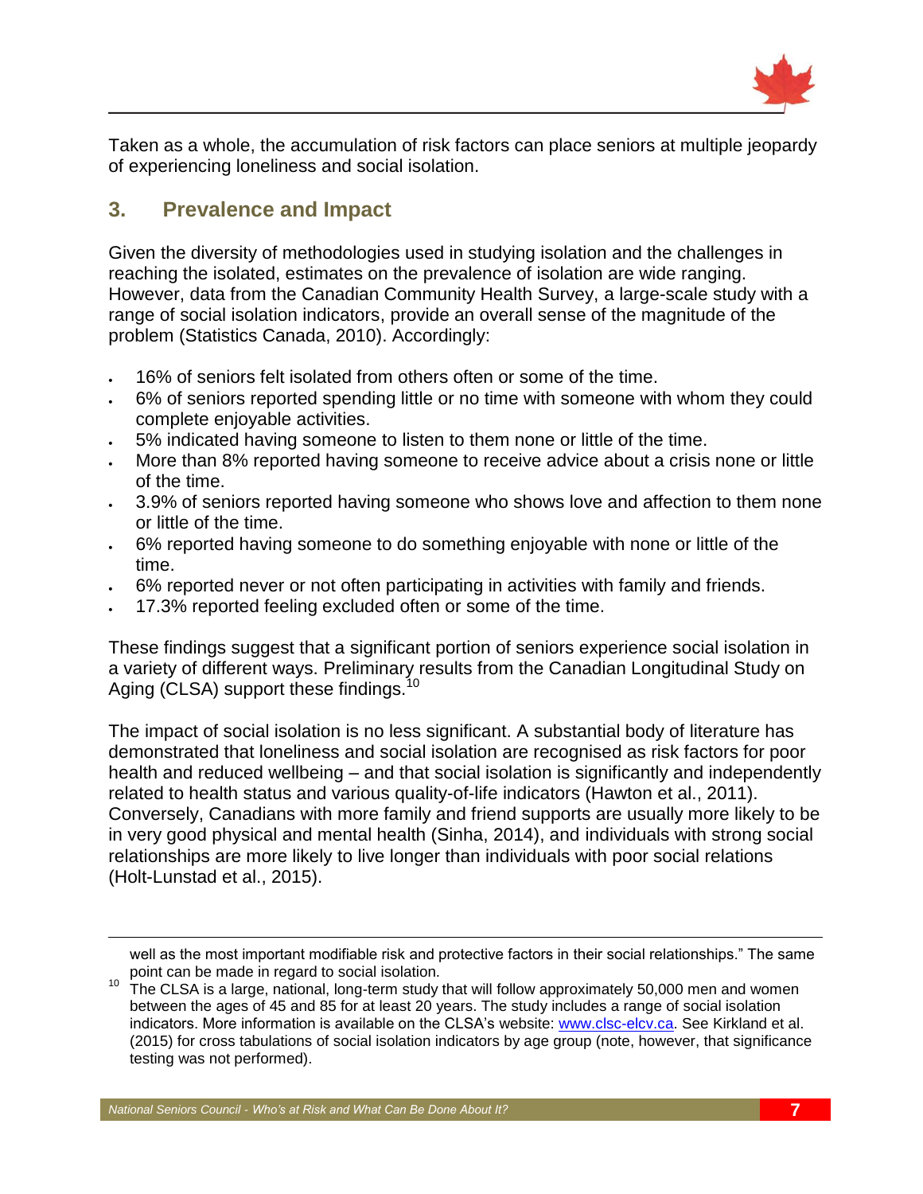Taken as a whole, the accumulation of risk factors can place seniors at multiple jeopardy of experiencing loneliness and social isolation.

## 3. Prevalence and Impact

Given the diversity of methodologies used in studying isolation and the challenges in reaching the isolated, estimates on the prevalence of isolation are wide ranging. However, data from the Canadian Community Health Survey, a large-scale study with a range of social isolation indicators, provide an overall sense of the magnitude of the problem (Statistics Canada, 2010). Accordingly:

- 16% of seniors felt isolated from others often or some of the time.
- 6% of seniors reported spending little or no time with someone with whom they could complete enjoyable activities.
- 5% indicated having someone to listen to them none or little of the time.
- More than 8% reported having someone to receive advice about a crisis none or little of the time.
- 3.9% of seniors reported having someone who shows love and affection to them none or little of the time.
- 6% reported having someone to do something enjoyable with none or little of the time.
- 6% reported never or not often participating in activities with family and friends.
- 17.3% reported feeling excluded often or some of the time.

These findings suggest that a significant portion of seniors experience social isolation in a variety of different ways. Preliminary results from the Canadian Longitudinal Study on Aging (CLSA) support these findings.[10]

The impact of social isolation is no less significant. A substantial body of literature has demonstrated that loneliness and social isolation are recognised as risk factors for poor health and reduced wellbeing – and that social isolation is significantly and independently related to health status and various quality-of-life indicators (Hawton et al., 2011). Conversely, Canadians with more family and friend supports are usually more likely to be in very good physical and mental health (Sinha, 2014), and individuals with strong social relationships are more likely to live longer than individuals with poor social relations (Holt-Lunstad et al., 2015).

---

well as the most important modifiable risk and protective factors in their social relationships." The same point can be made in regard to social isolation.

[10] The CLSA is a large, national, long-term study that will follow approximately 50,000 men and women between the ages of 45 and 85 for at least 20 years. The study includes a range of social isolation indicators. More information is available on the CLSA's website: www.clsc-elcv.ca. See Kirkland et al. (2015) for cross tabulations of social isolation indicators by age group (note, however, that significance testing was not performed).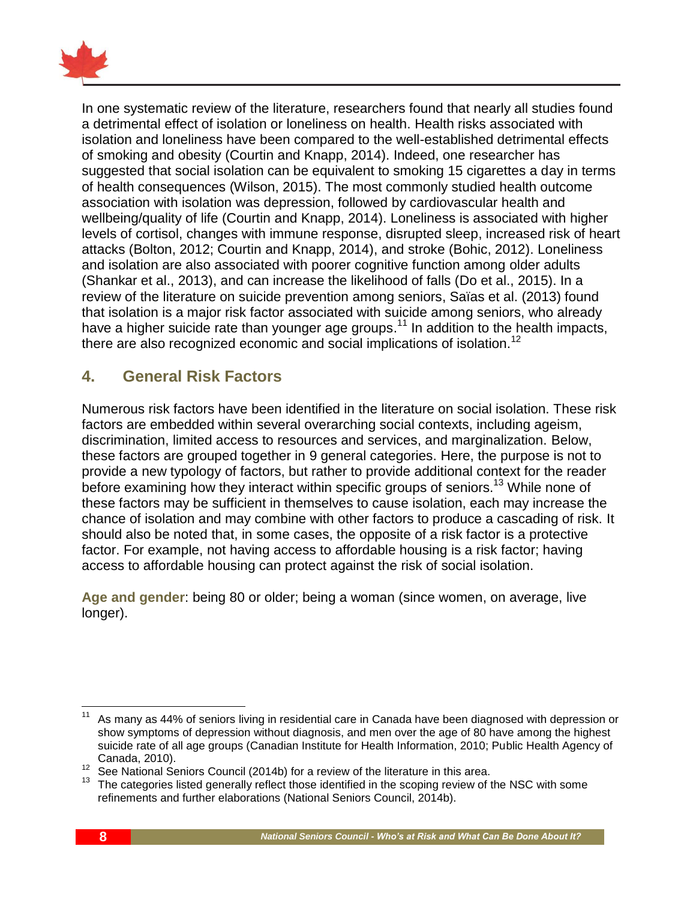In one systematic review of the literature, researchers found that nearly all studies found a detrimental effect of isolation or loneliness on health. Health risks associated with isolation and loneliness have been compared to the well-established detrimental effects of smoking and obesity (Courtin and Knapp, 2014). Indeed, one researcher has suggested that social isolation can be equivalent to smoking 15 cigarettes a day in terms of health consequences (Wilson, 2015). The most commonly studied health outcome association with isolation was depression, followed by cardiovascular health and wellbeing/quality of life (Courtin and Knapp, 2014). Loneliness is associated with higher levels of cortisol, changes with immune response, disrupted sleep, increased risk of heart attacks (Bolton, 2012; Courtin and Knapp, 2014), and stroke (Bohic, 2012). Loneliness and isolation are also associated with poorer cognitive function among older adults (Shankar et al., 2013), and can increase the likelihood of falls (Do et al., 2015). In a review of the literature on suicide prevention among seniors, Saïas et al. (2013) found that isolation is a major risk factor associated with suicide among seniors, who already have a higher suicide rate than younger age groups.[11] In addition to the health impacts, there are also recognized economic and social implications of isolation.[12]

## 4. General Risk Factors

Numerous risk factors have been identified in the literature on social isolation. These risk factors are embedded within several overarching social contexts, including ageism, discrimination, limited access to resources and services, and marginalization. Below, these factors are grouped together in 9 general categories. Here, the purpose is not to provide a new typology of factors, but rather to provide additional context for the reader before examining how they interact within specific groups of seniors.[13] While none of these factors may be sufficient in themselves to cause isolation, each may increase the chance of isolation and may combine with other factors to produce a cascading of risk. It should also be noted that, in some cases, the opposite of a risk factor is a protective factor. For example, not having access to affordable housing is a risk factor; having access to affordable housing can protect against the risk of social isolation.

**Age and gender**: being 80 or older; being a woman (since women, on average, live longer).

---

[11] As many as 44% of seniors living in residential care in Canada have been diagnosed with depression or show symptoms of depression without diagnosis, and men over the age of 80 have among the highest suicide rate of all age groups (Canadian Institute for Health Information, 2010; Public Health Agency of Canada, 2010).

[12] See National Seniors Council (2014b) for a review of the literature in this area.

[13] The categories listed generally reflect those identified in the scoping review of the NSC with some refinements and further elaborations (National Seniors Council, 2014b).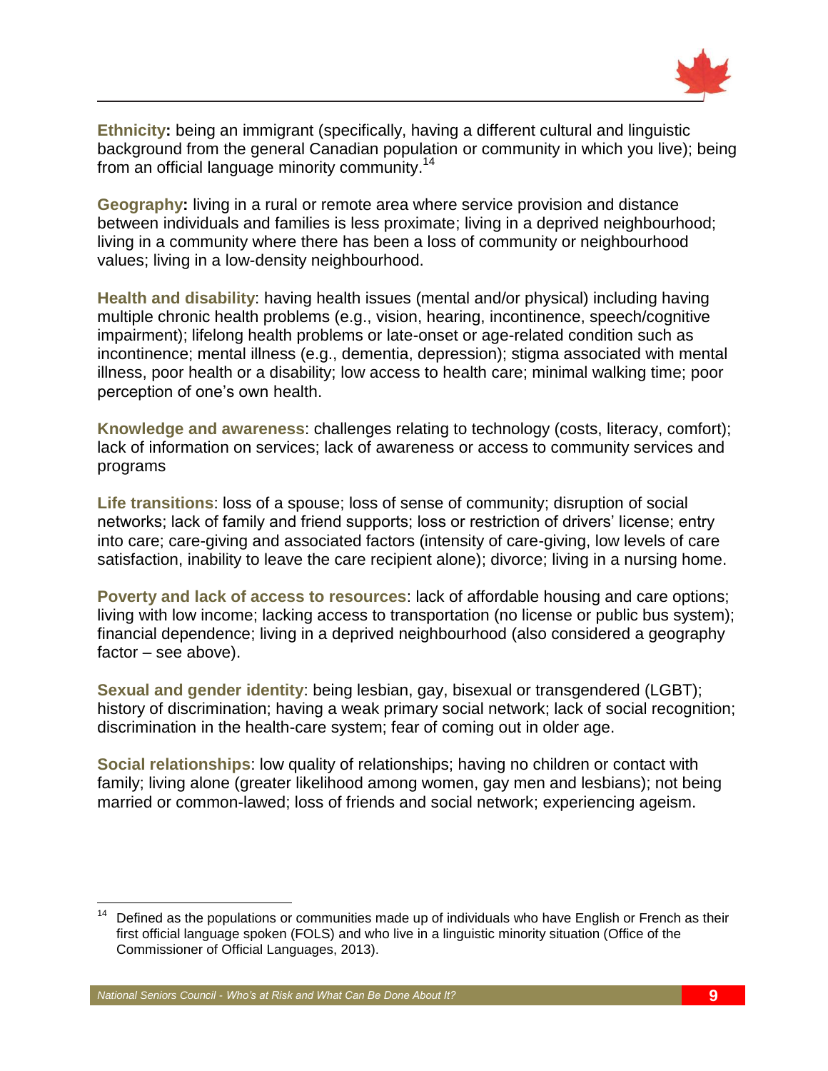**Ethnicity:** being an immigrant (specifically, having a different cultural and linguistic background from the general Canadian population or community in which you live); being from an official language minority community.[14]

**Geography:** living in a rural or remote area where service provision and distance between individuals and families is less proximate; living in a deprived neighbourhood; living in a community where there has been a loss of community or neighbourhood values; living in a low-density neighbourhood.

**Health and disability**: having health issues (mental and/or physical) including having multiple chronic health problems (e.g., vision, hearing, incontinence, speech/cognitive impairment); lifelong health problems or late-onset or age-related condition such as incontinence; mental illness (e.g., dementia, depression); stigma associated with mental illness, poor health or a disability; low access to health care; minimal walking time; poor perception of one's own health.

**Knowledge and awareness**: challenges relating to technology (costs, literacy, comfort); lack of information on services; lack of awareness or access to community services and programs

**Life transitions**: loss of a spouse; loss of sense of community; disruption of social networks; lack of family and friend supports; loss or restriction of drivers' license; entry into care; care-giving and associated factors (intensity of care-giving, low levels of care satisfaction, inability to leave the care recipient alone); divorce; living in a nursing home.

**Poverty and lack of access to resources**: lack of affordable housing and care options; living with low income; lacking access to transportation (no license or public bus system); financial dependence; living in a deprived neighbourhood (also considered a geography factor – see above).

**Sexual and gender identity**: being lesbian, gay, bisexual or transgendered (LGBT); history of discrimination; having a weak primary social network; lack of social recognition; discrimination in the health-care system; fear of coming out in older age.

**Social relationships**: low quality of relationships; having no children or contact with family; living alone (greater likelihood among women, gay men and lesbians); not being married or common-lawed; loss of friends and social network; experiencing ageism.

---

[14] Defined as the populations or communities made up of individuals who have English or French as their first official language spoken (FOLS) and who live in a linguistic minority situation (Office of the Commissioner of Official Languages, 2013).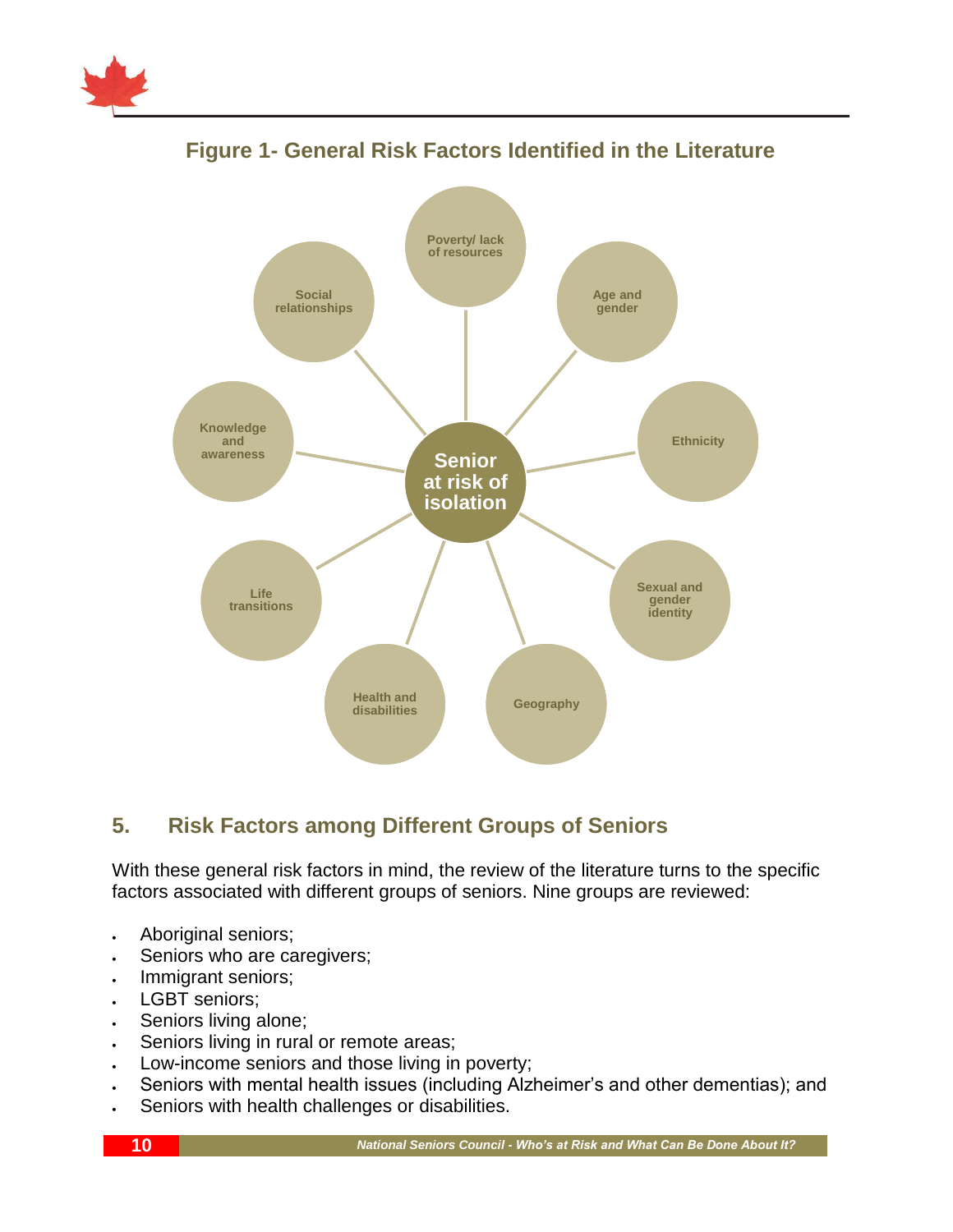## Figure 1- General Risk Factors Identified in the Literature

Senior at risk of isolation

- Poverty/ lack of resources
- Age and gender
- Ethnicity
- Sexual and gender identity
- Geography
- Health and disabilities
- Life transitions
- Knowledge and awareness
- Social relationships

## 5. Risk Factors among Different Groups of Seniors

With these general risk factors in mind, the review of the literature turns to the specific factors associated with different groups of seniors. Nine groups are reviewed:

- Aboriginal seniors;
- Seniors who are caregivers;
- Immigrant seniors;
- LGBT seniors;
- Seniors living alone;
- Seniors living in rural or remote areas;
- Low-income seniors and those living in poverty;
- Seniors with mental health issues (including Alzheimer's and other dementias); and
- Seniors with health challenges or disabilities.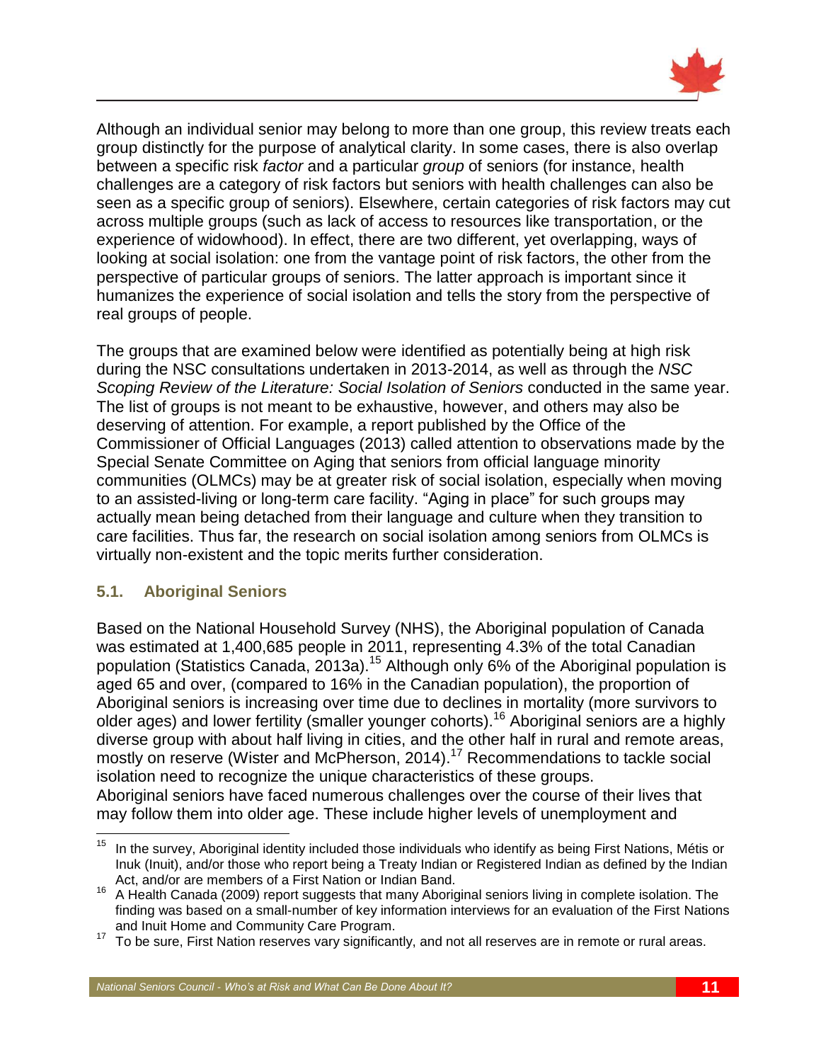Although an individual senior may belong to more than one group, this review treats each group distinctly for the purpose of analytical clarity. In some cases, there is also overlap between a specific risk *factor* and a particular *group* of seniors (for instance, health challenges are a category of risk factors but seniors with health challenges can also be seen as a specific group of seniors). Elsewhere, certain categories of risk factors may cut across multiple groups (such as lack of access to resources like transportation, or the experience of widowhood). In effect, there are two different, yet overlapping, ways of looking at social isolation: one from the vantage point of risk factors, the other from the perspective of particular groups of seniors. The latter approach is important since it humanizes the experience of social isolation and tells the story from the perspective of real groups of people.

The groups that are examined below were identified as potentially being at high risk during the NSC consultations undertaken in 2013-2014, as well as through the *NSC Scoping Review of the Literature: Social Isolation of Seniors* conducted in the same year. The list of groups is not meant to be exhaustive, however, and others may also be deserving of attention. For example, a report published by the Office of the Commissioner of Official Languages (2013) called attention to observations made by the Special Senate Committee on Aging that seniors from official language minority communities (OLMCs) may be at greater risk of social isolation, especially when moving to an assisted-living or long-term care facility. “Aging in place” for such groups may actually mean being detached from their language and culture when they transition to care facilities. Thus far, the research on social isolation among seniors from OLMCs is virtually non-existent and the topic merits further consideration.

### 5.1. Aboriginal Seniors

Based on the National Household Survey (NHS), the Aboriginal population of Canada was estimated at 1,400,685 people in 2011, representing 4.3% of the total Canadian population (Statistics Canada, 2013a).[15] Although only 6% of the Aboriginal population is aged 65 and over, (compared to 16% in the Canadian population), the proportion of Aboriginal seniors is increasing over time due to declines in mortality (more survivors to older ages) and lower fertility (smaller younger cohorts).[16] Aboriginal seniors are a highly diverse group with about half living in cities, and the other half in rural and remote areas, mostly on reserve (Wister and McPherson, 2014).[17] Recommendations to tackle social isolation need to recognize the unique characteristics of these groups.
Aboriginal seniors have faced numerous challenges over the course of their lives that may follow them into older age. These include higher levels of unemployment and

---

[15] In the survey, Aboriginal identity included those individuals who identify as being First Nations, Métis or Inuk (Inuit), and/or those who report being a Treaty Indian or Registered Indian as defined by the Indian Act, and/or are members of a First Nation or Indian Band.

[16] A Health Canada (2009) report suggests that many Aboriginal seniors living in complete isolation. The finding was based on a small-number of key information interviews for an evaluation of the First Nations and Inuit Home and Community Care Program.

[17] To be sure, First Nation reserves vary significantly, and not all reserves are in remote or rural areas.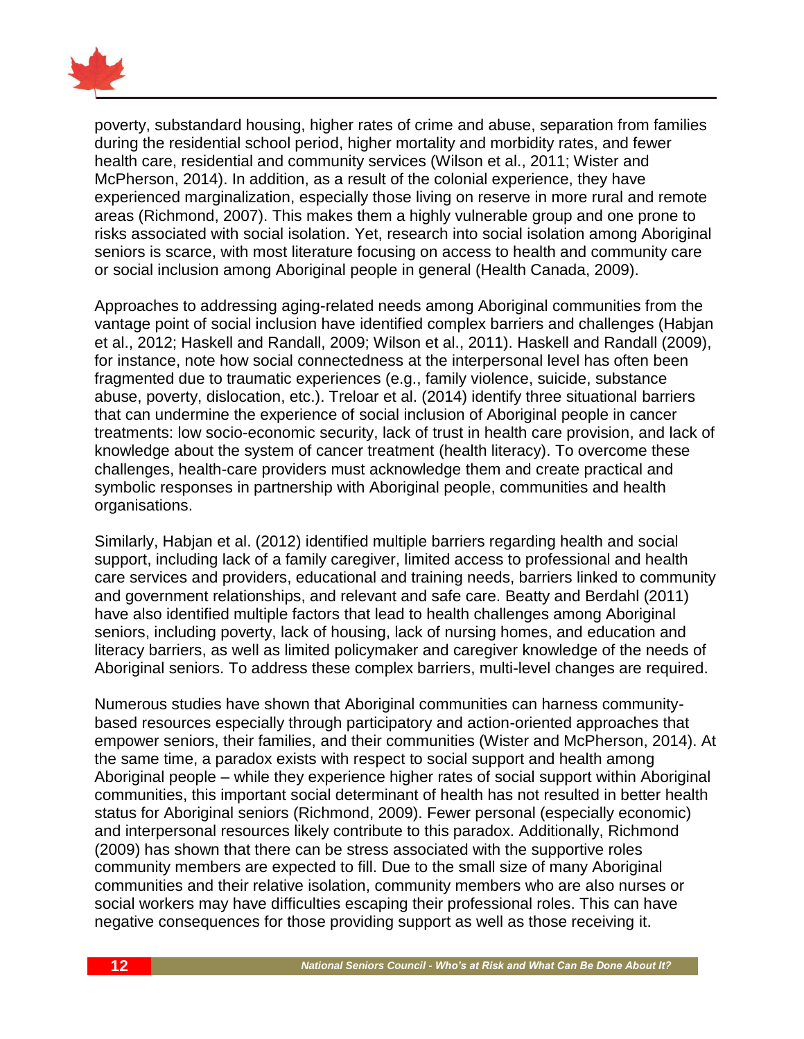poverty, substandard housing, higher rates of crime and abuse, separation from families during the residential school period, higher mortality and morbidity rates, and fewer health care, residential and community services (Wilson et al., 2011; Wister and McPherson, 2014). In addition, as a result of the colonial experience, they have experienced marginalization, especially those living on reserve in more rural and remote areas (Richmond, 2007). This makes them a highly vulnerable group and one prone to risks associated with social isolation. Yet, research into social isolation among Aboriginal seniors is scarce, with most literature focusing on access to health and community care or social inclusion among Aboriginal people in general (Health Canada, 2009).

Approaches to addressing aging-related needs among Aboriginal communities from the vantage point of social inclusion have identified complex barriers and challenges (Habjan et al., 2012; Haskell and Randall, 2009; Wilson et al., 2011). Haskell and Randall (2009), for instance, note how social connectedness at the interpersonal level has often been fragmented due to traumatic experiences (e.g., family violence, suicide, substance abuse, poverty, dislocation, etc.). Treloar et al. (2014) identify three situational barriers that can undermine the experience of social inclusion of Aboriginal people in cancer treatments: low socio-economic security, lack of trust in health care provision, and lack of knowledge about the system of cancer treatment (health literacy). To overcome these challenges, health-care providers must acknowledge them and create practical and symbolic responses in partnership with Aboriginal people, communities and health organisations.

Similarly, Habjan et al. (2012) identified multiple barriers regarding health and social support, including lack of a family caregiver, limited access to professional and health care services and providers, educational and training needs, barriers linked to community and government relationships, and relevant and safe care. Beatty and Berdahl (2011) have also identified multiple factors that lead to health challenges among Aboriginal seniors, including poverty, lack of housing, lack of nursing homes, and education and literacy barriers, as well as limited policymaker and caregiver knowledge of the needs of Aboriginal seniors. To address these complex barriers, multi-level changes are required.

Numerous studies have shown that Aboriginal communities can harness community-based resources especially through participatory and action-oriented approaches that empower seniors, their families, and their communities (Wister and McPherson, 2014). At the same time, a paradox exists with respect to social support and health among Aboriginal people – while they experience higher rates of social support within Aboriginal communities, this important social determinant of health has not resulted in better health status for Aboriginal seniors (Richmond, 2009). Fewer personal (especially economic) and interpersonal resources likely contribute to this paradox. Additionally, Richmond (2009) has shown that there can be stress associated with the supportive roles community members are expected to fill. Due to the small size of many Aboriginal communities and their relative isolation, community members who are also nurses or social workers may have difficulties escaping their professional roles. This can have negative consequences for those providing support as well as those receiving it.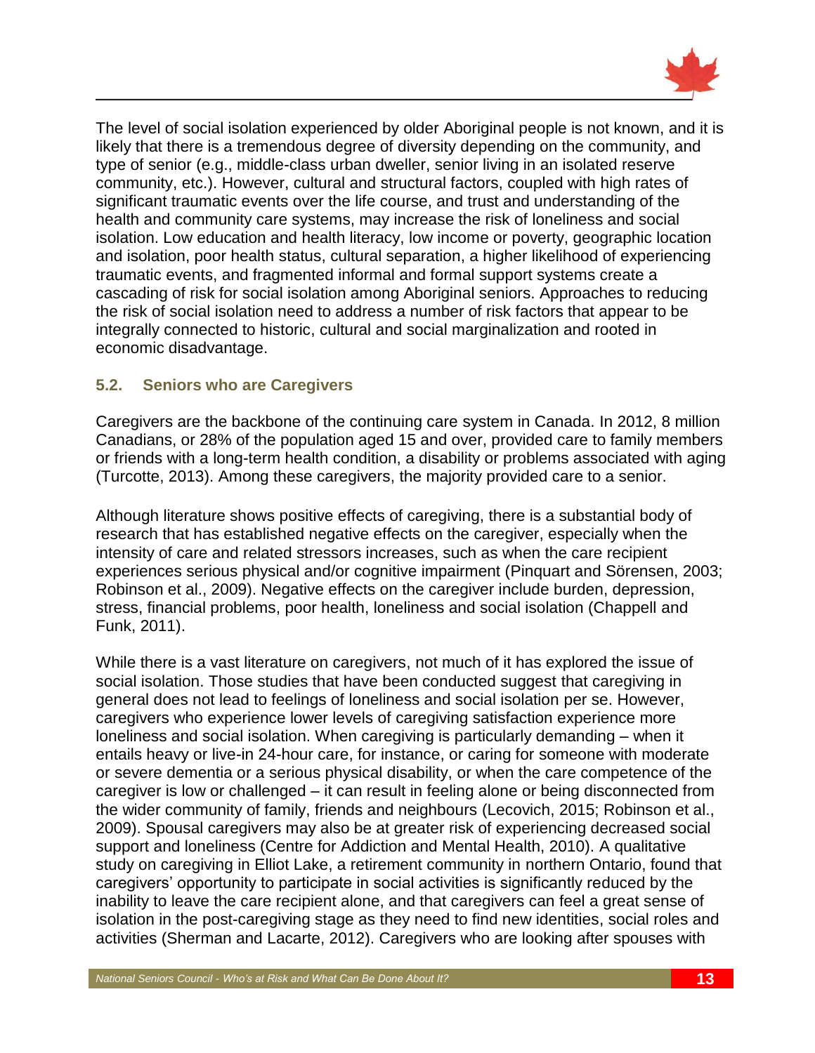The level of social isolation experienced by older Aboriginal people is not known, and it is likely that there is a tremendous degree of diversity depending on the community, and type of senior (e.g., middle-class urban dweller, senior living in an isolated reserve community, etc.). However, cultural and structural factors, coupled with high rates of significant traumatic events over the life course, and trust and understanding of the health and community care systems, may increase the risk of loneliness and social isolation. Low education and health literacy, low income or poverty, geographic location and isolation, poor health status, cultural separation, a higher likelihood of experiencing traumatic events, and fragmented informal and formal support systems create a cascading of risk for social isolation among Aboriginal seniors. Approaches to reducing the risk of social isolation need to address a number of risk factors that appear to be integrally connected to historic, cultural and social marginalization and rooted in economic disadvantage.

### 5.2. Seniors who are Caregivers

Caregivers are the backbone of the continuing care system in Canada. In 2012, 8 million Canadians, or 28% of the population aged 15 and over, provided care to family members or friends with a long-term health condition, a disability or problems associated with aging (Turcotte, 2013). Among these caregivers, the majority provided care to a senior.

Although literature shows positive effects of caregiving, there is a substantial body of research that has established negative effects on the caregiver, especially when the intensity of care and related stressors increases, such as when the care recipient experiences serious physical and/or cognitive impairment (Pinquart and Sörensen, 2003; Robinson et al., 2009). Negative effects on the caregiver include burden, depression, stress, financial problems, poor health, loneliness and social isolation (Chappell and Funk, 2011).

While there is a vast literature on caregivers, not much of it has explored the issue of social isolation. Those studies that have been conducted suggest that caregiving in general does not lead to feelings of loneliness and social isolation per se. However, caregivers who experience lower levels of caregiving satisfaction experience more loneliness and social isolation. When caregiving is particularly demanding – when it entails heavy or live-in 24-hour care, for instance, or caring for someone with moderate or severe dementia or a serious physical disability, or when the care competence of the caregiver is low or challenged – it can result in feeling alone or being disconnected from the wider community of family, friends and neighbours (Lecovich, 2015; Robinson et al., 2009). Spousal caregivers may also be at greater risk of experiencing decreased social support and loneliness (Centre for Addiction and Mental Health, 2010). A qualitative study on caregiving in Elliot Lake, a retirement community in northern Ontario, found that caregivers' opportunity to participate in social activities is significantly reduced by the inability to leave the care recipient alone, and that caregivers can feel a great sense of isolation in the post-caregiving stage as they need to find new identities, social roles and activities (Sherman and Lacarte, 2012). Caregivers who are looking after spouses with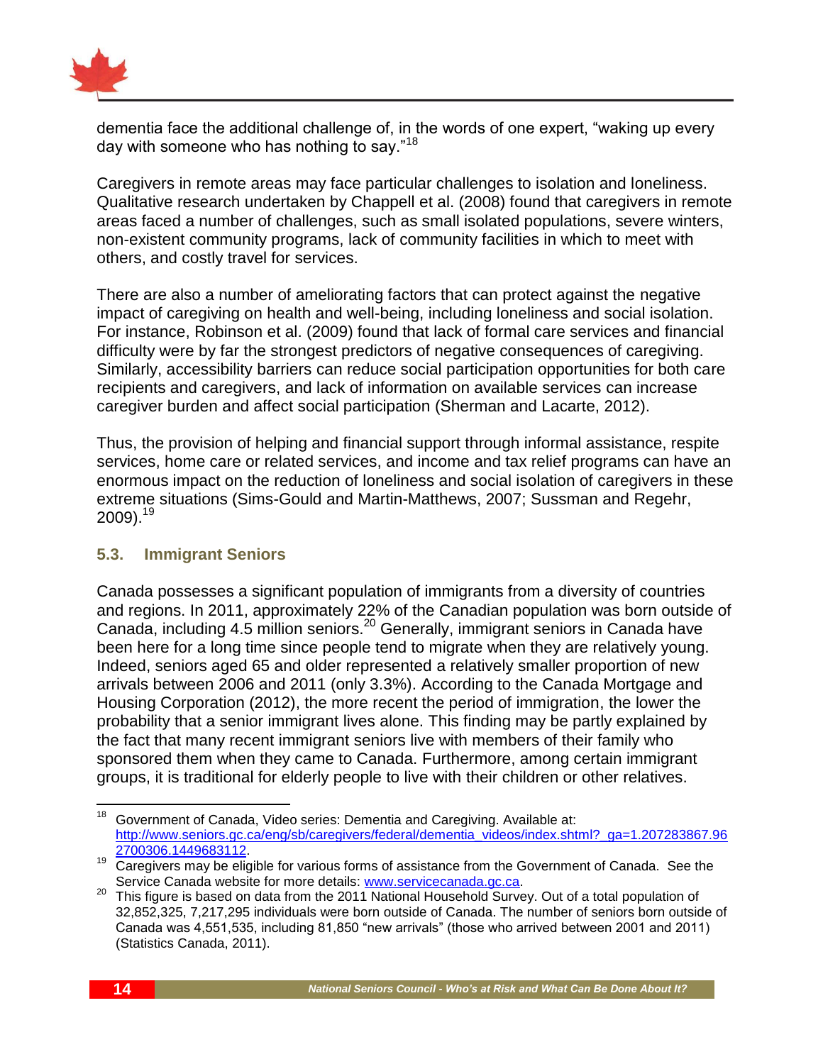dementia face the additional challenge of, in the words of one expert, "waking up every day with someone who has nothing to say."[18]

Caregivers in remote areas may face particular challenges to isolation and loneliness. Qualitative research undertaken by Chappell et al. (2008) found that caregivers in remote areas faced a number of challenges, such as small isolated populations, severe winters, non-existent community programs, lack of community facilities in which to meet with others, and costly travel for services.

There are also a number of ameliorating factors that can protect against the negative impact of caregiving on health and well-being, including loneliness and social isolation. For instance, Robinson et al. (2009) found that lack of formal care services and financial difficulty were by far the strongest predictors of negative consequences of caregiving. Similarly, accessibility barriers can reduce social participation opportunities for both care recipients and caregivers, and lack of information on available services can increase caregiver burden and affect social participation (Sherman and Lacarte, 2012).

Thus, the provision of helping and financial support through informal assistance, respite services, home care or related services, and income and tax relief programs can have an enormous impact on the reduction of loneliness and social isolation of caregivers in these extreme situations (Sims-Gould and Martin-Matthews, 2007; Sussman and Regehr, 2009).[19]

### 5.3. Immigrant Seniors

Canada possesses a significant population of immigrants from a diversity of countries and regions. In 2011, approximately 22% of the Canadian population was born outside of Canada, including 4.5 million seniors.[20] Generally, immigrant seniors in Canada have been here for a long time since people tend to migrate when they are relatively young. Indeed, seniors aged 65 and older represented a relatively smaller proportion of new arrivals between 2006 and 2011 (only 3.3%). According to the Canada Mortgage and Housing Corporation (2012), the more recent the period of immigration, the lower the probability that a senior immigrant lives alone. This finding may be partly explained by the fact that many recent immigrant seniors live with members of their family who sponsored them when they came to Canada. Furthermore, among certain immigrant groups, it is traditional for elderly people to live with their children or other relatives.

---

[18] Government of Canada, Video series: Dementia and Caregiving. Available at: http://www.seniors.gc.ca/eng/sb/caregivers/federal/dementia_videos/index.shtml?_ga=1.207283867.962700306.1449683112.

[19] Caregivers may be eligible for various forms of assistance from the Government of Canada. See the Service Canada website for more details: www.servicecanada.gc.ca.

[20] This figure is based on data from the 2011 National Household Survey. Out of a total population of 32,852,325, 7,217,295 individuals were born outside of Canada. The number of seniors born outside of Canada was 4,551,535, including 81,850 "new arrivals" (those who arrived between 2001 and 2011) (Statistics Canada, 2011).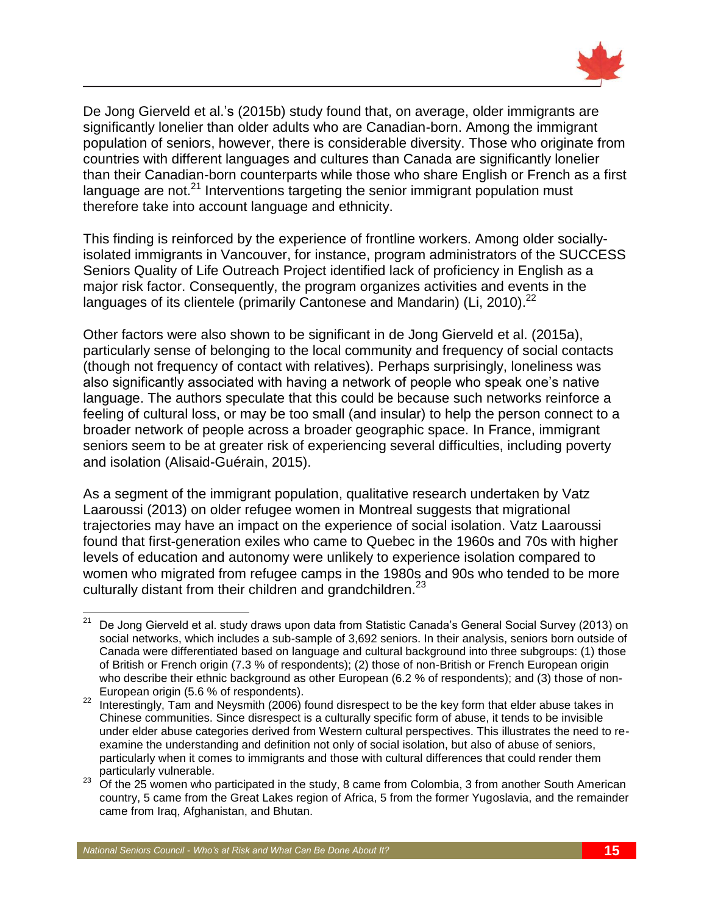De Jong Gierveld et al.'s (2015b) study found that, on average, older immigrants are significantly lonelier than older adults who are Canadian-born. Among the immigrant population of seniors, however, there is considerable diversity. Those who originate from countries with different languages and cultures than Canada are significantly lonelier than their Canadian-born counterparts while those who share English or French as a first language are not.[21] Interventions targeting the senior immigrant population must therefore take into account language and ethnicity.

This finding is reinforced by the experience of frontline workers. Among older socially-isolated immigrants in Vancouver, for instance, program administrators of the SUCCESS Seniors Quality of Life Outreach Project identified lack of proficiency in English as a major risk factor. Consequently, the program organizes activities and events in the languages of its clientele (primarily Cantonese and Mandarin) (Li, 2010).[22]

Other factors were also shown to be significant in de Jong Gierveld et al. (2015a), particularly sense of belonging to the local community and frequency of social contacts (though not frequency of contact with relatives). Perhaps surprisingly, loneliness was also significantly associated with having a network of people who speak one's native language. The authors speculate that this could be because such networks reinforce a feeling of cultural loss, or may be too small (and insular) to help the person connect to a broader network of people across a broader geographic space. In France, immigrant seniors seem to be at greater risk of experiencing several difficulties, including poverty and isolation (Alisaid-Guérain, 2015).

As a segment of the immigrant population, qualitative research undertaken by Vatz Laaroussi (2013) on older refugee women in Montreal suggests that migrational trajectories may have an impact on the experience of social isolation. Vatz Laaroussi found that first-generation exiles who came to Quebec in the 1960s and 70s with higher levels of education and autonomy were unlikely to experience isolation compared to women who migrated from refugee camps in the 1980s and 90s who tended to be more culturally distant from their children and grandchildren.[23]

---

[21] De Jong Gierveld et al. study draws upon data from Statistic Canada's General Social Survey (2013) on social networks, which includes a sub-sample of 3,692 seniors. In their analysis, seniors born outside of Canada were differentiated based on language and cultural background into three subgroups: (1) those of British or French origin (7.3 % of respondents); (2) those of non-British or French European origin who describe their ethnic background as other European (6.2 % of respondents); and (3) those of non-European origin (5.6 % of respondents).

[22] Interestingly, Tam and Neysmith (2006) found disrespect to be the key form that elder abuse takes in Chinese communities. Since disrespect is a culturally specific form of abuse, it tends to be invisible under elder abuse categories derived from Western cultural perspectives. This illustrates the need to re-examine the understanding and definition not only of social isolation, but also of abuse of seniors, particularly when it comes to immigrants and those with cultural differences that could render them particularly vulnerable.

[23] Of the 25 women who participated in the study, 8 came from Colombia, 3 from another South American country, 5 came from the Great Lakes region of Africa, 5 from the former Yugoslavia, and the remainder came from Iraq, Afghanistan, and Bhutan.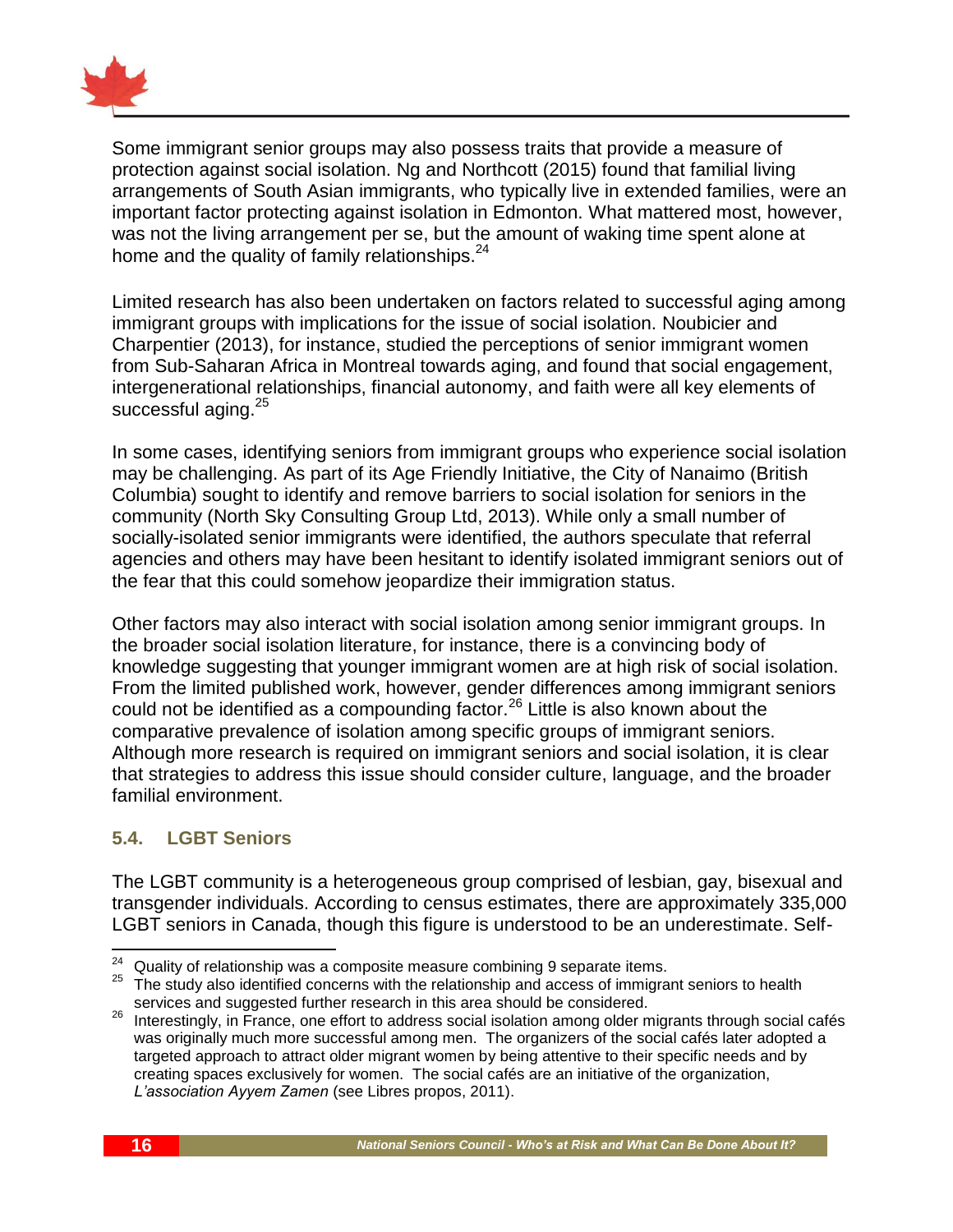Some immigrant senior groups may also possess traits that provide a measure of protection against social isolation. Ng and Northcott (2015) found that familial living arrangements of South Asian immigrants, who typically live in extended families, were an important factor protecting against isolation in Edmonton. What mattered most, however, was not the living arrangement per se, but the amount of waking time spent alone at home and the quality of family relationships.[24]

Limited research has also been undertaken on factors related to successful aging among immigrant groups with implications for the issue of social isolation. Noubicier and Charpentier (2013), for instance, studied the perceptions of senior immigrant women from Sub-Saharan Africa in Montreal towards aging, and found that social engagement, intergenerational relationships, financial autonomy, and faith were all key elements of successful aging.[25]

In some cases, identifying seniors from immigrant groups who experience social isolation may be challenging. As part of its Age Friendly Initiative, the City of Nanaimo (British Columbia) sought to identify and remove barriers to social isolation for seniors in the community (North Sky Consulting Group Ltd, 2013). While only a small number of socially-isolated senior immigrants were identified, the authors speculate that referral agencies and others may have been hesitant to identify isolated immigrant seniors out of the fear that this could somehow jeopardize their immigration status.

Other factors may also interact with social isolation among senior immigrant groups. In the broader social isolation literature, for instance, there is a convincing body of knowledge suggesting that younger immigrant women are at high risk of social isolation. From the limited published work, however, gender differences among immigrant seniors could not be identified as a compounding factor.[26] Little is also known about the comparative prevalence of isolation among specific groups of immigrant seniors. Although more research is required on immigrant seniors and social isolation, it is clear that strategies to address this issue should consider culture, language, and the broader familial environment.

### 5.4. LGBT Seniors

The LGBT community is a heterogeneous group comprised of lesbian, gay, bisexual and transgender individuals. According to census estimates, there are approximately 335,000 LGBT seniors in Canada, though this figure is understood to be an underestimate. Self-

---

[24] Quality of relationship was a composite measure combining 9 separate items.

[25] The study also identified concerns with the relationship and access of immigrant seniors to health services and suggested further research in this area should be considered.

[26] Interestingly, in France, one effort to address social isolation among older migrants through social cafés was originally much more successful among men. The organizers of the social cafés later adopted a targeted approach to attract older migrant women by being attentive to their specific needs and by creating spaces exclusively for women. The social cafés are an initiative of the organization, *L'association Ayyem Zamen* (see Libres propos, 2011).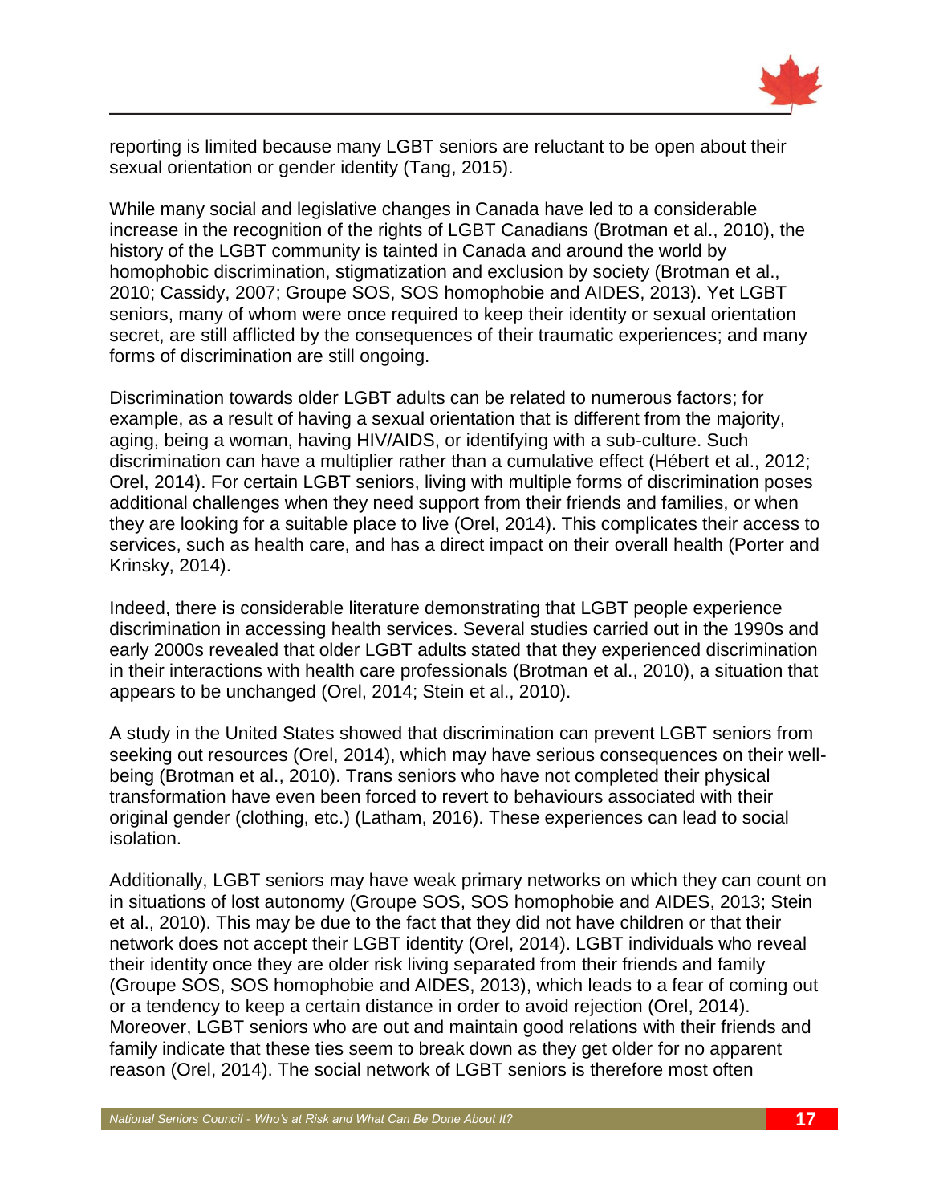reporting is limited because many LGBT seniors are reluctant to be open about their sexual orientation or gender identity (Tang, 2015).

While many social and legislative changes in Canada have led to a considerable increase in the recognition of the rights of LGBT Canadians (Brotman et al., 2010), the history of the LGBT community is tainted in Canada and around the world by homophobic discrimination, stigmatization and exclusion by society (Brotman et al., 2010; Cassidy, 2007; Groupe SOS, SOS homophobie and AIDES, 2013). Yet LGBT seniors, many of whom were once required to keep their identity or sexual orientation secret, are still afflicted by the consequences of their traumatic experiences; and many forms of discrimination are still ongoing.

Discrimination towards older LGBT adults can be related to numerous factors; for example, as a result of having a sexual orientation that is different from the majority, aging, being a woman, having HIV/AIDS, or identifying with a sub-culture. Such discrimination can have a multiplier rather than a cumulative effect (Hébert et al., 2012; Orel, 2014). For certain LGBT seniors, living with multiple forms of discrimination poses additional challenges when they need support from their friends and families, or when they are looking for a suitable place to live (Orel, 2014). This complicates their access to services, such as health care, and has a direct impact on their overall health (Porter and Krinsky, 2014).

Indeed, there is considerable literature demonstrating that LGBT people experience discrimination in accessing health services. Several studies carried out in the 1990s and early 2000s revealed that older LGBT adults stated that they experienced discrimination in their interactions with health care professionals (Brotman et al., 2010), a situation that appears to be unchanged (Orel, 2014; Stein et al., 2010).

A study in the United States showed that discrimination can prevent LGBT seniors from seeking out resources (Orel, 2014), which may have serious consequences on their well-being (Brotman et al., 2010). Trans seniors who have not completed their physical transformation have even been forced to revert to behaviours associated with their original gender (clothing, etc.) (Latham, 2016). These experiences can lead to social isolation.

Additionally, LGBT seniors may have weak primary networks on which they can count on in situations of lost autonomy (Groupe SOS, SOS homophobie and AIDES, 2013; Stein et al., 2010). This may be due to the fact that they did not have children or that their network does not accept their LGBT identity (Orel, 2014). LGBT individuals who reveal their identity once they are older risk living separated from their friends and family (Groupe SOS, SOS homophobie and AIDES, 2013), which leads to a fear of coming out or a tendency to keep a certain distance in order to avoid rejection (Orel, 2014). Moreover, LGBT seniors who are out and maintain good relations with their friends and family indicate that these ties seem to break down as they get older for no apparent reason (Orel, 2014). The social network of LGBT seniors is therefore most often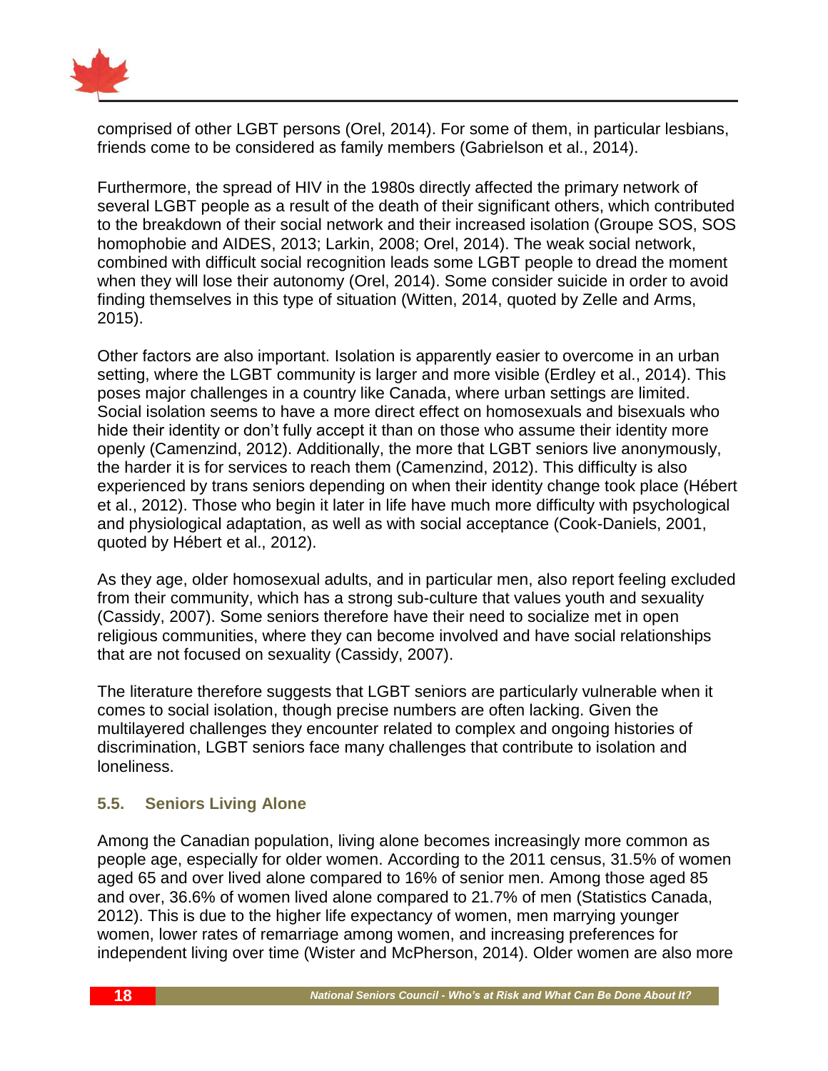comprised of other LGBT persons (Orel, 2014). For some of them, in particular lesbians, friends come to be considered as family members (Gabrielson et al., 2014).

Furthermore, the spread of HIV in the 1980s directly affected the primary network of several LGBT people as a result of the death of their significant others, which contributed to the breakdown of their social network and their increased isolation (Groupe SOS, SOS homophobie and AIDES, 2013; Larkin, 2008; Orel, 2014). The weak social network, combined with difficult social recognition leads some LGBT people to dread the moment when they will lose their autonomy (Orel, 2014). Some consider suicide in order to avoid finding themselves in this type of situation (Witten, 2014, quoted by Zelle and Arms, 2015).

Other factors are also important. Isolation is apparently easier to overcome in an urban setting, where the LGBT community is larger and more visible (Erdley et al., 2014). This poses major challenges in a country like Canada, where urban settings are limited. Social isolation seems to have a more direct effect on homosexuals and bisexuals who hide their identity or don't fully accept it than on those who assume their identity more openly (Camenzind, 2012). Additionally, the more that LGBT seniors live anonymously, the harder it is for services to reach them (Camenzind, 2012). This difficulty is also experienced by trans seniors depending on when their identity change took place (Hébert et al., 2012). Those who begin it later in life have much more difficulty with psychological and physiological adaptation, as well as with social acceptance (Cook-Daniels, 2001, quoted by Hébert et al., 2012).

As they age, older homosexual adults, and in particular men, also report feeling excluded from their community, which has a strong sub-culture that values youth and sexuality (Cassidy, 2007). Some seniors therefore have their need to socialize met in open religious communities, where they can become involved and have social relationships that are not focused on sexuality (Cassidy, 2007).

The literature therefore suggests that LGBT seniors are particularly vulnerable when it comes to social isolation, though precise numbers are often lacking. Given the multilayered challenges they encounter related to complex and ongoing histories of discrimination, LGBT seniors face many challenges that contribute to isolation and loneliness.

### 5.5. Seniors Living Alone

Among the Canadian population, living alone becomes increasingly more common as people age, especially for older women. According to the 2011 census, 31.5% of women aged 65 and over lived alone compared to 16% of senior men. Among those aged 85 and over, 36.6% of women lived alone compared to 21.7% of men (Statistics Canada, 2012). This is due to the higher life expectancy of women, men marrying younger women, lower rates of remarriage among women, and increasing preferences for independent living over time (Wister and McPherson, 2014). Older women are also more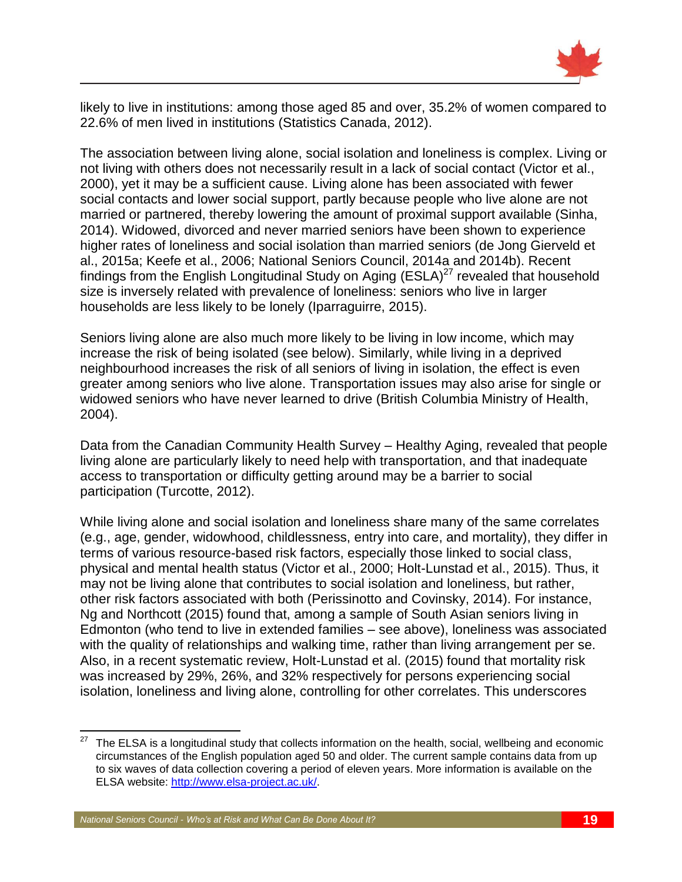likely to live in institutions: among those aged 85 and over, 35.2% of women compared to 22.6% of men lived in institutions (Statistics Canada, 2012).

The association between living alone, social isolation and loneliness is complex. Living or not living with others does not necessarily result in a lack of social contact (Victor et al., 2000), yet it may be a sufficient cause. Living alone has been associated with fewer social contacts and lower social support, partly because people who live alone are not married or partnered, thereby lowering the amount of proximal support available (Sinha, 2014). Widowed, divorced and never married seniors have been shown to experience higher rates of loneliness and social isolation than married seniors (de Jong Gierveld et al., 2015a; Keefe et al., 2006; National Seniors Council, 2014a and 2014b). Recent findings from the English Longitudinal Study on Aging (ESLA)[27] revealed that household size is inversely related with prevalence of loneliness: seniors who live in larger households are less likely to be lonely (Iparraguirre, 2015).

Seniors living alone are also much more likely to be living in low income, which may increase the risk of being isolated (see below). Similarly, while living in a deprived neighbourhood increases the risk of all seniors of living in isolation, the effect is even greater among seniors who live alone. Transportation issues may also arise for single or widowed seniors who have never learned to drive (British Columbia Ministry of Health, 2004).

Data from the Canadian Community Health Survey – Healthy Aging, revealed that people living alone are particularly likely to need help with transportation, and that inadequate access to transportation or difficulty getting around may be a barrier to social participation (Turcotte, 2012).

While living alone and social isolation and loneliness share many of the same correlates (e.g., age, gender, widowhood, childlessness, entry into care, and mortality), they differ in terms of various resource-based risk factors, especially those linked to social class, physical and mental health status (Victor et al., 2000; Holt-Lunstad et al., 2015). Thus, it may not be living alone that contributes to social isolation and loneliness, but rather, other risk factors associated with both (Perissinotto and Covinsky, 2014). For instance, Ng and Northcott (2015) found that, among a sample of South Asian seniors living in Edmonton (who tend to live in extended families – see above), loneliness was associated with the quality of relationships and walking time, rather than living arrangement per se. Also, in a recent systematic review, Holt-Lunstad et al. (2015) found that mortality risk was increased by 29%, 26%, and 32% respectively for persons experiencing social isolation, loneliness and living alone, controlling for other correlates. This underscores

[27] The ELSA is a longitudinal study that collects information on the health, social, wellbeing and economic circumstances of the English population aged 50 and older. The current sample contains data from up to six waves of data collection covering a period of eleven years. More information is available on the ELSA website: http://www.elsa-project.ac.uk/.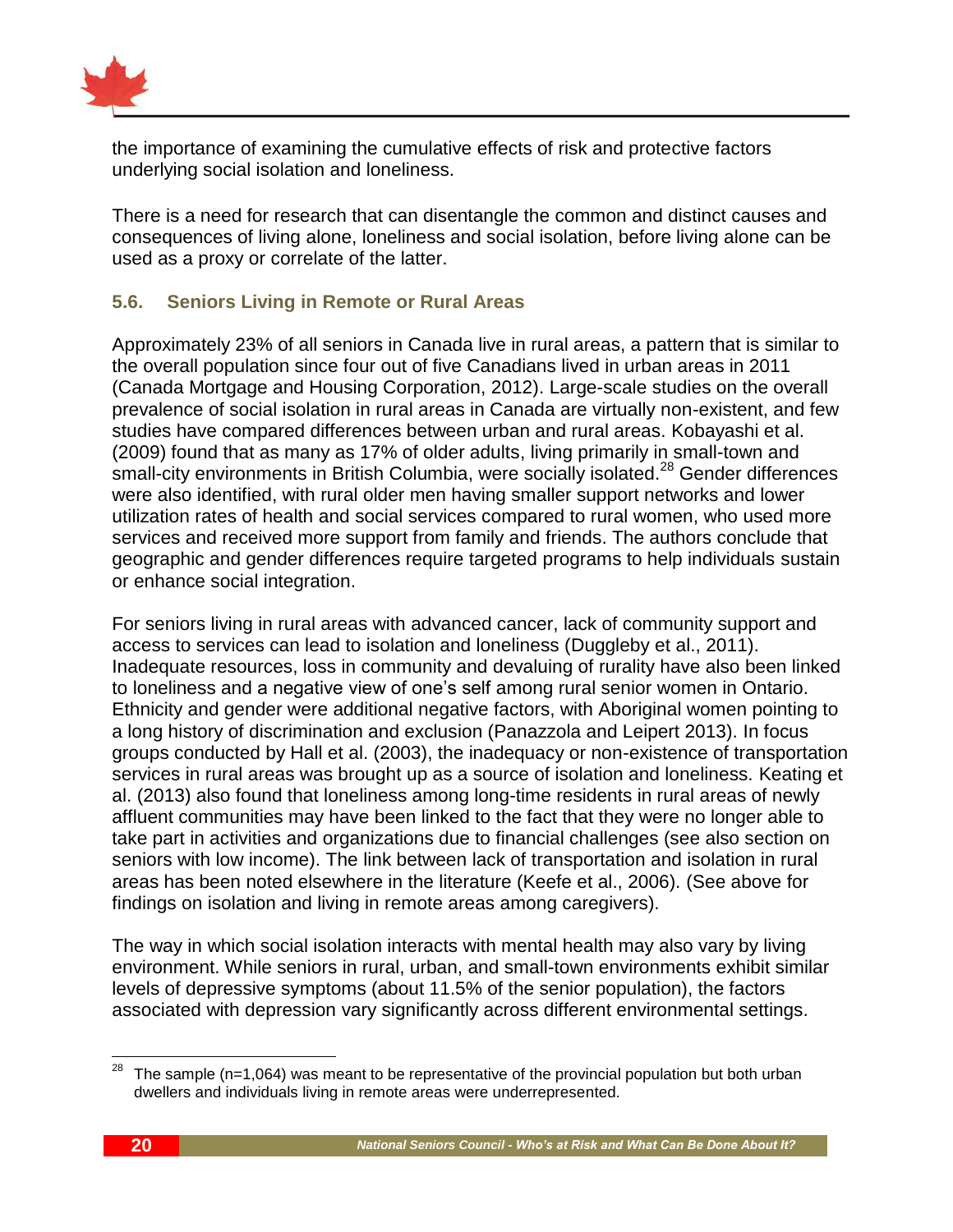the importance of examining the cumulative effects of risk and protective factors underlying social isolation and loneliness.

There is a need for research that can disentangle the common and distinct causes and consequences of living alone, loneliness and social isolation, before living alone can be used as a proxy or correlate of the latter.

### 5.6. Seniors Living in Remote or Rural Areas

Approximately 23% of all seniors in Canada live in rural areas, a pattern that is similar to the overall population since four out of five Canadians lived in urban areas in 2011 (Canada Mortgage and Housing Corporation, 2012). Large-scale studies on the overall prevalence of social isolation in rural areas in Canada are virtually non-existent, and few studies have compared differences between urban and rural areas. Kobayashi et al. (2009) found that as many as 17% of older adults, living primarily in small-town and small-city environments in British Columbia, were socially isolated.[28] Gender differences were also identified, with rural older men having smaller support networks and lower utilization rates of health and social services compared to rural women, who used more services and received more support from family and friends. The authors conclude that geographic and gender differences require targeted programs to help individuals sustain or enhance social integration.

For seniors living in rural areas with advanced cancer, lack of community support and access to services can lead to isolation and loneliness (Duggleby et al., 2011). Inadequate resources, loss in community and devaluing of rurality have also been linked to loneliness and a negative view of one's self among rural senior women in Ontario. Ethnicity and gender were additional negative factors, with Aboriginal women pointing to a long history of discrimination and exclusion (Panazzola and Leipert 2013). In focus groups conducted by Hall et al. (2003), the inadequacy or non-existence of transportation services in rural areas was brought up as a source of isolation and loneliness. Keating et al. (2013) also found that loneliness among long-time residents in rural areas of newly affluent communities may have been linked to the fact that they were no longer able to take part in activities and organizations due to financial challenges (see also section on seniors with low income). The link between lack of transportation and isolation in rural areas has been noted elsewhere in the literature (Keefe et al., 2006). (See above for findings on isolation and living in remote areas among caregivers).

The way in which social isolation interacts with mental health may also vary by living environment. While seniors in rural, urban, and small-town environments exhibit similar levels of depressive symptoms (about 11.5% of the senior population), the factors associated with depression vary significantly across different environmental settings.

---

[28] The sample (n=1,064) was meant to be representative of the provincial population but both urban dwellers and individuals living in remote areas were underrepresented.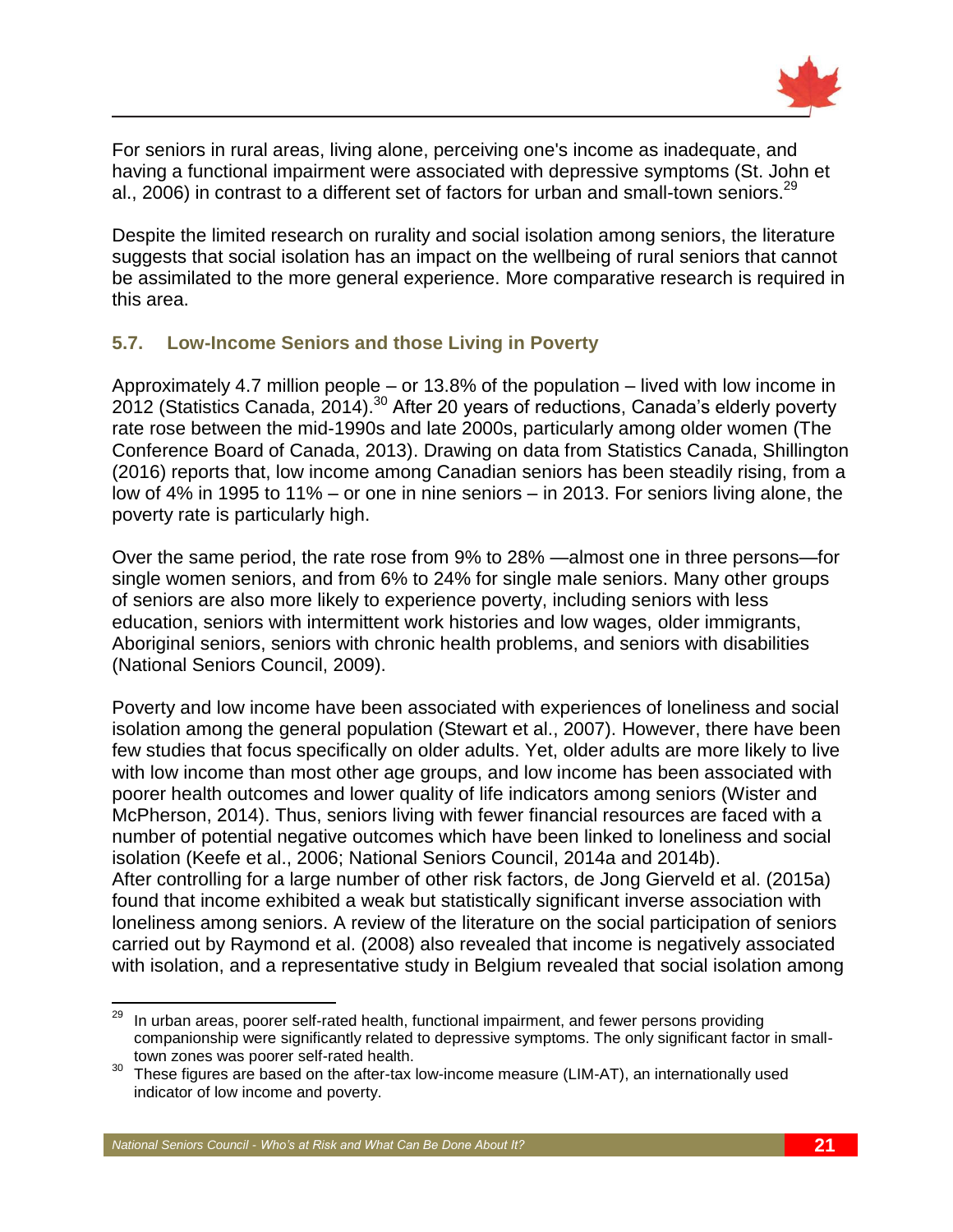For seniors in rural areas, living alone, perceiving one's income as inadequate, and having a functional impairment were associated with depressive symptoms (St. John et al., 2006) in contrast to a different set of factors for urban and small-town seniors.[29]

Despite the limited research on rurality and social isolation among seniors, the literature suggests that social isolation has an impact on the wellbeing of rural seniors that cannot be assimilated to the more general experience. More comparative research is required in this area.

### 5.7. Low-Income Seniors and those Living in Poverty

Approximately 4.7 million people – or 13.8% of the population – lived with low income in 2012 (Statistics Canada, 2014).[30] After 20 years of reductions, Canada's elderly poverty rate rose between the mid-1990s and late 2000s, particularly among older women (The Conference Board of Canada, 2013). Drawing on data from Statistics Canada, Shillington (2016) reports that, low income among Canadian seniors has been steadily rising, from a low of 4% in 1995 to 11% – or one in nine seniors – in 2013. For seniors living alone, the poverty rate is particularly high.

Over the same period, the rate rose from 9% to 28% —almost one in three persons—for single women seniors, and from 6% to 24% for single male seniors. Many other groups of seniors are also more likely to experience poverty, including seniors with less education, seniors with intermittent work histories and low wages, older immigrants, Aboriginal seniors, seniors with chronic health problems, and seniors with disabilities (National Seniors Council, 2009).

Poverty and low income have been associated with experiences of loneliness and social isolation among the general population (Stewart et al., 2007). However, there have been few studies that focus specifically on older adults. Yet, older adults are more likely to live with low income than most other age groups, and low income has been associated with poorer health outcomes and lower quality of life indicators among seniors (Wister and McPherson, 2014). Thus, seniors living with fewer financial resources are faced with a number of potential negative outcomes which have been linked to loneliness and social isolation (Keefe et al., 2006; National Seniors Council, 2014a and 2014b).
After controlling for a large number of other risk factors, de Jong Gierveld et al. (2015a) found that income exhibited a weak but statistically significant inverse association with loneliness among seniors. A review of the literature on the social participation of seniors carried out by Raymond et al. (2008) also revealed that income is negatively associated with isolation, and a representative study in Belgium revealed that social isolation among

---

[29] In urban areas, poorer self-rated health, functional impairment, and fewer persons providing companionship were significantly related to depressive symptoms. The only significant factor in small-town zones was poorer self-rated health.

[30] These figures are based on the after-tax low-income measure (LIM-AT), an internationally used indicator of low income and poverty.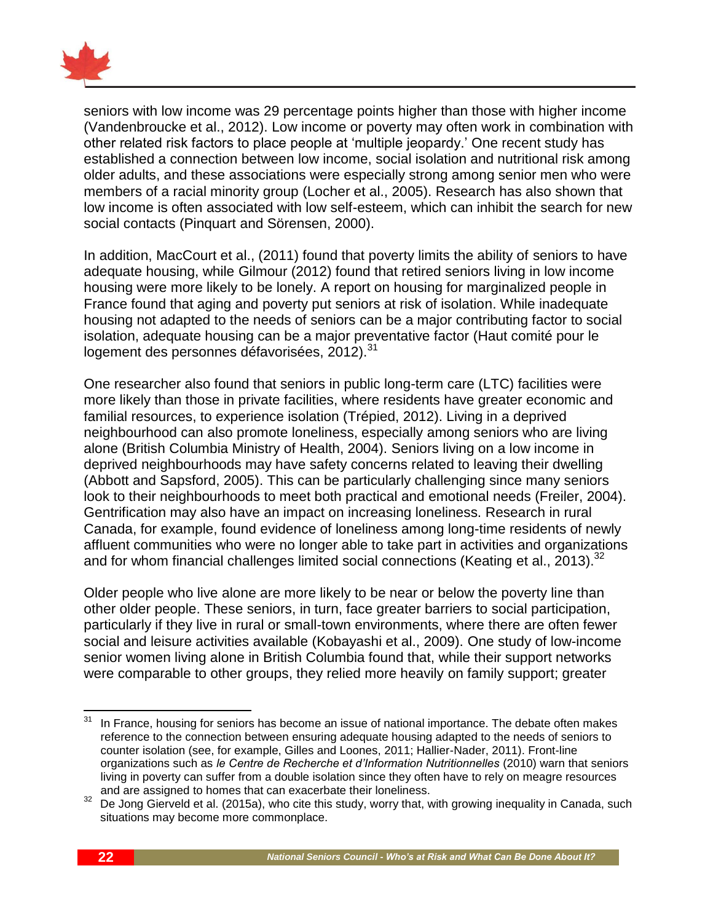seniors with low income was 29 percentage points higher than those with higher income (Vandenbroucke et al., 2012). Low income or poverty may often work in combination with other related risk factors to place people at 'multiple jeopardy.' One recent study has established a connection between low income, social isolation and nutritional risk among older adults, and these associations were especially strong among senior men who were members of a racial minority group (Locher et al., 2005). Research has also shown that low income is often associated with low self-esteem, which can inhibit the search for new social contacts (Pinquart and Sörensen, 2000).

In addition, MacCourt et al., (2011) found that poverty limits the ability of seniors to have adequate housing, while Gilmour (2012) found that retired seniors living in low income housing were more likely to be lonely. A report on housing for marginalized people in France found that aging and poverty put seniors at risk of isolation. While inadequate housing not adapted to the needs of seniors can be a major contributing factor to social isolation, adequate housing can be a major preventative factor (Haut comité pour le logement des personnes défavorisées, 2012).[31]

One researcher also found that seniors in public long-term care (LTC) facilities were more likely than those in private facilities, where residents have greater economic and familial resources, to experience isolation (Trépied, 2012). Living in a deprived neighbourhood can also promote loneliness, especially among seniors who are living alone (British Columbia Ministry of Health, 2004). Seniors living on a low income in deprived neighbourhoods may have safety concerns related to leaving their dwelling (Abbott and Sapsford, 2005). This can be particularly challenging since many seniors look to their neighbourhoods to meet both practical and emotional needs (Freiler, 2004). Gentrification may also have an impact on increasing loneliness. Research in rural Canada, for example, found evidence of loneliness among long-time residents of newly affluent communities who were no longer able to take part in activities and organizations and for whom financial challenges limited social connections (Keating et al., 2013).[32]

Older people who live alone are more likely to be near or below the poverty line than other older people. These seniors, in turn, face greater barriers to social participation, particularly if they live in rural or small-town environments, where there are often fewer social and leisure activities available (Kobayashi et al., 2009). One study of low-income senior women living alone in British Columbia found that, while their support networks were comparable to other groups, they relied more heavily on family support; greater

---

[31] In France, housing for seniors has become an issue of national importance. The debate often makes reference to the connection between ensuring adequate housing adapted to the needs of seniors to counter isolation (see, for example, Gilles and Loones, 2011; Hallier-Nader, 2011). Front-line organizations such as *le Centre de Recherche et d'Information Nutritionnelles* (2010) warn that seniors living in poverty can suffer from a double isolation since they often have to rely on meagre resources and are assigned to homes that can exacerbate their loneliness.

[32] De Jong Gierveld et al. (2015a), who cite this study, worry that, with growing inequality in Canada, such situations may become more commonplace.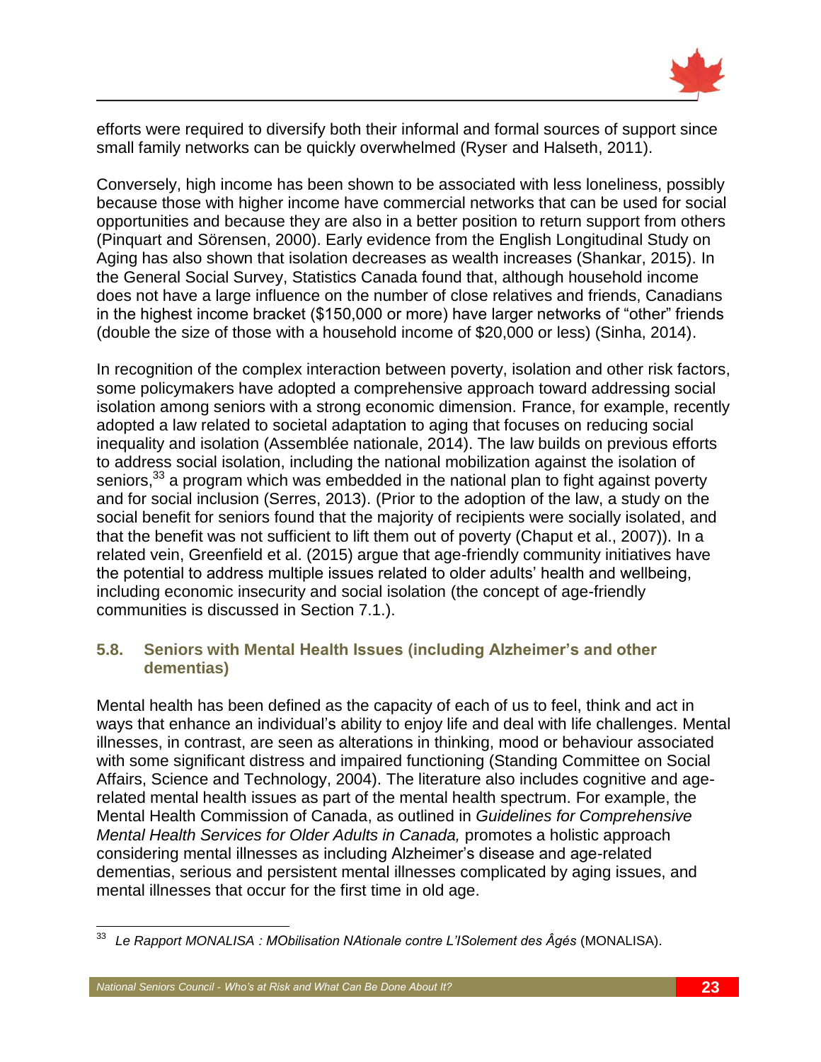efforts were required to diversify both their informal and formal sources of support since small family networks can be quickly overwhelmed (Ryser and Halseth, 2011).

Conversely, high income has been shown to be associated with less loneliness, possibly because those with higher income have commercial networks that can be used for social opportunities and because they are also in a better position to return support from others (Pinquart and Sörensen, 2000). Early evidence from the English Longitudinal Study on Aging has also shown that isolation decreases as wealth increases (Shankar, 2015). In the General Social Survey, Statistics Canada found that, although household income does not have a large influence on the number of close relatives and friends, Canadians in the highest income bracket ($150,000 or more) have larger networks of "other" friends (double the size of those with a household income of $20,000 or less) (Sinha, 2014).

In recognition of the complex interaction between poverty, isolation and other risk factors, some policymakers have adopted a comprehensive approach toward addressing social isolation among seniors with a strong economic dimension. France, for example, recently adopted a law related to societal adaptation to aging that focuses on reducing social inequality and isolation (Assemblée nationale, 2014). The law builds on previous efforts to address social isolation, including the national mobilization against the isolation of seniors,[33] a program which was embedded in the national plan to fight against poverty and for social inclusion (Serres, 2013). (Prior to the adoption of the law, a study on the social benefit for seniors found that the majority of recipients were socially isolated, and that the benefit was not sufficient to lift them out of poverty (Chaput et al., 2007)). In a related vein, Greenfield et al. (2015) argue that age-friendly community initiatives have the potential to address multiple issues related to older adults' health and wellbeing, including economic insecurity and social isolation (the concept of age-friendly communities is discussed in Section 7.1.).

### 5.8. Seniors with Mental Health Issues (including Alzheimer's and other dementias)

Mental health has been defined as the capacity of each of us to feel, think and act in ways that enhance an individual's ability to enjoy life and deal with life challenges. Mental illnesses, in contrast, are seen as alterations in thinking, mood or behaviour associated with some significant distress and impaired functioning (Standing Committee on Social Affairs, Science and Technology, 2004). The literature also includes cognitive and age-related mental health issues as part of the mental health spectrum. For example, the Mental Health Commission of Canada, as outlined in *Guidelines for Comprehensive Mental Health Services for Older Adults in Canada,* promotes a holistic approach considering mental illnesses as including Alzheimer's disease and age-related dementias, serious and persistent mental illnesses complicated by aging issues, and mental illnesses that occur for the first time in old age.

---

[33] *Le Rapport MONALISA : MObilisation NAtionale contre L'ISolement des Âgés* (MONALISA).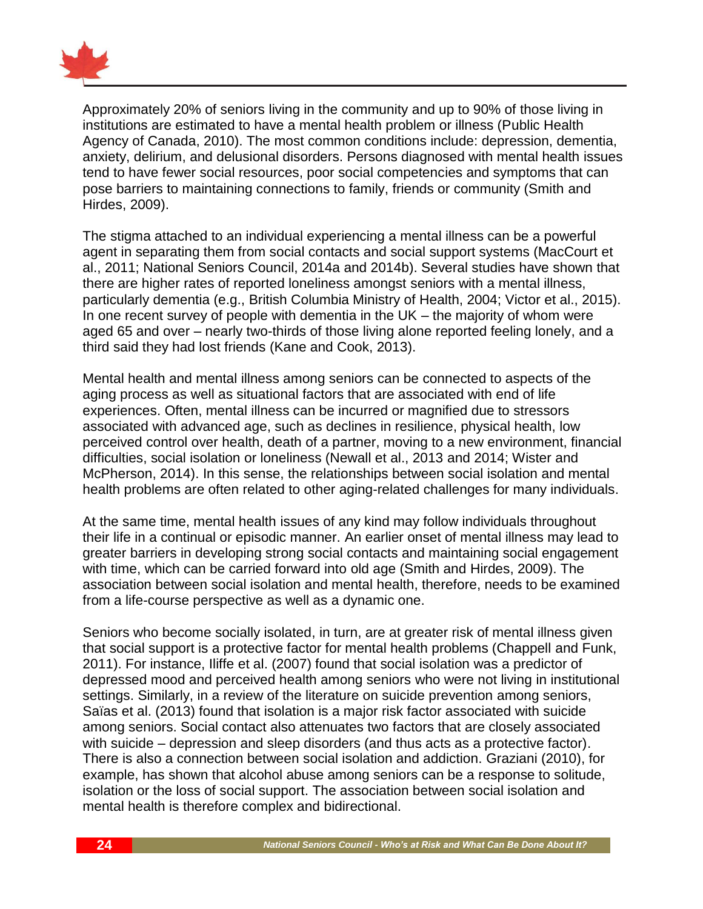Approximately 20% of seniors living in the community and up to 90% of those living in institutions are estimated to have a mental health problem or illness (Public Health Agency of Canada, 2010). The most common conditions include: depression, dementia, anxiety, delirium, and delusional disorders. Persons diagnosed with mental health issues tend to have fewer social resources, poor social competencies and symptoms that can pose barriers to maintaining connections to family, friends or community (Smith and Hirdes, 2009).

The stigma attached to an individual experiencing a mental illness can be a powerful agent in separating them from social contacts and social support systems (MacCourt et al., 2011; National Seniors Council, 2014a and 2014b). Several studies have shown that there are higher rates of reported loneliness amongst seniors with a mental illness, particularly dementia (e.g., British Columbia Ministry of Health, 2004; Victor et al., 2015). In one recent survey of people with dementia in the UK – the majority of whom were aged 65 and over – nearly two-thirds of those living alone reported feeling lonely, and a third said they had lost friends (Kane and Cook, 2013).

Mental health and mental illness among seniors can be connected to aspects of the aging process as well as situational factors that are associated with end of life experiences. Often, mental illness can be incurred or magnified due to stressors associated with advanced age, such as declines in resilience, physical health, low perceived control over health, death of a partner, moving to a new environment, financial difficulties, social isolation or loneliness (Newall et al., 2013 and 2014; Wister and McPherson, 2014). In this sense, the relationships between social isolation and mental health problems are often related to other aging-related challenges for many individuals.

At the same time, mental health issues of any kind may follow individuals throughout their life in a continual or episodic manner. An earlier onset of mental illness may lead to greater barriers in developing strong social contacts and maintaining social engagement with time, which can be carried forward into old age (Smith and Hirdes, 2009). The association between social isolation and mental health, therefore, needs to be examined from a life-course perspective as well as a dynamic one.

Seniors who become socially isolated, in turn, are at greater risk of mental illness given that social support is a protective factor for mental health problems (Chappell and Funk, 2011). For instance, Iliffe et al. (2007) found that social isolation was a predictor of depressed mood and perceived health among seniors who were not living in institutional settings. Similarly, in a review of the literature on suicide prevention among seniors, Saïas et al. (2013) found that isolation is a major risk factor associated with suicide among seniors. Social contact also attenuates two factors that are closely associated with suicide – depression and sleep disorders (and thus acts as a protective factor). There is also a connection between social isolation and addiction. Graziani (2010), for example, has shown that alcohol abuse among seniors can be a response to solitude, isolation or the loss of social support. The association between social isolation and mental health is therefore complex and bidirectional.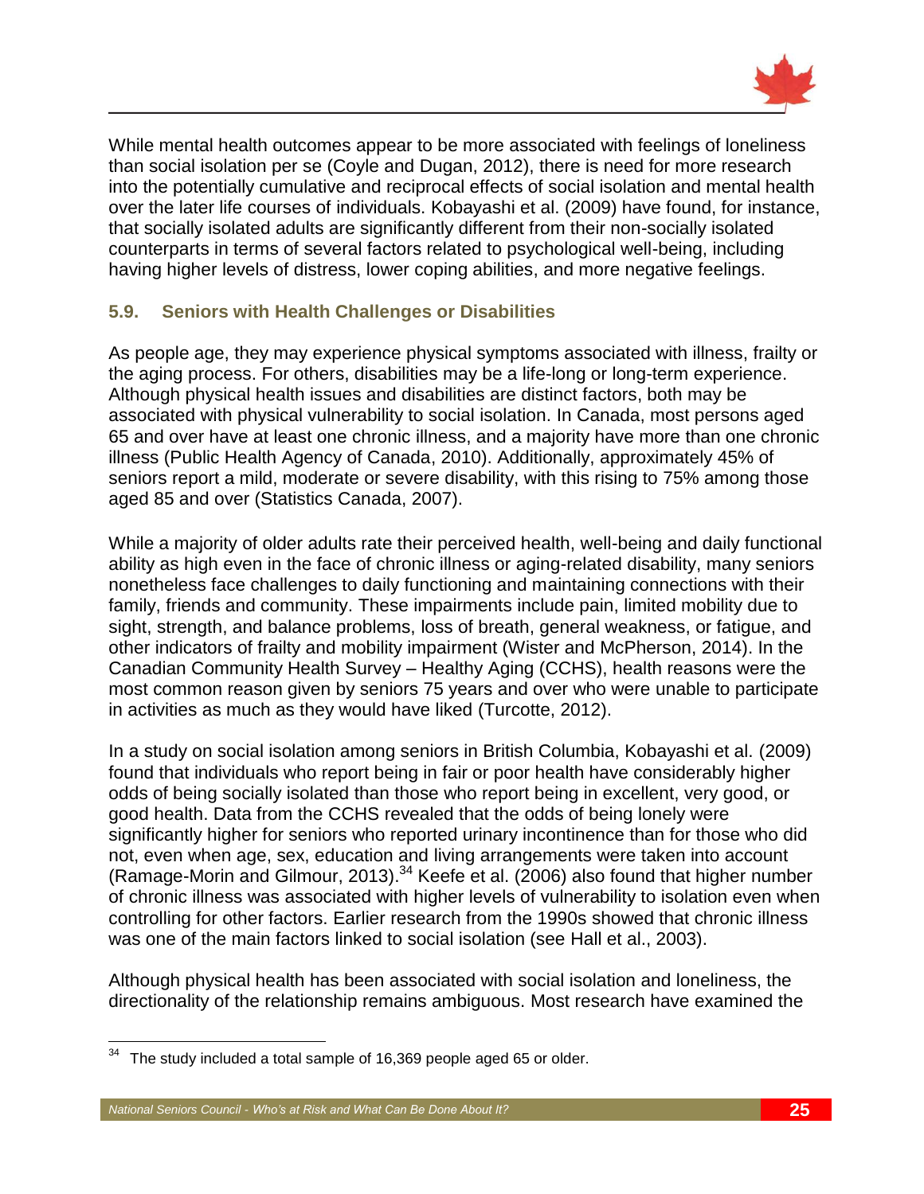While mental health outcomes appear to be more associated with feelings of loneliness than social isolation per se (Coyle and Dugan, 2012), there is need for more research into the potentially cumulative and reciprocal effects of social isolation and mental health over the later life courses of individuals. Kobayashi et al. (2009) have found, for instance, that socially isolated adults are significantly different from their non-socially isolated counterparts in terms of several factors related to psychological well-being, including having higher levels of distress, lower coping abilities, and more negative feelings.

### 5.9. Seniors with Health Challenges or Disabilities

As people age, they may experience physical symptoms associated with illness, frailty or the aging process. For others, disabilities may be a life-long or long-term experience. Although physical health issues and disabilities are distinct factors, both may be associated with physical vulnerability to social isolation. In Canada, most persons aged 65 and over have at least one chronic illness, and a majority have more than one chronic illness (Public Health Agency of Canada, 2010). Additionally, approximately 45% of seniors report a mild, moderate or severe disability, with this rising to 75% among those aged 85 and over (Statistics Canada, 2007).

While a majority of older adults rate their perceived health, well-being and daily functional ability as high even in the face of chronic illness or aging-related disability, many seniors nonetheless face challenges to daily functioning and maintaining connections with their family, friends and community. These impairments include pain, limited mobility due to sight, strength, and balance problems, loss of breath, general weakness, or fatigue, and other indicators of frailty and mobility impairment (Wister and McPherson, 2014). In the Canadian Community Health Survey – Healthy Aging (CCHS), health reasons were the most common reason given by seniors 75 years and over who were unable to participate in activities as much as they would have liked (Turcotte, 2012).

In a study on social isolation among seniors in British Columbia, Kobayashi et al. (2009) found that individuals who report being in fair or poor health have considerably higher odds of being socially isolated than those who report being in excellent, very good, or good health. Data from the CCHS revealed that the odds of being lonely were significantly higher for seniors who reported urinary incontinence than for those who did not, even when age, sex, education and living arrangements were taken into account (Ramage-Morin and Gilmour, 2013).[34] Keefe et al. (2006) also found that higher number of chronic illness was associated with higher levels of vulnerability to isolation even when controlling for other factors. Earlier research from the 1990s showed that chronic illness was one of the main factors linked to social isolation (see Hall et al., 2003).

Although physical health has been associated with social isolation and loneliness, the directionality of the relationship remains ambiguous. Most research have examined the

[34] The study included a total sample of 16,369 people aged 65 or older.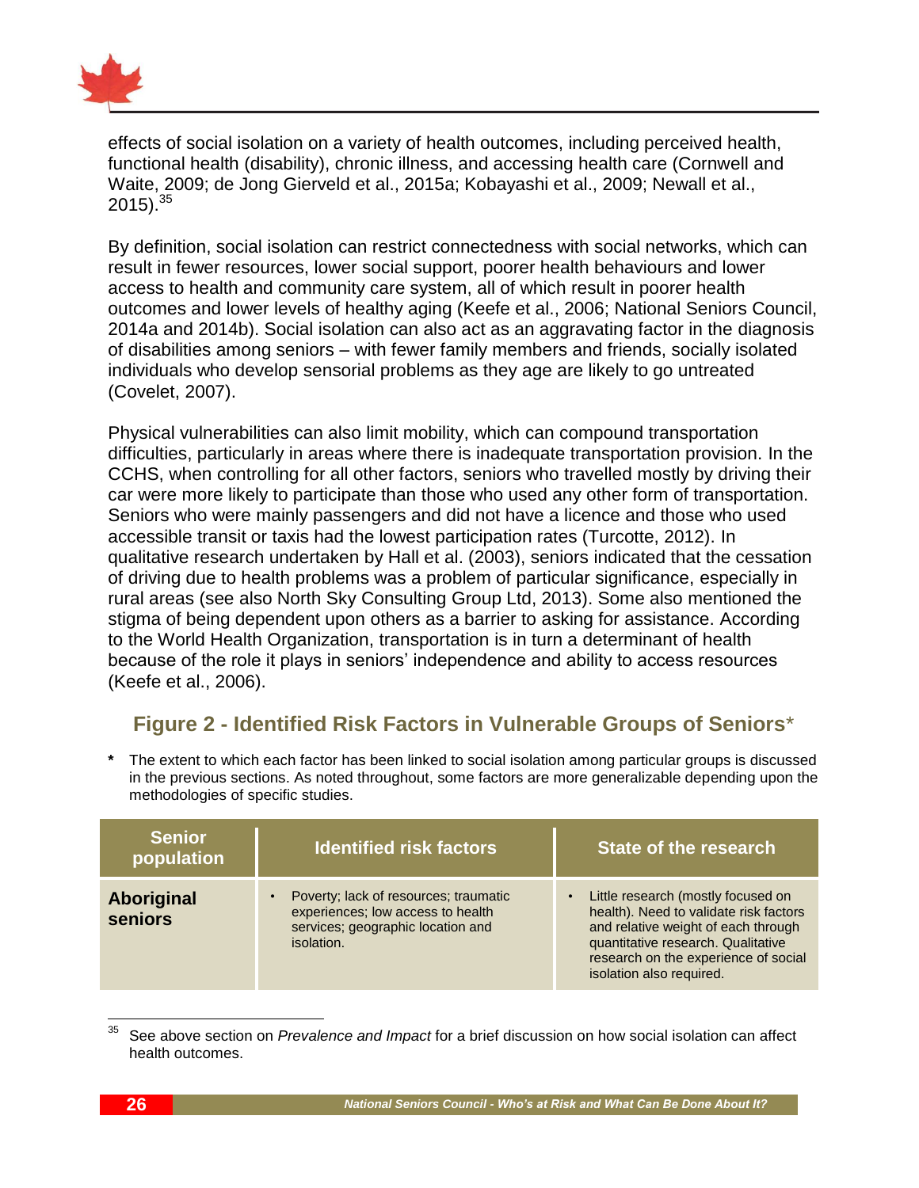effects of social isolation on a variety of health outcomes, including perceived health, functional health (disability), chronic illness, and accessing health care (Cornwell and Waite, 2009; de Jong Gierveld et al., 2015a; Kobayashi et al., 2009; Newall et al., 2015).[35]

By definition, social isolation can restrict connectedness with social networks, which can result in fewer resources, lower social support, poorer health behaviours and lower access to health and community care system, all of which result in poorer health outcomes and lower levels of healthy aging (Keefe et al., 2006; National Seniors Council, 2014a and 2014b). Social isolation can also act as an aggravating factor in the diagnosis of disabilities among seniors – with fewer family members and friends, socially isolated individuals who develop sensorial problems as they age are likely to go untreated (Covelet, 2007).

Physical vulnerabilities can also limit mobility, which can compound transportation difficulties, particularly in areas where there is inadequate transportation provision. In the CCHS, when controlling for all other factors, seniors who travelled mostly by driving their car were more likely to participate than those who used any other form of transportation. Seniors who were mainly passengers and did not have a licence and those who used accessible transit or taxis had the lowest participation rates (Turcotte, 2012). In qualitative research undertaken by Hall et al. (2003), seniors indicated that the cessation of driving due to health problems was a problem of particular significance, especially in rural areas (see also North Sky Consulting Group Ltd, 2013). Some also mentioned the stigma of being dependent upon others as a barrier to asking for assistance. According to the World Health Organization, transportation is in turn a determinant of health because of the role it plays in seniors' independence and ability to access resources (Keefe et al., 2006).

## Figure 2 - Identified Risk Factors in Vulnerable Groups of Seniors*

**\*** The extent to which each factor has been linked to social isolation among particular groups is discussed in the previous sections. As noted throughout, some factors are more generalizable depending upon the methodologies of specific studies.

| Senior population | Identified risk factors | State of the research |
|---|---|---|
| **Aboriginal seniors** | • Poverty; lack of resources; traumatic experiences; low access to health services; geographic location and isolation. | • Little research (mostly focused on health). Need to validate risk factors and relative weight of each through quantitative research. Qualitative research on the experience of social isolation also required. |

[35] See above section on *Prevalence and Impact* for a brief discussion on how social isolation can affect health outcomes.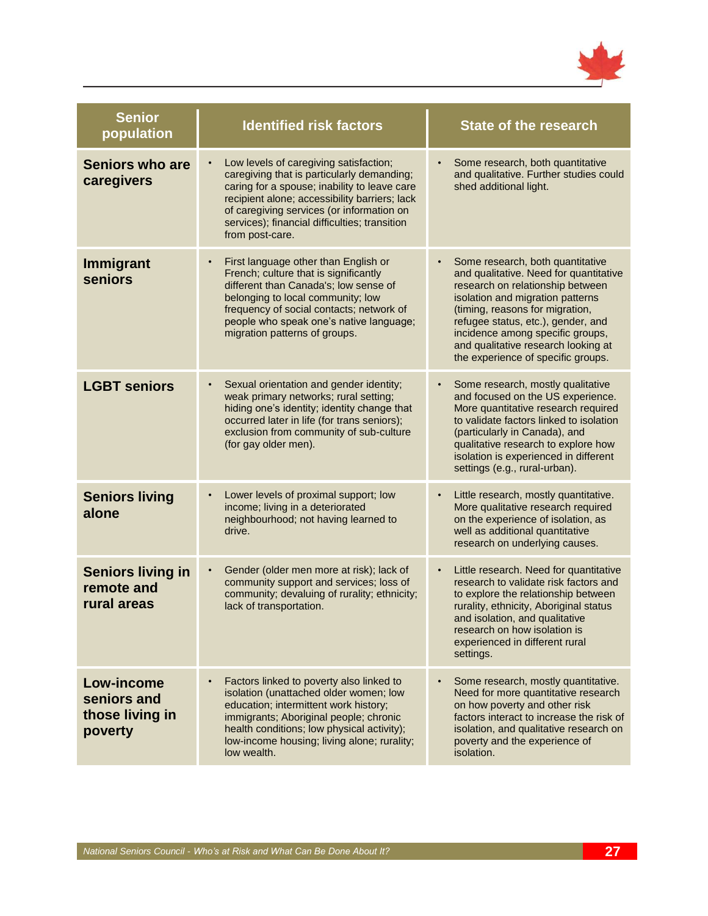| Senior population | Identified risk factors | State of the research |
|---|---|---|
| **Seniors who are caregivers** | • Low levels of caregiving satisfaction; caregiving that is particularly demanding; caring for a spouse; inability to leave care recipient alone; accessibility barriers; lack of caregiving services (or information on services); financial difficulties; transition from post-care. | • Some research, both quantitative and qualitative. Further studies could shed additional light. |
| **Immigrant seniors** | • First language other than English or French; culture that is significantly different than Canada's; low sense of belonging to local community; low frequency of social contacts; network of people who speak one's native language; migration patterns of groups. | • Some research, both quantitative and qualitative. Need for quantitative research on relationship between isolation and migration patterns (timing, reasons for migration, refugee status, etc.), gender, and incidence among specific groups, and qualitative research looking at the experience of specific groups. |
| **LGBT seniors** | • Sexual orientation and gender identity; weak primary networks; rural setting; hiding one's identity; identity change that occurred later in life (for trans seniors); exclusion from community of sub-culture (for gay older men). | • Some research, mostly qualitative and focused on the US experience. More quantitative research required to validate factors linked to isolation (particularly in Canada), and qualitative research to explore how isolation is experienced in different settings (e.g., rural-urban). |
| **Seniors living alone** | • Lower levels of proximal support; low income; living in a deteriorated neighbourhood; not having learned to drive. | • Little research, mostly quantitative. More qualitative research required on the experience of isolation, as well as additional quantitative research on underlying causes. |
| **Seniors living in remote and rural areas** | • Gender (older men more at risk); lack of community support and services; loss of community; devaluing of rurality; ethnicity; lack of transportation. | • Little research. Need for quantitative research to validate risk factors and to explore the relationship between rurality, ethnicity, Aboriginal status and isolation, and qualitative research on how isolation is experienced in different rural settings. |
| **Low-income seniors and those living in poverty** | • Factors linked to poverty also linked to isolation (unattached older women; low education; intermittent work history; immigrants; Aboriginal people; chronic health conditions; low physical activity); low-income housing; living alone; rurality; low wealth. | • Some research, mostly quantitative. Need for more quantitative research on how poverty and other risk factors interact to increase the risk of isolation, and qualitative research on poverty and the experience of isolation. |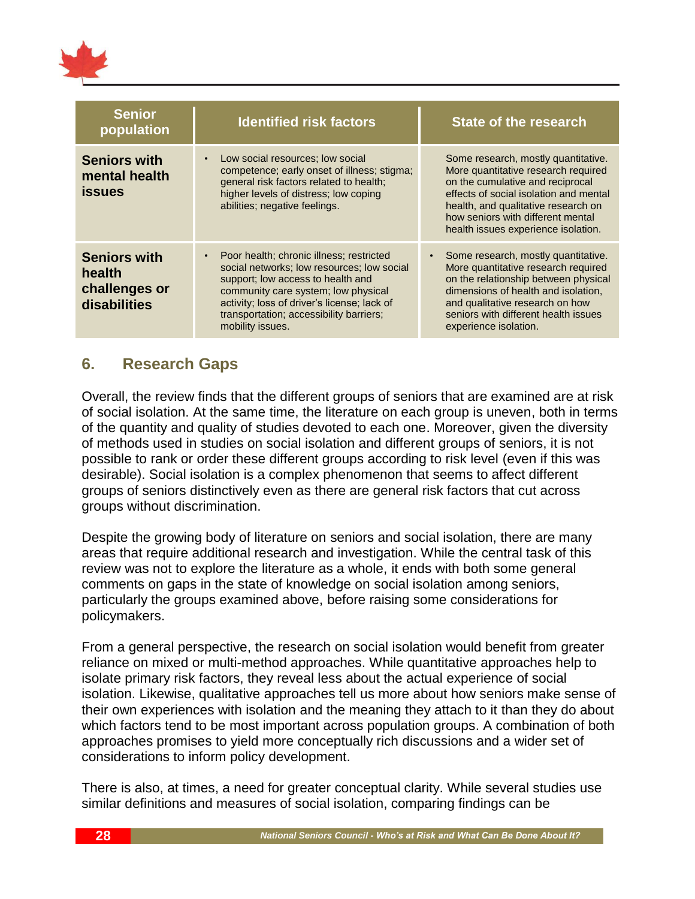| Senior population | Identified risk factors | State of the research |
|---|---|---|
| **Seniors with mental health issues** | • Low social resources; low social competence; early onset of illness; stigma; general risk factors related to health; higher levels of distress; low coping abilities; negative feelings. | Some research, mostly quantitative. More quantitative research required on the cumulative and reciprocal effects of social isolation and mental health, and qualitative research on how seniors with different mental health issues experience isolation. |
| **Seniors with health challenges or disabilities** | • Poor health; chronic illness; restricted social networks; low resources; low social support; low access to health and community care system; low physical activity; loss of driver's license; lack of transportation; accessibility barriers; mobility issues. | • Some research, mostly quantitative. More quantitative research required on the relationship between physical dimensions of health and isolation, and qualitative research on how seniors with different health issues experience isolation. |

## 6. Research Gaps

Overall, the review finds that the different groups of seniors that are examined are at risk of social isolation. At the same time, the literature on each group is uneven, both in terms of the quantity and quality of studies devoted to each one. Moreover, given the diversity of methods used in studies on social isolation and different groups of seniors, it is not possible to rank or order these different groups according to risk level (even if this was desirable). Social isolation is a complex phenomenon that seems to affect different groups of seniors distinctively even as there are general risk factors that cut across groups without discrimination.

Despite the growing body of literature on seniors and social isolation, there are many areas that require additional research and investigation. While the central task of this review was not to explore the literature as a whole, it ends with both some general comments on gaps in the state of knowledge on social isolation among seniors, particularly the groups examined above, before raising some considerations for policymakers.

From a general perspective, the research on social isolation would benefit from greater reliance on mixed or multi-method approaches. While quantitative approaches help to isolate primary risk factors, they reveal less about the actual experience of social isolation. Likewise, qualitative approaches tell us more about how seniors make sense of their own experiences with isolation and the meaning they attach to it than they do about which factors tend to be most important across population groups. A combination of both approaches promises to yield more conceptually rich discussions and a wider set of considerations to inform policy development.

There is also, at times, a need for greater conceptual clarity. While several studies use similar definitions and measures of social isolation, comparing findings can be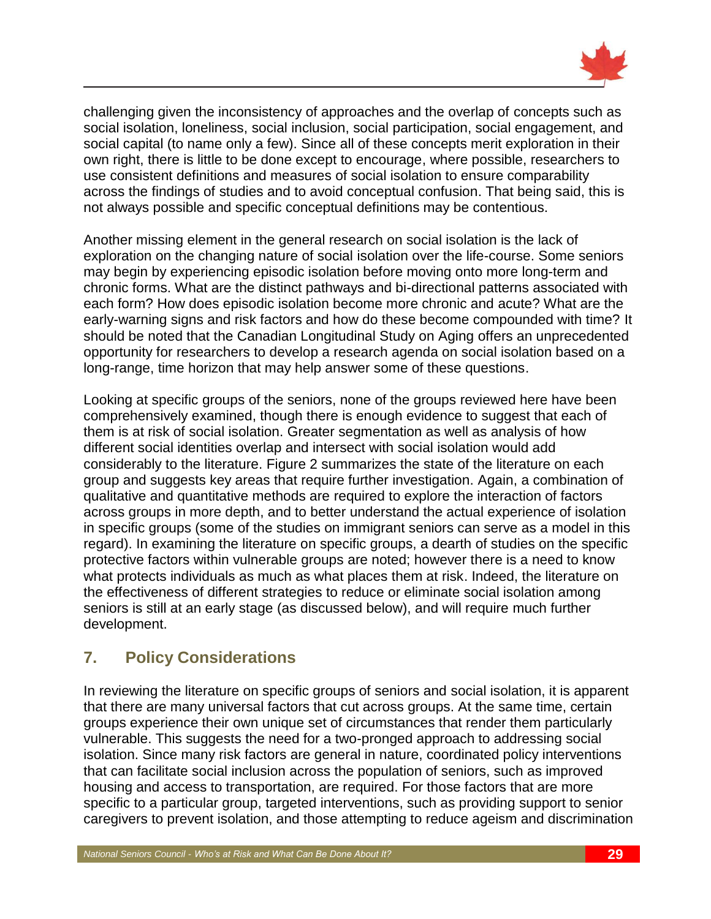challenging given the inconsistency of approaches and the overlap of concepts such as social isolation, loneliness, social inclusion, social participation, social engagement, and social capital (to name only a few). Since all of these concepts merit exploration in their own right, there is little to be done except to encourage, where possible, researchers to use consistent definitions and measures of social isolation to ensure comparability across the findings of studies and to avoid conceptual confusion. That being said, this is not always possible and specific conceptual definitions may be contentious.

Another missing element in the general research on social isolation is the lack of exploration on the changing nature of social isolation over the life-course. Some seniors may begin by experiencing episodic isolation before moving onto more long-term and chronic forms. What are the distinct pathways and bi-directional patterns associated with each form? How does episodic isolation become more chronic and acute? What are the early-warning signs and risk factors and how do these become compounded with time? It should be noted that the Canadian Longitudinal Study on Aging offers an unprecedented opportunity for researchers to develop a research agenda on social isolation based on a long-range, time horizon that may help answer some of these questions.

Looking at specific groups of the seniors, none of the groups reviewed here have been comprehensively examined, though there is enough evidence to suggest that each of them is at risk of social isolation. Greater segmentation as well as analysis of how different social identities overlap and intersect with social isolation would add considerably to the literature. Figure 2 summarizes the state of the literature on each group and suggests key areas that require further investigation. Again, a combination of qualitative and quantitative methods are required to explore the interaction of factors across groups in more depth, and to better understand the actual experience of isolation in specific groups (some of the studies on immigrant seniors can serve as a model in this regard). In examining the literature on specific groups, a dearth of studies on the specific protective factors within vulnerable groups are noted; however there is a need to know what protects individuals as much as what places them at risk. Indeed, the literature on the effectiveness of different strategies to reduce or eliminate social isolation among seniors is still at an early stage (as discussed below), and will require much further development.

## 7. Policy Considerations

In reviewing the literature on specific groups of seniors and social isolation, it is apparent that there are many universal factors that cut across groups. At the same time, certain groups experience their own unique set of circumstances that render them particularly vulnerable. This suggests the need for a two-pronged approach to addressing social isolation. Since many risk factors are general in nature, coordinated policy interventions that can facilitate social inclusion across the population of seniors, such as improved housing and access to transportation, are required. For those factors that are more specific to a particular group, targeted interventions, such as providing support to senior caregivers to prevent isolation, and those attempting to reduce ageism and discrimination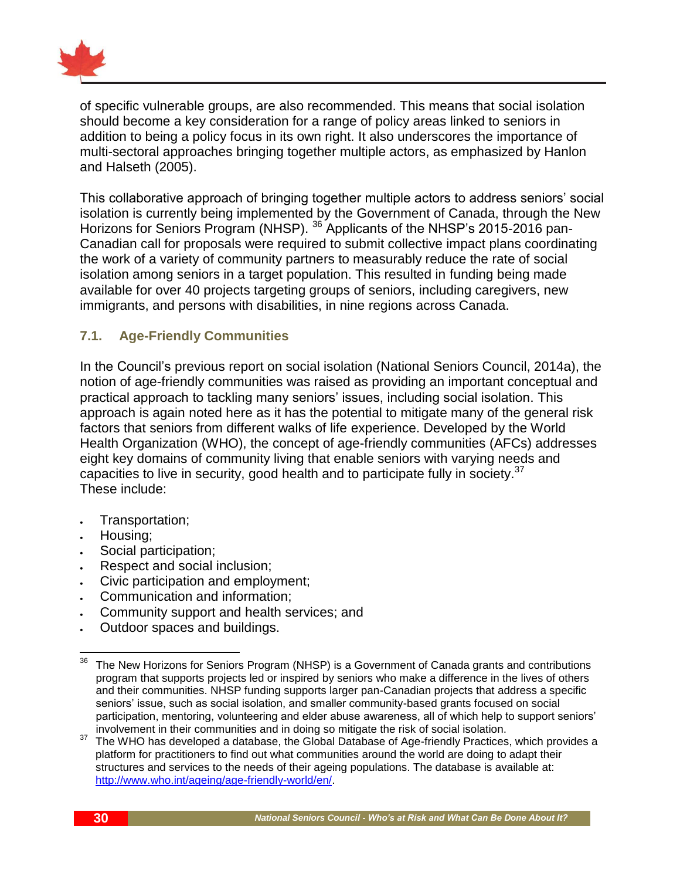of specific vulnerable groups, are also recommended. This means that social isolation should become a key consideration for a range of policy areas linked to seniors in addition to being a policy focus in its own right. It also underscores the importance of multi-sectoral approaches bringing together multiple actors, as emphasized by Hanlon and Halseth (2005).

This collaborative approach of bringing together multiple actors to address seniors' social isolation is currently being implemented by the Government of Canada, through the New Horizons for Seniors Program (NHSP). [36] Applicants of the NHSP's 2015-2016 pan-Canadian call for proposals were required to submit collective impact plans coordinating the work of a variety of community partners to measurably reduce the rate of social isolation among seniors in a target population. This resulted in funding being made available for over 40 projects targeting groups of seniors, including caregivers, new immigrants, and persons with disabilities, in nine regions across Canada.

### 7.1. Age-Friendly Communities

In the Council's previous report on social isolation (National Seniors Council, 2014a), the notion of age-friendly communities was raised as providing an important conceptual and practical approach to tackling many seniors' issues, including social isolation. This approach is again noted here as it has the potential to mitigate many of the general risk factors that seniors from different walks of life experience. Developed by the World Health Organization (WHO), the concept of age-friendly communities (AFCs) addresses eight key domains of community living that enable seniors with varying needs and capacities to live in security, good health and to participate fully in society.[37]
These include:

- Transportation;
- Housing;
- Social participation;
- Respect and social inclusion;
- Civic participation and employment;
- Communication and information;
- Community support and health services; and
- Outdoor spaces and buildings.

---

[36] The New Horizons for Seniors Program (NHSP) is a Government of Canada grants and contributions program that supports projects led or inspired by seniors who make a difference in the lives of others and their communities. NHSP funding supports larger pan-Canadian projects that address a specific seniors' issue, such as social isolation, and smaller community-based grants focused on social participation, mentoring, volunteering and elder abuse awareness, all of which help to support seniors' involvement in their communities and in doing so mitigate the risk of social isolation.

[37] The WHO has developed a database, the Global Database of Age-friendly Practices, which provides a platform for practitioners to find out what communities around the world are doing to adapt their structures and services to the needs of their ageing populations. The database is available at: [http://www.who.int/ageing/age-friendly-world/en/](http://www.who.int/ageing/age-friendly-world/en/).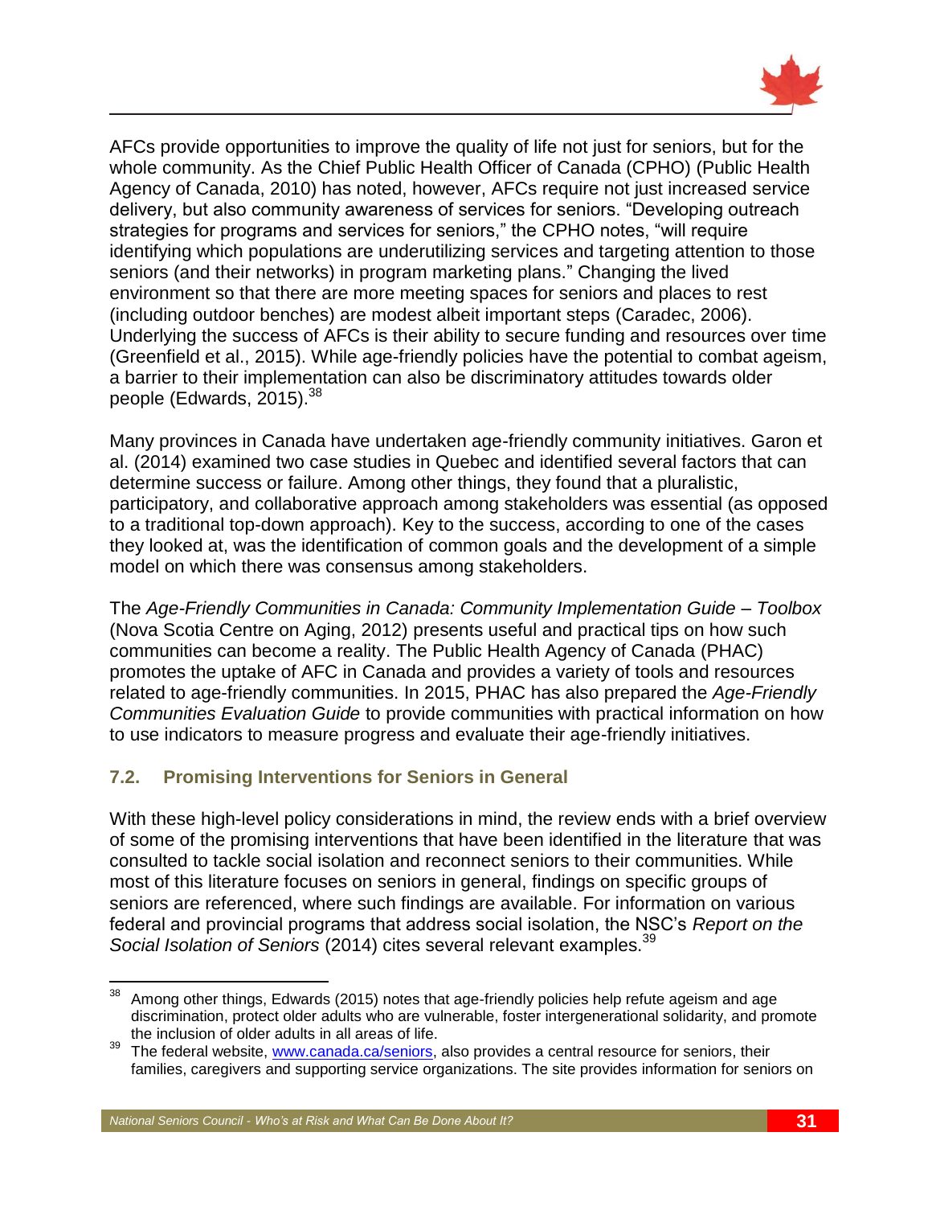AFCs provide opportunities to improve the quality of life not just for seniors, but for the whole community. As the Chief Public Health Officer of Canada (CPHO) (Public Health Agency of Canada, 2010) has noted, however, AFCs require not just increased service delivery, but also community awareness of services for seniors. "Developing outreach strategies for programs and services for seniors," the CPHO notes, "will require identifying which populations are underutilizing services and targeting attention to those seniors (and their networks) in program marketing plans." Changing the lived environment so that there are more meeting spaces for seniors and places to rest (including outdoor benches) are modest albeit important steps (Caradec, 2006). Underlying the success of AFCs is their ability to secure funding and resources over time (Greenfield et al., 2015). While age-friendly policies have the potential to combat ageism, a barrier to their implementation can also be discriminatory attitudes towards older people (Edwards, 2015).[38]

Many provinces in Canada have undertaken age-friendly community initiatives. Garon et al. (2014) examined two case studies in Quebec and identified several factors that can determine success or failure. Among other things, they found that a pluralistic, participatory, and collaborative approach among stakeholders was essential (as opposed to a traditional top-down approach). Key to the success, according to one of the cases they looked at, was the identification of common goals and the development of a simple model on which there was consensus among stakeholders.

The *Age-Friendly Communities in Canada: Community Implementation Guide – Toolbox* (Nova Scotia Centre on Aging, 2012) presents useful and practical tips on how such communities can become a reality. The Public Health Agency of Canada (PHAC) promotes the uptake of AFC in Canada and provides a variety of tools and resources related to age-friendly communities. In 2015, PHAC has also prepared the *Age-Friendly Communities Evaluation Guide* to provide communities with practical information on how to use indicators to measure progress and evaluate their age-friendly initiatives.

### 7.2. Promising Interventions for Seniors in General

With these high-level policy considerations in mind, the review ends with a brief overview of some of the promising interventions that have been identified in the literature that was consulted to tackle social isolation and reconnect seniors to their communities. While most of this literature focuses on seniors in general, findings on specific groups of seniors are referenced, where such findings are available. For information on various federal and provincial programs that address social isolation, the NSC's *Report on the Social Isolation of Seniors* (2014) cites several relevant examples.[39]

---

[38] Among other things, Edwards (2015) notes that age-friendly policies help refute ageism and age discrimination, protect older adults who are vulnerable, foster intergenerational solidarity, and promote the inclusion of older adults in all areas of life.

[39] The federal website, www.canada.ca/seniors, also provides a central resource for seniors, their families, caregivers and supporting service organizations. The site provides information for seniors on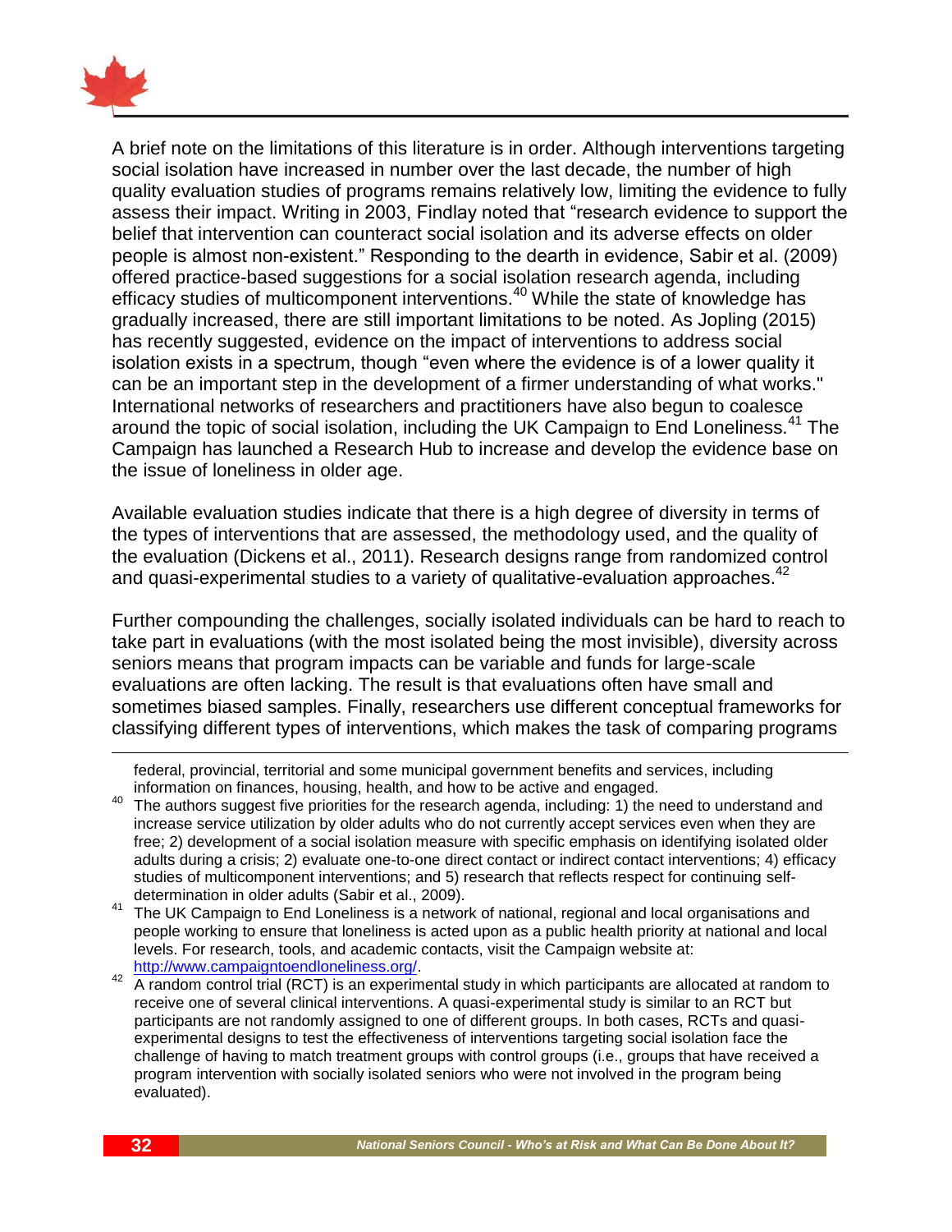A brief note on the limitations of this literature is in order. Although interventions targeting social isolation have increased in number over the last decade, the number of high quality evaluation studies of programs remains relatively low, limiting the evidence to fully assess their impact. Writing in 2003, Findlay noted that "research evidence to support the belief that intervention can counteract social isolation and its adverse effects on older people is almost non-existent." Responding to the dearth in evidence, Sabir et al. (2009) offered practice-based suggestions for a social isolation research agenda, including efficacy studies of multicomponent interventions.[40] While the state of knowledge has gradually increased, there are still important limitations to be noted. As Jopling (2015) has recently suggested, evidence on the impact of interventions to address social isolation exists in a spectrum, though "even where the evidence is of a lower quality it can be an important step in the development of a firmer understanding of what works." International networks of researchers and practitioners have also begun to coalesce around the topic of social isolation, including the UK Campaign to End Loneliness.[41] The Campaign has launched a Research Hub to increase and develop the evidence base on the issue of loneliness in older age.

Available evaluation studies indicate that there is a high degree of diversity in terms of the types of interventions that are assessed, the methodology used, and the quality of the evaluation (Dickens et al., 2011). Research designs range from randomized control and quasi-experimental studies to a variety of qualitative-evaluation approaches.[42]

Further compounding the challenges, socially isolated individuals can be hard to reach to take part in evaluations (with the most isolated being the most invisible), diversity across seniors means that program impacts can be variable and funds for large-scale evaluations are often lacking. The result is that evaluations often have small and sometimes biased samples. Finally, researchers use different conceptual frameworks for classifying different types of interventions, which makes the task of comparing programs

---

federal, provincial, territorial and some municipal government benefits and services, including information on finances, housing, health, and how to be active and engaged.

[40] The authors suggest five priorities for the research agenda, including: 1) the need to understand and increase service utilization by older adults who do not currently accept services even when they are free; 2) development of a social isolation measure with specific emphasis on identifying isolated older adults during a crisis; 2) evaluate one-to-one direct contact or indirect contact interventions; 4) efficacy studies of multicomponent interventions; and 5) research that reflects respect for continuing self-determination in older adults (Sabir et al., 2009).

[41] The UK Campaign to End Loneliness is a network of national, regional and local organisations and people working to ensure that loneliness is acted upon as a public health priority at national and local levels. For research, tools, and academic contacts, visit the Campaign website at: http://www.campaigntoendloneliness.org/.

[42] A random control trial (RCT) is an experimental study in which participants are allocated at random to receive one of several clinical interventions. A quasi-experimental study is similar to an RCT but participants are not randomly assigned to one of different groups. In both cases, RCTs and quasi-experimental designs to test the effectiveness of interventions targeting social isolation face the challenge of having to match treatment groups with control groups (i.e., groups that have received a program intervention with socially isolated seniors who were not involved in the program being evaluated).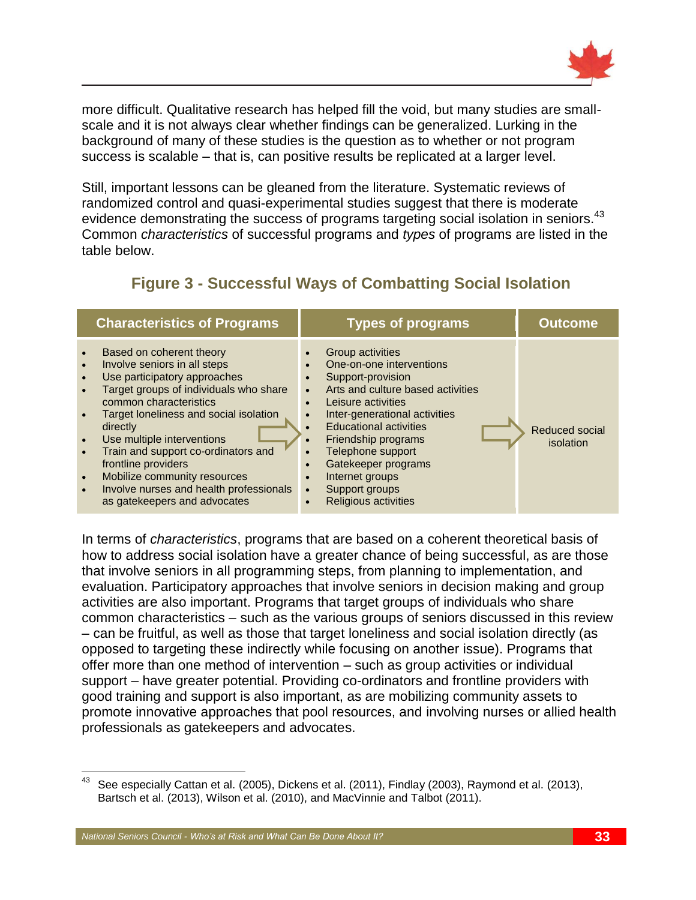more difficult. Qualitative research has helped fill the void, but many studies are small-scale and it is not always clear whether findings can be generalized. Lurking in the background of many of these studies is the question as to whether or not program success is scalable – that is, can positive results be replicated at a larger level.

Still, important lessons can be gleaned from the literature. Systematic reviews of randomized control and quasi-experimental studies suggest that there is moderate evidence demonstrating the success of programs targeting social isolation in seniors.[43] Common *characteristics* of successful programs and *types* of programs are listed in the table below.

## Figure 3 - Successful Ways of Combatting Social Isolation

| Characteristics of Programs | Types of programs | Outcome |
|---|---|---|
| • Based on coherent theory<br>• Involve seniors in all steps<br>• Use participatory approaches<br>• Target groups of individuals who share common characteristics<br>• Target loneliness and social isolation directly<br>• Use multiple interventions<br>• Train and support co-ordinators and frontline providers<br>• Mobilize community resources<br>• Involve nurses and health professionals as gatekeepers and advocates | • Group activities<br>• One-on-one interventions<br>• Support-provision<br>• Arts and culture based activities<br>• Leisure activities<br>• Inter-generational activities<br>• Educational activities<br>• Friendship programs<br>• Telephone support<br>• Gatekeeper programs<br>• Internet groups<br>• Support groups<br>• Religious activities | Reduced social isolation |

In terms of *characteristics*, programs that are based on a coherent theoretical basis of how to address social isolation have a greater chance of being successful, as are those that involve seniors in all programming steps, from planning to implementation, and evaluation. Participatory approaches that involve seniors in decision making and group activities are also important. Programs that target groups of individuals who share common characteristics – such as the various groups of seniors discussed in this review – can be fruitful, as well as those that target loneliness and social isolation directly (as opposed to targeting these indirectly while focusing on another issue). Programs that offer more than one method of intervention – such as group activities or individual support – have greater potential. Providing co-ordinators and frontline providers with good training and support is also important, as are mobilizing community assets to promote innovative approaches that pool resources, and involving nurses or allied health professionals as gatekeepers and advocates.

---

[43] See especially Cattan et al. (2005), Dickens et al. (2011), Findlay (2003), Raymond et al. (2013), Bartsch et al. (2013), Wilson et al. (2010), and MacVinnie and Talbot (2011).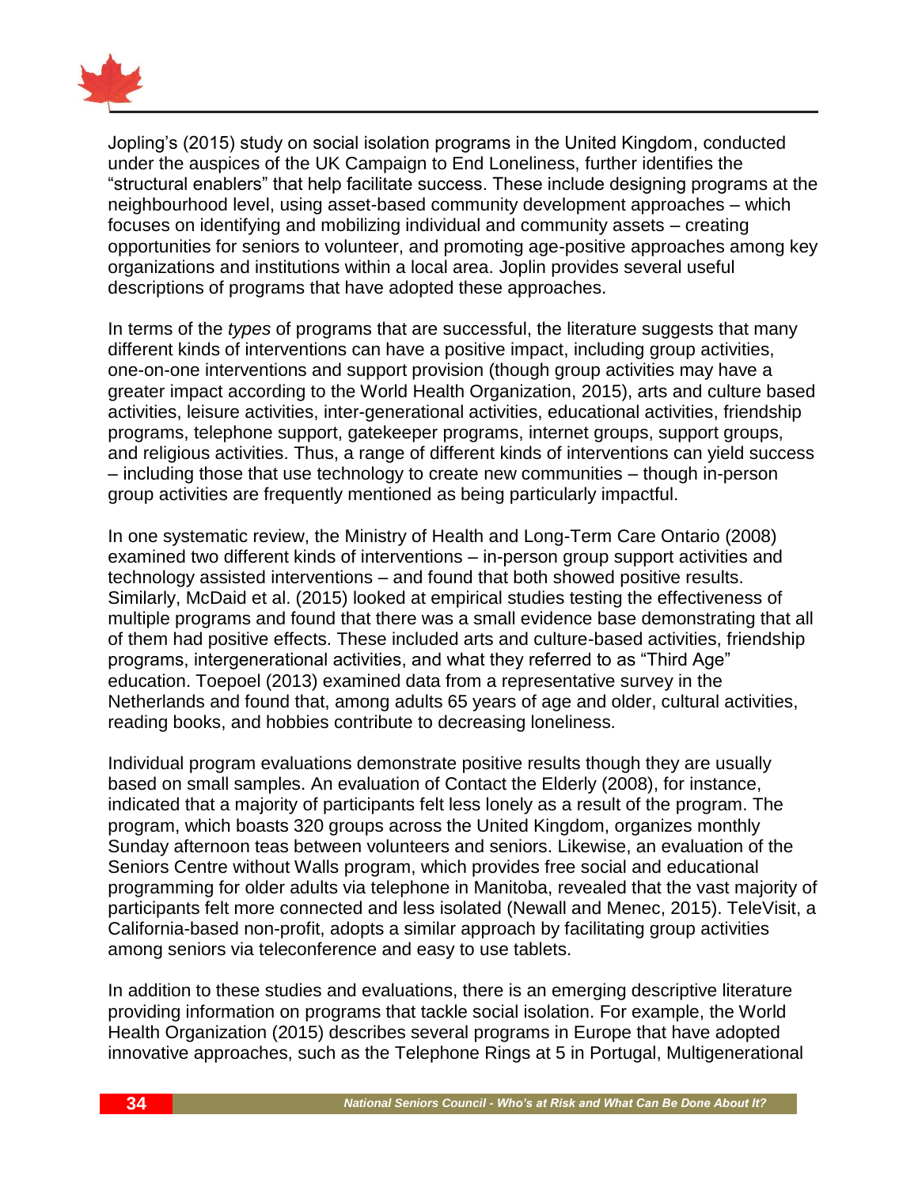Jopling's (2015) study on social isolation programs in the United Kingdom, conducted under the auspices of the UK Campaign to End Loneliness, further identifies the "structural enablers" that help facilitate success. These include designing programs at the neighbourhood level, using asset-based community development approaches – which focuses on identifying and mobilizing individual and community assets – creating opportunities for seniors to volunteer, and promoting age-positive approaches among key organizations and institutions within a local area. Joplin provides several useful descriptions of programs that have adopted these approaches.

In terms of the *types* of programs that are successful, the literature suggests that many different kinds of interventions can have a positive impact, including group activities, one-on-one interventions and support provision (though group activities may have a greater impact according to the World Health Organization, 2015), arts and culture based activities, leisure activities, inter-generational activities, educational activities, friendship programs, telephone support, gatekeeper programs, internet groups, support groups, and religious activities. Thus, a range of different kinds of interventions can yield success – including those that use technology to create new communities – though in-person group activities are frequently mentioned as being particularly impactful.

In one systematic review, the Ministry of Health and Long-Term Care Ontario (2008) examined two different kinds of interventions – in-person group support activities and technology assisted interventions – and found that both showed positive results. Similarly, McDaid et al. (2015) looked at empirical studies testing the effectiveness of multiple programs and found that there was a small evidence base demonstrating that all of them had positive effects. These included arts and culture-based activities, friendship programs, intergenerational activities, and what they referred to as "Third Age" education. Toepoel (2013) examined data from a representative survey in the Netherlands and found that, among adults 65 years of age and older, cultural activities, reading books, and hobbies contribute to decreasing loneliness.

Individual program evaluations demonstrate positive results though they are usually based on small samples. An evaluation of Contact the Elderly (2008), for instance, indicated that a majority of participants felt less lonely as a result of the program. The program, which boasts 320 groups across the United Kingdom, organizes monthly Sunday afternoon teas between volunteers and seniors. Likewise, an evaluation of the Seniors Centre without Walls program, which provides free social and educational programming for older adults via telephone in Manitoba, revealed that the vast majority of participants felt more connected and less isolated (Newall and Menec, 2015). TeleVisit, a California-based non-profit, adopts a similar approach by facilitating group activities among seniors via teleconference and easy to use tablets.

In addition to these studies and evaluations, there is an emerging descriptive literature providing information on programs that tackle social isolation. For example, the World Health Organization (2015) describes several programs in Europe that have adopted innovative approaches, such as the Telephone Rings at 5 in Portugal, Multigenerational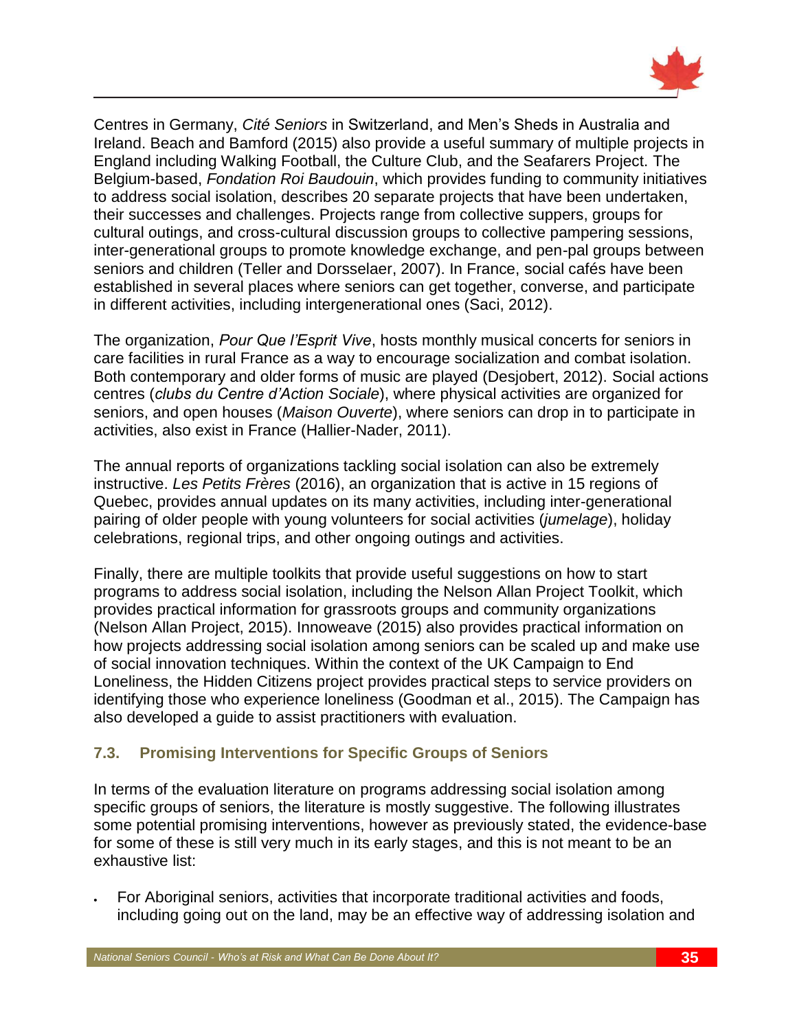Centres in Germany, *Cité Seniors* in Switzerland, and Men's Sheds in Australia and Ireland. Beach and Bamford (2015) also provide a useful summary of multiple projects in England including Walking Football, the Culture Club, and the Seafarers Project. The Belgium-based, *Fondation Roi Baudouin*, which provides funding to community initiatives to address social isolation, describes 20 separate projects that have been undertaken, their successes and challenges. Projects range from collective suppers, groups for cultural outings, and cross-cultural discussion groups to collective pampering sessions, inter-generational groups to promote knowledge exchange, and pen-pal groups between seniors and children (Teller and Dorsselaer, 2007). In France, social cafés have been established in several places where seniors can get together, converse, and participate in different activities, including intergenerational ones (Saci, 2012).

The organization, *Pour Que l'Esprit Vive*, hosts monthly musical concerts for seniors in care facilities in rural France as a way to encourage socialization and combat isolation. Both contemporary and older forms of music are played (Desjobert, 2012). Social actions centres (*clubs du Centre d'Action Sociale*), where physical activities are organized for seniors, and open houses (*Maison Ouverte*), where seniors can drop in to participate in activities, also exist in France (Hallier-Nader, 2011).

The annual reports of organizations tackling social isolation can also be extremely instructive. *Les Petits Frères* (2016), an organization that is active in 15 regions of Quebec, provides annual updates on its many activities, including inter-generational pairing of older people with young volunteers for social activities (*jumelage*), holiday celebrations, regional trips, and other ongoing outings and activities.

Finally, there are multiple toolkits that provide useful suggestions on how to start programs to address social isolation, including the Nelson Allan Project Toolkit, which provides practical information for grassroots groups and community organizations (Nelson Allan Project, 2015). Innoweave (2015) also provides practical information on how projects addressing social isolation among seniors can be scaled up and make use of social innovation techniques. Within the context of the UK Campaign to End Loneliness, the Hidden Citizens project provides practical steps to service providers on identifying those who experience loneliness (Goodman et al., 2015). The Campaign has also developed a guide to assist practitioners with evaluation.

### 7.3. Promising Interventions for Specific Groups of Seniors

In terms of the evaluation literature on programs addressing social isolation among specific groups of seniors, the literature is mostly suggestive. The following illustrates some potential promising interventions, however as previously stated, the evidence-base for some of these is still very much in its early stages, and this is not meant to be an exhaustive list:

- For Aboriginal seniors, activities that incorporate traditional activities and foods, including going out on the land, may be an effective way of addressing isolation and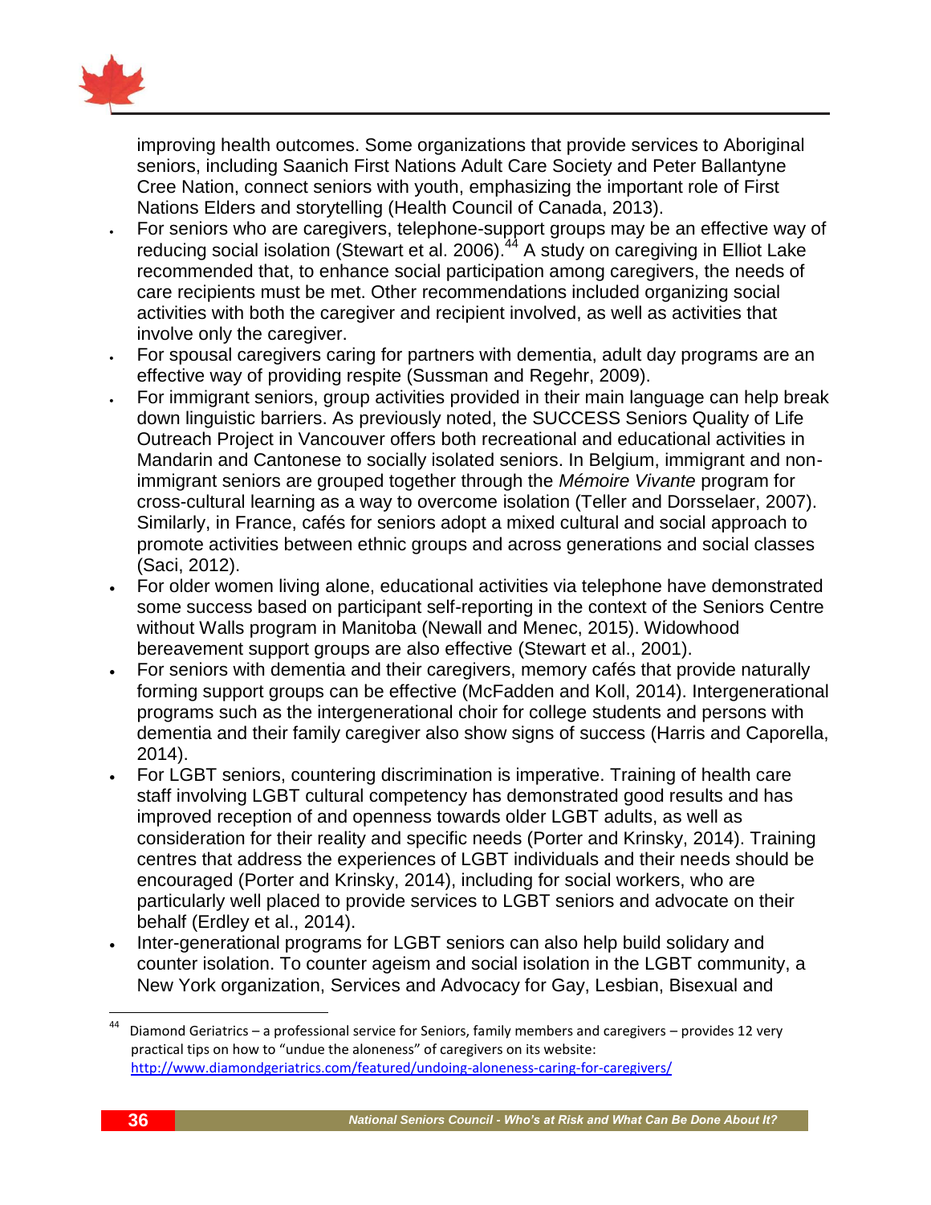improving health outcomes. Some organizations that provide services to Aboriginal seniors, including Saanich First Nations Adult Care Society and Peter Ballantyne Cree Nation, connect seniors with youth, emphasizing the important role of First Nations Elders and storytelling (Health Council of Canada, 2013).

- For seniors who are caregivers, telephone-support groups may be an effective way of reducing social isolation (Stewart et al. 2006).[44] A study on caregiving in Elliot Lake recommended that, to enhance social participation among caregivers, the needs of care recipients must be met. Other recommendations included organizing social activities with both the caregiver and recipient involved, as well as activities that involve only the caregiver.
- For spousal caregivers caring for partners with dementia, adult day programs are an effective way of providing respite (Sussman and Regehr, 2009).
- For immigrant seniors, group activities provided in their main language can help break down linguistic barriers. As previously noted, the SUCCESS Seniors Quality of Life Outreach Project in Vancouver offers both recreational and educational activities in Mandarin and Cantonese to socially isolated seniors. In Belgium, immigrant and non-immigrant seniors are grouped together through the *Mémoire Vivante* program for cross-cultural learning as a way to overcome isolation (Teller and Dorsselaer, 2007). Similarly, in France, cafés for seniors adopt a mixed cultural and social approach to promote activities between ethnic groups and across generations and social classes (Saci, 2012).
- For older women living alone, educational activities via telephone have demonstrated some success based on participant self-reporting in the context of the Seniors Centre without Walls program in Manitoba (Newall and Menec, 2015). Widowhood bereavement support groups are also effective (Stewart et al., 2001).
- For seniors with dementia and their caregivers, memory cafés that provide naturally forming support groups can be effective (McFadden and Koll, 2014). Intergenerational programs such as the intergenerational choir for college students and persons with dementia and their family caregiver also show signs of success (Harris and Caporella, 2014).
- For LGBT seniors, countering discrimination is imperative. Training of health care staff involving LGBT cultural competency has demonstrated good results and has improved reception of and openness towards older LGBT adults, as well as consideration for their reality and specific needs (Porter and Krinsky, 2014). Training centres that address the experiences of LGBT individuals and their needs should be encouraged (Porter and Krinsky, 2014), including for social workers, who are particularly well placed to provide services to LGBT seniors and advocate on their behalf (Erdley et al., 2014).
- Inter-generational programs for LGBT seniors can also help build solidary and counter isolation. To counter ageism and social isolation in the LGBT community, a New York organization, Services and Advocacy for Gay, Lesbian, Bisexual and

---

[44] Diamond Geriatrics – a professional service for Seniors, family members and caregivers – provides 12 very practical tips on how to "undue the aloneness" of caregivers on its website: http://www.diamondgeriatrics.com/featured/undoing-aloneness-caring-for-caregivers/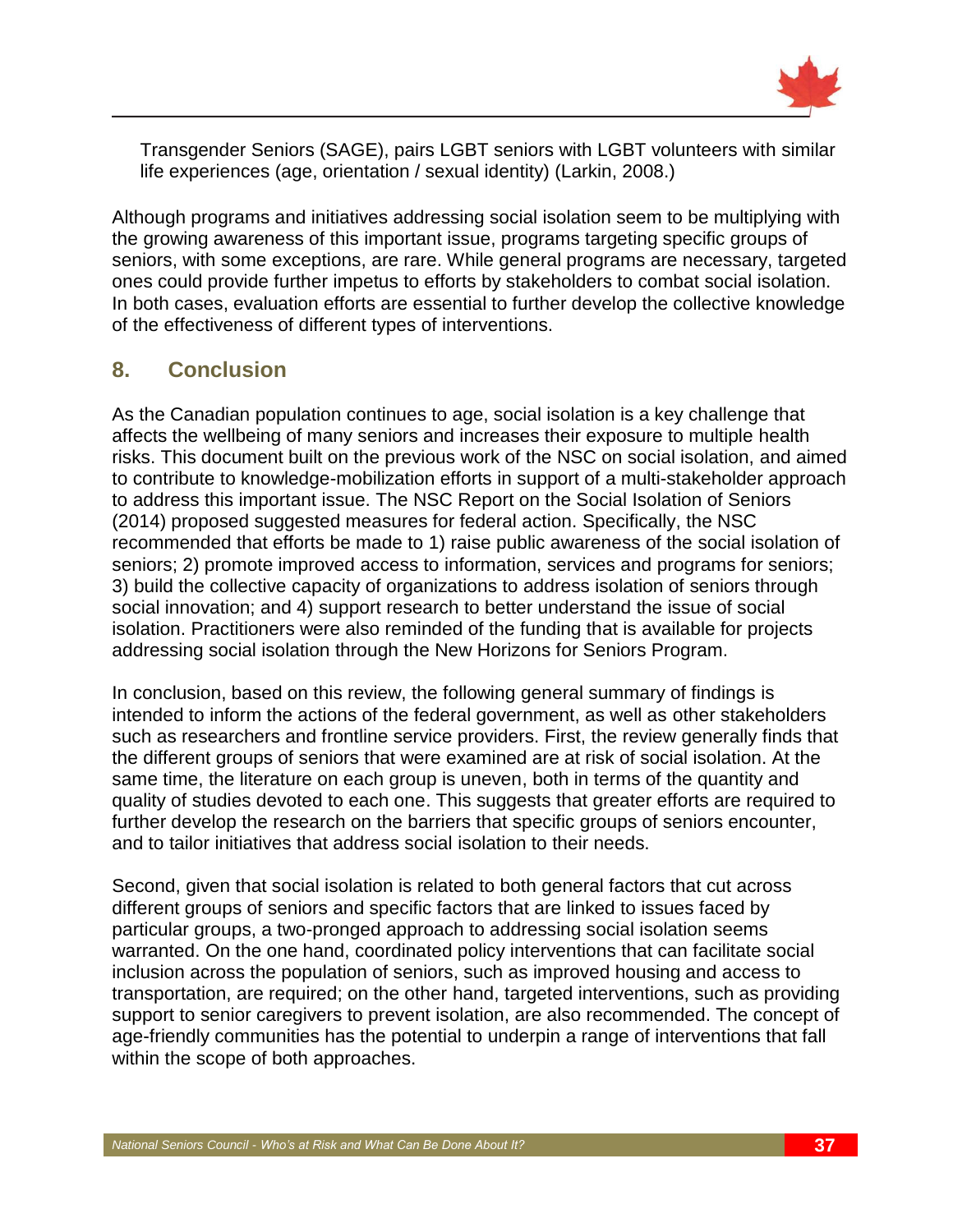Transgender Seniors (SAGE), pairs LGBT seniors with LGBT volunteers with similar life experiences (age, orientation / sexual identity) (Larkin, 2008.)

Although programs and initiatives addressing social isolation seem to be multiplying with the growing awareness of this important issue, programs targeting specific groups of seniors, with some exceptions, are rare. While general programs are necessary, targeted ones could provide further impetus to efforts by stakeholders to combat social isolation. In both cases, evaluation efforts are essential to further develop the collective knowledge of the effectiveness of different types of interventions.

## 8. Conclusion

As the Canadian population continues to age, social isolation is a key challenge that affects the wellbeing of many seniors and increases their exposure to multiple health risks. This document built on the previous work of the NSC on social isolation, and aimed to contribute to knowledge-mobilization efforts in support of a multi-stakeholder approach to address this important issue. The NSC Report on the Social Isolation of Seniors (2014) proposed suggested measures for federal action. Specifically, the NSC recommended that efforts be made to 1) raise public awareness of the social isolation of seniors; 2) promote improved access to information, services and programs for seniors; 3) build the collective capacity of organizations to address isolation of seniors through social innovation; and 4) support research to better understand the issue of social isolation. Practitioners were also reminded of the funding that is available for projects addressing social isolation through the New Horizons for Seniors Program.

In conclusion, based on this review, the following general summary of findings is intended to inform the actions of the federal government, as well as other stakeholders such as researchers and frontline service providers. First, the review generally finds that the different groups of seniors that were examined are at risk of social isolation. At the same time, the literature on each group is uneven, both in terms of the quantity and quality of studies devoted to each one. This suggests that greater efforts are required to further develop the research on the barriers that specific groups of seniors encounter, and to tailor initiatives that address social isolation to their needs.

Second, given that social isolation is related to both general factors that cut across different groups of seniors and specific factors that are linked to issues faced by particular groups, a two-pronged approach to addressing social isolation seems warranted. On the one hand, coordinated policy interventions that can facilitate social inclusion across the population of seniors, such as improved housing and access to transportation, are required; on the other hand, targeted interventions, such as providing support to senior caregivers to prevent isolation, are also recommended. The concept of age-friendly communities has the potential to underpin a range of interventions that fall within the scope of both approaches.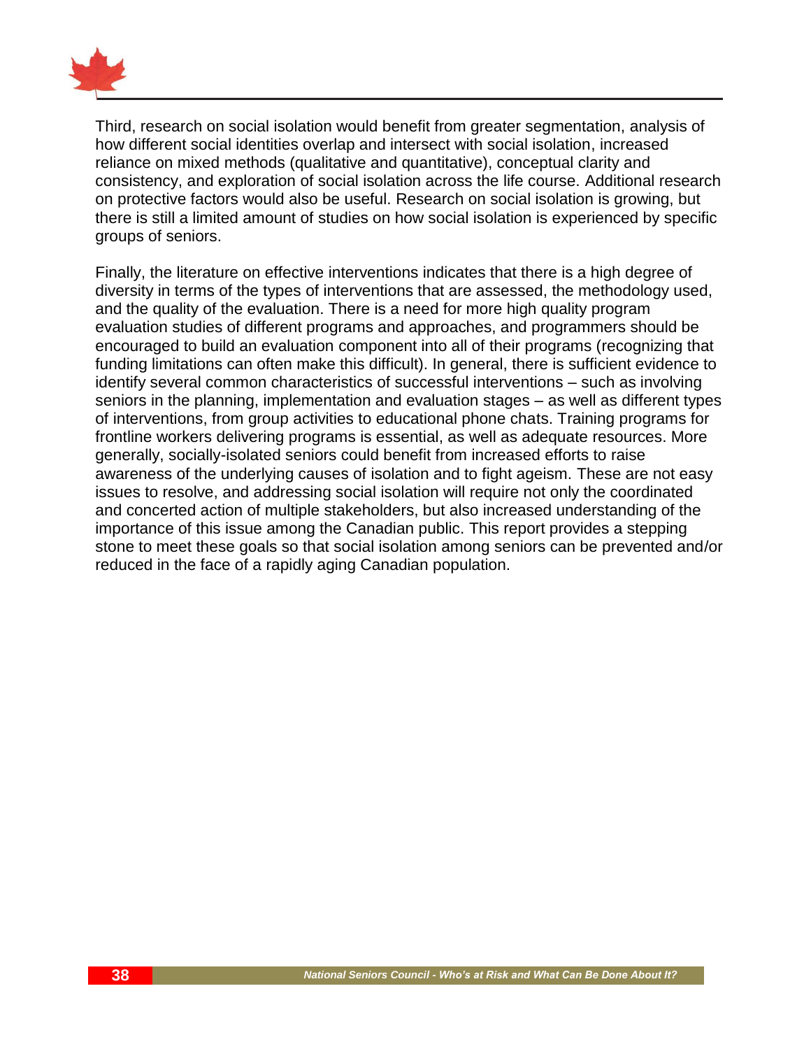Third, research on social isolation would benefit from greater segmentation, analysis of how different social identities overlap and intersect with social isolation, increased reliance on mixed methods (qualitative and quantitative), conceptual clarity and consistency, and exploration of social isolation across the life course. Additional research on protective factors would also be useful. Research on social isolation is growing, but there is still a limited amount of studies on how social isolation is experienced by specific groups of seniors.

Finally, the literature on effective interventions indicates that there is a high degree of diversity in terms of the types of interventions that are assessed, the methodology used, and the quality of the evaluation. There is a need for more high quality program evaluation studies of different programs and approaches, and programmers should be encouraged to build an evaluation component into all of their programs (recognizing that funding limitations can often make this difficult). In general, there is sufficient evidence to identify several common characteristics of successful interventions – such as involving seniors in the planning, implementation and evaluation stages – as well as different types of interventions, from group activities to educational phone chats. Training programs for frontline workers delivering programs is essential, as well as adequate resources. More generally, socially-isolated seniors could benefit from increased efforts to raise awareness of the underlying causes of isolation and to fight ageism. These are not easy issues to resolve, and addressing social isolation will require not only the coordinated and concerted action of multiple stakeholders, but also increased understanding of the importance of this issue among the Canadian public. This report provides a stepping stone to meet these goals so that social isolation among seniors can be prevented and/or reduced in the face of a rapidly aging Canadian population.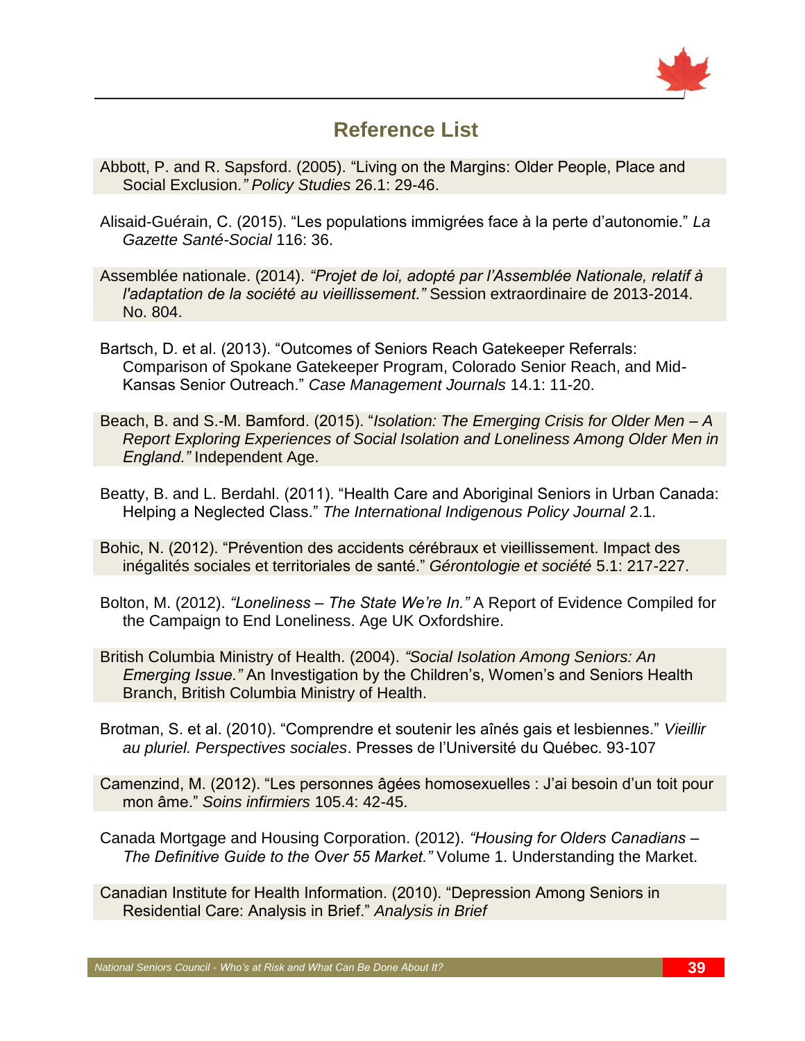## Reference List

Abbott, P. and R. Sapsford. (2005). "Living on the Margins: Older People, Place and Social Exclusion*." Policy Studies* 26.1: 29-46.

Alisaid-Guérain, C. (2015). "Les populations immigrées face à la perte d'autonomie." *La Gazette Santé-Social* 116: 36.

Assemblée nationale. (2014). *"Projet de loi, adopté par l'Assemblée Nationale, relatif à l'adaptation de la société au vieillissement."* Session extraordinaire de 2013-2014. No. 804.

Bartsch, D. et al. (2013). "Outcomes of Seniors Reach Gatekeeper Referrals: Comparison of Spokane Gatekeeper Program, Colorado Senior Reach, and Mid-Kansas Senior Outreach." *Case Management Journals* 14.1: 11-20.

Beach, B. and S.-M. Bamford. (2015). "*Isolation: The Emerging Crisis for Older Men – A Report Exploring Experiences of Social Isolation and Loneliness Among Older Men in England."* Independent Age.

Beatty, B. and L. Berdahl. (2011). "Health Care and Aboriginal Seniors in Urban Canada: Helping a Neglected Class." *The International Indigenous Policy Journal* 2.1.

Bohic, N. (2012). "Prévention des accidents cérébraux et vieillissement. Impact des inégalités sociales et territoriales de santé." *Gérontologie et société* 5.1: 217-227.

Bolton, M. (2012). *"Loneliness – The State We're In."* A Report of Evidence Compiled for the Campaign to End Loneliness. Age UK Oxfordshire.

British Columbia Ministry of Health. (2004). *"Social Isolation Among Seniors: An Emerging Issue."* An Investigation by the Children's, Women's and Seniors Health Branch, British Columbia Ministry of Health.

Brotman, S. et al. (2010). "Comprendre et soutenir les aînés gais et lesbiennes." *Vieillir au pluriel. Perspectives sociales*. Presses de l'Université du Québec. 93-107

Camenzind, M. (2012). "Les personnes âgées homosexuelles : J'ai besoin d'un toit pour mon âme." *Soins infirmiers* 105.4: 42-45.

Canada Mortgage and Housing Corporation. (2012). *"Housing for Olders Canadians – The Definitive Guide to the Over 55 Market."* Volume 1. Understanding the Market.

Canadian Institute for Health Information. (2010). "Depression Among Seniors in Residential Care: Analysis in Brief." *Analysis in Brief*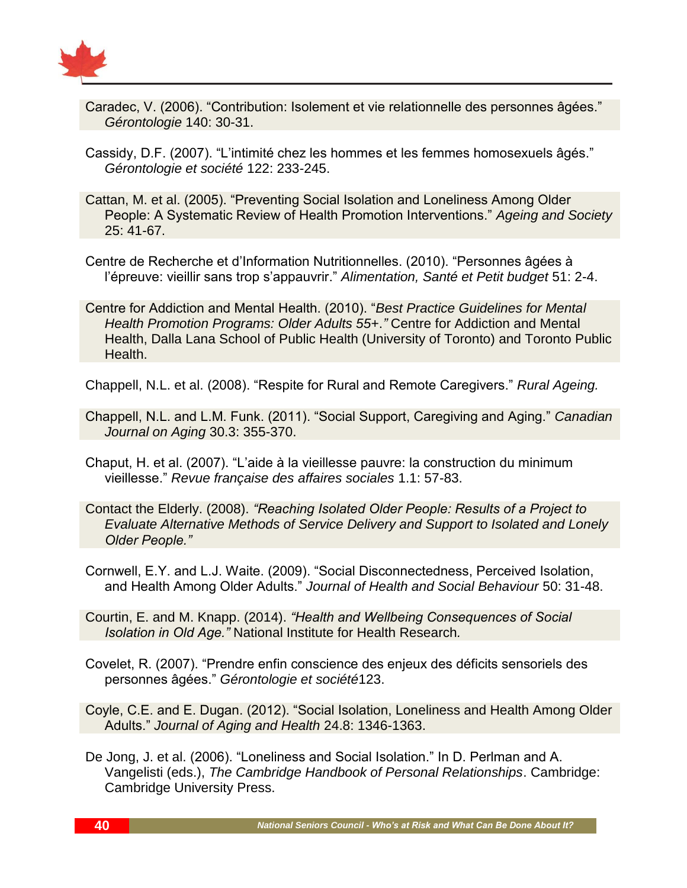Caradec, V. (2006). “Contribution: Isolement et vie relationnelle des personnes âgées.” *Gérontologie* 140: 30-31.

Cassidy, D.F. (2007). “L’intimité chez les hommes et les femmes homosexuels âgés.” *Gérontologie et société* 122: 233-245.

Cattan, M. et al. (2005). “Preventing Social Isolation and Loneliness Among Older People: A Systematic Review of Health Promotion Interventions.” *Ageing and Society* 25: 41-67.

Centre de Recherche et d’Information Nutritionnelles. (2010). “Personnes âgées à l’épreuve: vieillir sans trop s’appauvrir.” *Alimentation, Santé et Petit budget* 51: 2-4.

Centre for Addiction and Mental Health. (2010). “*Best Practice Guidelines for Mental Health Promotion Programs: Older Adults 55+.”* Centre for Addiction and Mental Health, Dalla Lana School of Public Health (University of Toronto) and Toronto Public Health.

Chappell, N.L. et al. (2008). “Respite for Rural and Remote Caregivers.” *Rural Ageing.*

Chappell, N.L. and L.M. Funk. (2011). “Social Support, Caregiving and Aging.” *Canadian Journal on Aging* 30.3: 355-370.

Chaput, H. et al. (2007). “L’aide à la vieillesse pauvre: la construction du minimum vieillesse.” *Revue française des affaires sociales* 1.1: 57-83.

Contact the Elderly. (2008). *“Reaching Isolated Older People: Results of a Project to Evaluate Alternative Methods of Service Delivery and Support to Isolated and Lonely Older People.”*

Cornwell, E.Y. and L.J. Waite. (2009). “Social Disconnectedness, Perceived Isolation, and Health Among Older Adults.” *Journal of Health and Social Behaviour* 50: 31-48.

Courtin, E. and M. Knapp. (2014). *“Health and Wellbeing Consequences of Social Isolation in Old Age.”* National Institute for Health Research.

Covelet, R. (2007). “Prendre enfin conscience des enjeux des déficits sensoriels des personnes âgées.” *Gérontologie et société*123.

Coyle, C.E. and E. Dugan. (2012). “Social Isolation, Loneliness and Health Among Older Adults.” *Journal of Aging and Health* 24.8: 1346-1363.

De Jong, J. et al. (2006). “Loneliness and Social Isolation.” In D. Perlman and A. Vangelisti (eds.), *The Cambridge Handbook of Personal Relationships*. Cambridge: Cambridge University Press.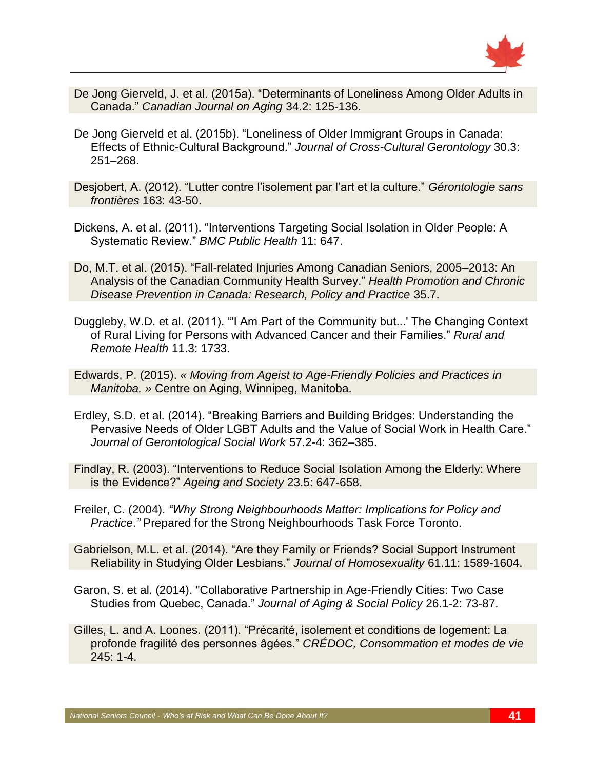De Jong Gierveld, J. et al. (2015a). “Determinants of Loneliness Among Older Adults in Canada.” *Canadian Journal on Aging* 34.2: 125-136.

De Jong Gierveld et al. (2015b). “Loneliness of Older Immigrant Groups in Canada: Effects of Ethnic-Cultural Background.” *Journal of Cross-Cultural Gerontology* 30.3: 251–268.

Desjobert, A. (2012). “Lutter contre l’isolement par l’art et la culture.” *Gérontologie sans frontières* 163: 43-50.

Dickens, A. et al. (2011). “Interventions Targeting Social Isolation in Older People: A Systematic Review.” *BMC Public Health* 11: 647.

Do, M.T. et al. (2015). “Fall-related Injuries Among Canadian Seniors, 2005–2013: An Analysis of the Canadian Community Health Survey.” *Health Promotion and Chronic Disease Prevention in Canada: Research, Policy and Practice* 35.7.

Duggleby, W.D. et al. (2011). “'I Am Part of the Community but...' The Changing Context of Rural Living for Persons with Advanced Cancer and their Families.” *Rural and Remote Health* 11.3: 1733.

Edwards, P. (2015). *« Moving from Ageist to Age-Friendly Policies and Practices in Manitoba. »* Centre on Aging, Winnipeg, Manitoba.

Erdley, S.D. et al. (2014). “Breaking Barriers and Building Bridges: Understanding the Pervasive Needs of Older LGBT Adults and the Value of Social Work in Health Care.” *Journal of Gerontological Social Work* 57.2-4: 362–385.

Findlay, R. (2003). “Interventions to Reduce Social Isolation Among the Elderly: Where is the Evidence?” *Ageing and Society* 23.5: 647-658.

Freiler, C. (2004). *“Why Strong Neighbourhoods Matter: Implications for Policy and Practice.”* Prepared for the Strong Neighbourhoods Task Force Toronto.

Gabrielson, M.L. et al. (2014). “Are they Family or Friends? Social Support Instrument Reliability in Studying Older Lesbians.” *Journal of Homosexuality* 61.11: 1589-1604.

Garon, S. et al. (2014). "Collaborative Partnership in Age-Friendly Cities: Two Case Studies from Quebec, Canada.” *Journal of Aging & Social Policy* 26.1-2: 73-87.

Gilles, L. and A. Loones. (2011). “Précarité, isolement et conditions de logement: La profonde fragilité des personnes âgées.” *CRÉDOC, Consommation et modes de vie* 245: 1-4.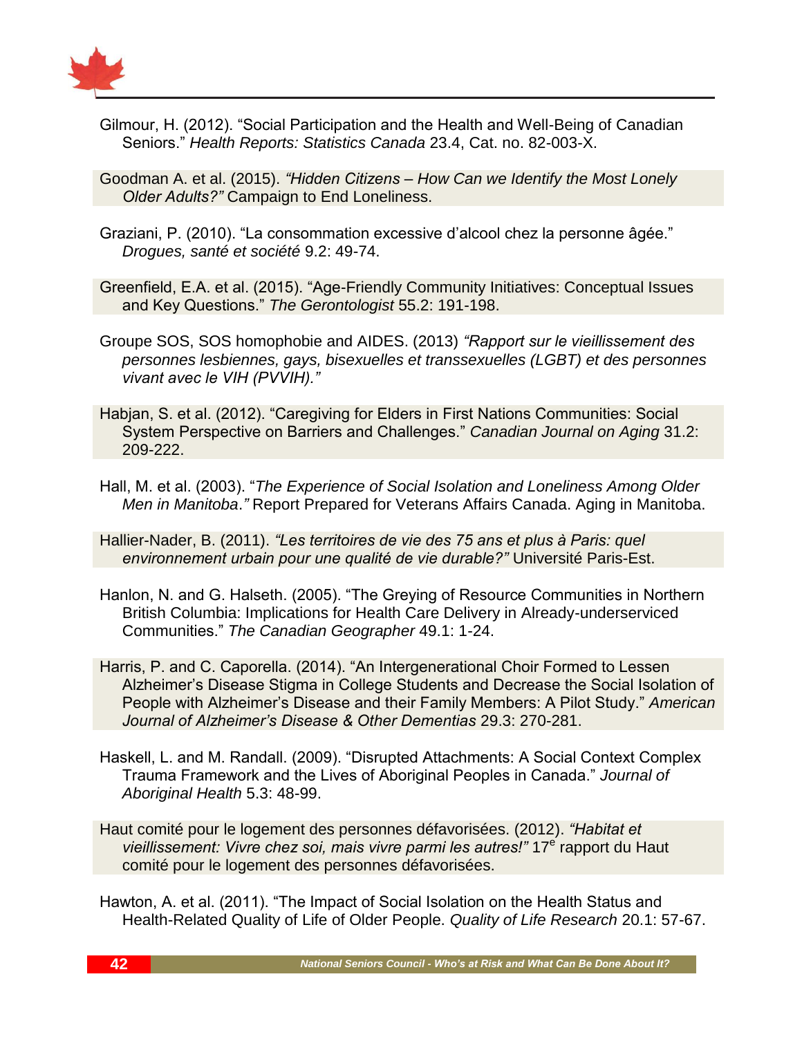Gilmour, H. (2012). "Social Participation and the Health and Well-Being of Canadian Seniors." *Health Reports: Statistics Canada* 23.4, Cat. no. 82-003-X.

Goodman A. et al. (2015). *"Hidden Citizens – How Can we Identify the Most Lonely Older Adults?"* Campaign to End Loneliness.

Graziani, P. (2010). "La consommation excessive d'alcool chez la personne âgée." *Drogues, santé et société* 9.2: 49-74.

Greenfield, E.A. et al. (2015). "Age-Friendly Community Initiatives: Conceptual Issues and Key Questions." *The Gerontologist* 55.2: 191-198.

Groupe SOS, SOS homophobie and AIDES. (2013) *"Rapport sur le vieillissement des personnes lesbiennes, gays, bisexuelles et transsexuelles (LGBT) et des personnes vivant avec le VIH (PVVIH)."*

Habjan, S. et al. (2012). "Caregiving for Elders in First Nations Communities: Social System Perspective on Barriers and Challenges." *Canadian Journal on Aging* 31.2: 209-222.

Hall, M. et al. (2003). "*The Experience of Social Isolation and Loneliness Among Older Men in Manitoba."* Report Prepared for Veterans Affairs Canada. Aging in Manitoba.

Hallier-Nader, B. (2011). *"Les territoires de vie des 75 ans et plus à Paris: quel environnement urbain pour une qualité de vie durable?"* Université Paris-Est.

Hanlon, N. and G. Halseth. (2005). "The Greying of Resource Communities in Northern British Columbia: Implications for Health Care Delivery in Already-underserviced Communities." *The Canadian Geographer* 49.1: 1-24.

Harris, P. and C. Caporella. (2014). "An Intergenerational Choir Formed to Lessen Alzheimer's Disease Stigma in College Students and Decrease the Social Isolation of People with Alzheimer's Disease and their Family Members: A Pilot Study." *American Journal of Alzheimer's Disease & Other Dementias* 29.3: 270-281.

Haskell, L. and M. Randall. (2009). "Disrupted Attachments: A Social Context Complex Trauma Framework and the Lives of Aboriginal Peoples in Canada." *Journal of Aboriginal Health* 5.3: 48-99.

Haut comité pour le logement des personnes défavorisées. (2012). *"Habitat et vieillissement: Vivre chez soi, mais vivre parmi les autres!"* 17^e rapport du Haut comité pour le logement des personnes défavorisées.

Hawton, A. et al. (2011). "The Impact of Social Isolation on the Health Status and Health-Related Quality of Life of Older People. *Quality of Life Research* 20.1: 57-67.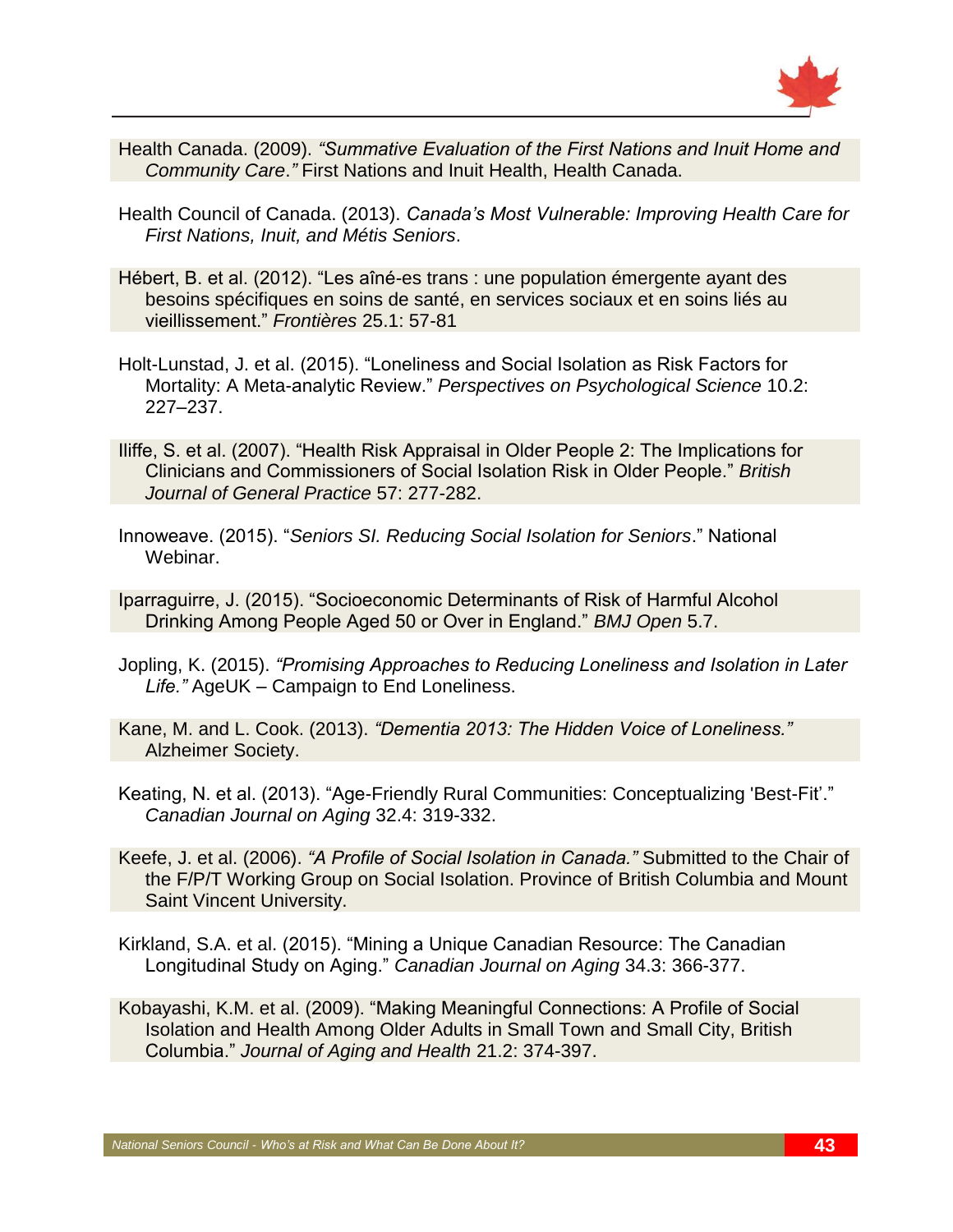Health Canada. (2009). *"Summative Evaluation of the First Nations and Inuit Home and Community Care."* First Nations and Inuit Health, Health Canada.

Health Council of Canada. (2013). *Canada's Most Vulnerable: Improving Health Care for First Nations, Inuit, and Métis Seniors*.

Hébert, B. et al. (2012). "Les aîné-es trans : une population émergente ayant des besoins spécifiques en soins de santé, en services sociaux et en soins liés au vieillissement." *Frontières* 25.1: 57-81

Holt-Lunstad, J. et al. (2015). "Loneliness and Social Isolation as Risk Factors for Mortality: A Meta-analytic Review." *Perspectives on Psychological Science* 10.2: 227–237.

Iliffe, S. et al. (2007). "Health Risk Appraisal in Older People 2: The Implications for Clinicians and Commissioners of Social Isolation Risk in Older People." *British Journal of General Practice* 57: 277-282.

Innoweave. (2015). "*Seniors SI. Reducing Social Isolation for Seniors*." National Webinar.

Iparraguirre, J. (2015). "Socioeconomic Determinants of Risk of Harmful Alcohol Drinking Among People Aged 50 or Over in England." *BMJ Open* 5.7.

Jopling, K. (2015). *"Promising Approaches to Reducing Loneliness and Isolation in Later Life."* AgeUK – Campaign to End Loneliness.

Kane, M. and L. Cook. (2013). *"Dementia 2013: The Hidden Voice of Loneliness."* Alzheimer Society.

Keating, N. et al. (2013). "Age-Friendly Rural Communities: Conceptualizing 'Best-Fit'." *Canadian Journal on Aging* 32.4: 319-332.

Keefe, J. et al. (2006). *"A Profile of Social Isolation in Canada."* Submitted to the Chair of the F/P/T Working Group on Social Isolation. Province of British Columbia and Mount Saint Vincent University.

Kirkland, S.A. et al. (2015). "Mining a Unique Canadian Resource: The Canadian Longitudinal Study on Aging." *Canadian Journal on Aging* 34.3: 366-377.

Kobayashi, K.M. et al. (2009). "Making Meaningful Connections: A Profile of Social Isolation and Health Among Older Adults in Small Town and Small City, British Columbia." *Journal of Aging and Health* 21.2: 374-397.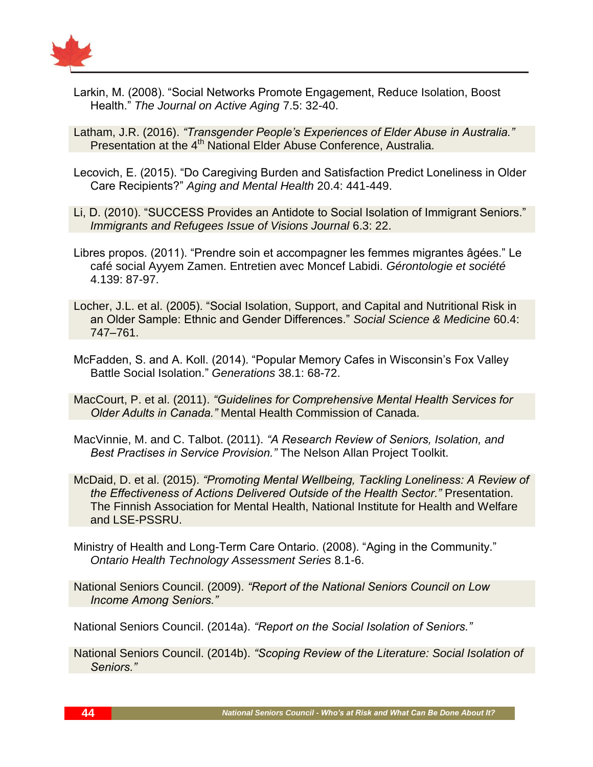Larkin, M. (2008). “Social Networks Promote Engagement, Reduce Isolation, Boost Health.” *The Journal on Active Aging* 7.5: 32-40.

Latham, J.R. (2016). *“Transgender People’s Experiences of Elder Abuse in Australia.”* Presentation at the 4th National Elder Abuse Conference, Australia.

Lecovich, E. (2015). “Do Caregiving Burden and Satisfaction Predict Loneliness in Older Care Recipients?” *Aging and Mental Health* 20.4: 441-449.

Li, D. (2010). “SUCCESS Provides an Antidote to Social Isolation of Immigrant Seniors.” *Immigrants and Refugees Issue of Visions Journal* 6.3: 22.

Libres propos. (2011). “Prendre soin et accompagner les femmes migrantes âgées.” Le café social Ayyem Zamen. Entretien avec Moncef Labidi. *Gérontologie et société* 4.139: 87-97.

Locher, J.L. et al. (2005). “Social Isolation, Support, and Capital and Nutritional Risk in an Older Sample: Ethnic and Gender Differences.” *Social Science & Medicine* 60.4: 747–761.

McFadden, S. and A. Koll. (2014). “Popular Memory Cafes in Wisconsin’s Fox Valley Battle Social Isolation.” *Generations* 38.1: 68-72.

MacCourt, P. et al. (2011). *“Guidelines for Comprehensive Mental Health Services for Older Adults in Canada.”* Mental Health Commission of Canada.

MacVinnie, M. and C. Talbot. (2011). *“A Research Review of Seniors, Isolation, and Best Practises in Service Provision.”* The Nelson Allan Project Toolkit.

McDaid, D. et al. (2015). *“Promoting Mental Wellbeing, Tackling Loneliness: A Review of the Effectiveness of Actions Delivered Outside of the Health Sector.”* Presentation. The Finnish Association for Mental Health, National Institute for Health and Welfare and LSE-PSSRU.

Ministry of Health and Long-Term Care Ontario. (2008). “Aging in the Community.” *Ontario Health Technology Assessment Series* 8.1-6.

National Seniors Council. (2009). *“Report of the National Seniors Council on Low Income Among Seniors.”*

National Seniors Council. (2014a). *“Report on the Social Isolation of Seniors.”*

National Seniors Council. (2014b). *“Scoping Review of the Literature: Social Isolation of Seniors.”*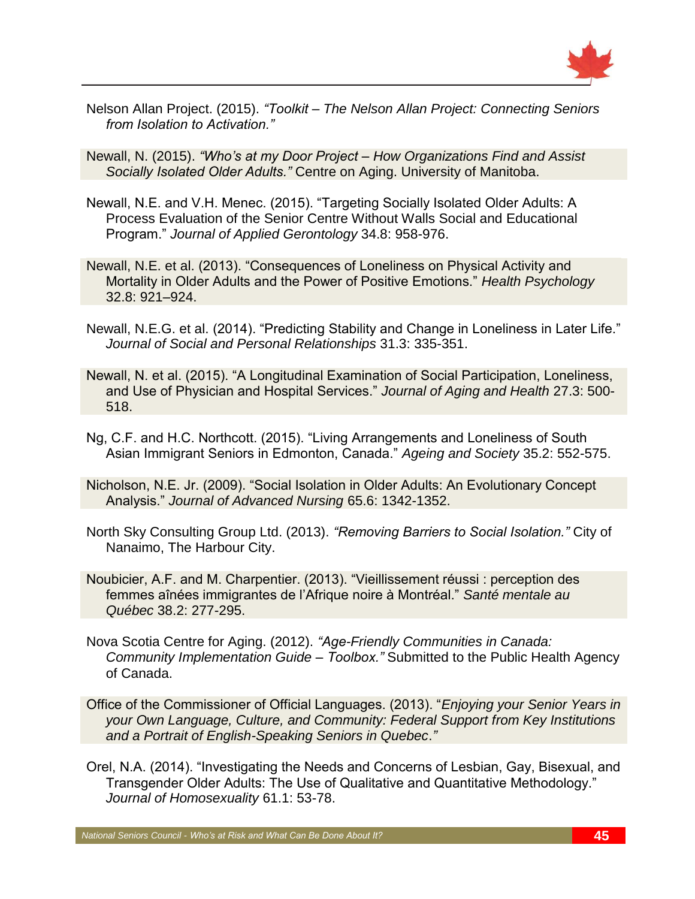Nelson Allan Project. (2015). *"Toolkit – The Nelson Allan Project: Connecting Seniors from Isolation to Activation."*

Newall, N. (2015). *"Who's at my Door Project – How Organizations Find and Assist Socially Isolated Older Adults."* Centre on Aging. University of Manitoba.

Newall, N.E. and V.H. Menec. (2015). "Targeting Socially Isolated Older Adults: A Process Evaluation of the Senior Centre Without Walls Social and Educational Program." *Journal of Applied Gerontology* 34.8: 958-976.

Newall, N.E. et al. (2013). "Consequences of Loneliness on Physical Activity and Mortality in Older Adults and the Power of Positive Emotions." *Health Psychology* 32.8: 921–924.

Newall, N.E.G. et al. (2014). "Predicting Stability and Change in Loneliness in Later Life." *Journal of Social and Personal Relationships* 31.3: 335-351.

Newall, N. et al. (2015). "A Longitudinal Examination of Social Participation, Loneliness, and Use of Physician and Hospital Services." *Journal of Aging and Health* 27.3: 500-518.

Ng, C.F. and H.C. Northcott. (2015). "Living Arrangements and Loneliness of South Asian Immigrant Seniors in Edmonton, Canada." *Ageing and Society* 35.2: 552-575.

Nicholson, N.E. Jr. (2009). "Social Isolation in Older Adults: An Evolutionary Concept Analysis." *Journal of Advanced Nursing* 65.6: 1342-1352.

North Sky Consulting Group Ltd. (2013). *"Removing Barriers to Social Isolation."* City of Nanaimo, The Harbour City.

Noubicier, A.F. and M. Charpentier. (2013). "Vieillissement réussi : perception des femmes aînées immigrantes de l'Afrique noire à Montréal." *Santé mentale au Québec* 38.2: 277-295.

Nova Scotia Centre for Aging. (2012). *"Age-Friendly Communities in Canada: Community Implementation Guide – Toolbox."* Submitted to the Public Health Agency of Canada.

Office of the Commissioner of Official Languages. (2013). "*Enjoying your Senior Years in your Own Language, Culture, and Community: Federal Support from Key Institutions and a Portrait of English-Speaking Seniors in Quebec*."

Orel, N.A. (2014). "Investigating the Needs and Concerns of Lesbian, Gay, Bisexual, and Transgender Older Adults: The Use of Qualitative and Quantitative Methodology." *Journal of Homosexuality* 61.1: 53-78.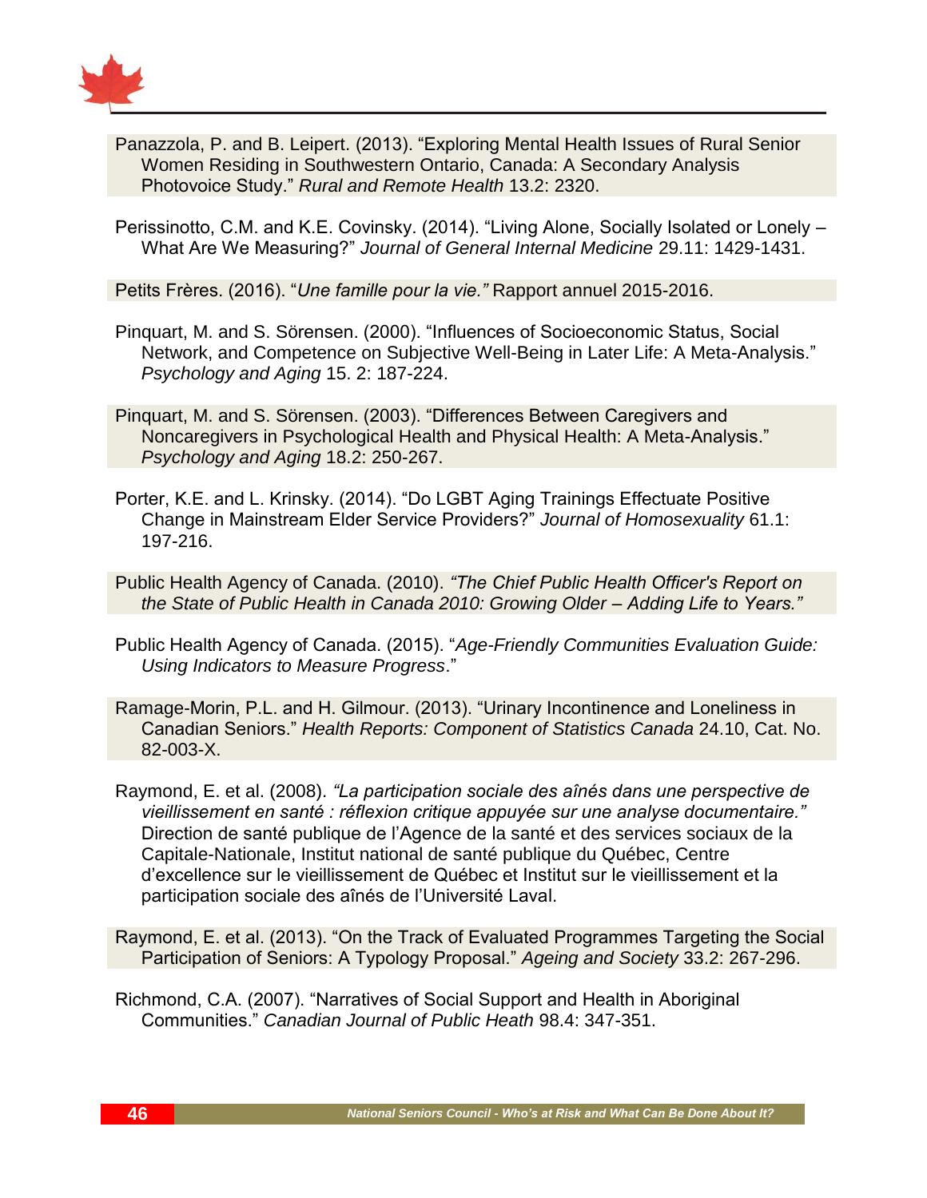Panazzola, P. and B. Leipert. (2013). "Exploring Mental Health Issues of Rural Senior Women Residing in Southwestern Ontario, Canada: A Secondary Analysis Photovoice Study." *Rural and Remote Health* 13.2: 2320.

Perissinotto, C.M. and K.E. Covinsky. (2014). "Living Alone, Socially Isolated or Lonely – What Are We Measuring?" *Journal of General Internal Medicine* 29.11: 1429-1431.

Petits Frères. (2016). "*Une famille pour la vie."* Rapport annuel 2015-2016.

Pinquart, M. and S. Sörensen. (2000). "Influences of Socioeconomic Status, Social Network, and Competence on Subjective Well-Being in Later Life: A Meta-Analysis." *Psychology and Aging* 15. 2: 187-224.

Pinquart, M. and S. Sörensen. (2003). "Differences Between Caregivers and Noncaregivers in Psychological Health and Physical Health: A Meta-Analysis." *Psychology and Aging* 18.2: 250-267.

Porter, K.E. and L. Krinsky. (2014). "Do LGBT Aging Trainings Effectuate Positive Change in Mainstream Elder Service Providers?" *Journal of Homosexuality* 61.1: 197-216.

Public Health Agency of Canada. (2010). *"The Chief Public Health Officer's Report on the State of Public Health in Canada 2010: Growing Older – Adding Life to Years."*

Public Health Agency of Canada. (2015). "*Age-Friendly Communities Evaluation Guide: Using Indicators to Measure Progress*."

Ramage-Morin, P.L. and H. Gilmour. (2013). "Urinary Incontinence and Loneliness in Canadian Seniors." *Health Reports: Component of Statistics Canada* 24.10, Cat. No. 82-003-X.

Raymond, E. et al. (2008). *"La participation sociale des aînés dans une perspective de vieillissement en santé : réflexion critique appuyée sur une analyse documentaire."* Direction de santé publique de l'Agence de la santé et des services sociaux de la Capitale-Nationale, Institut national de santé publique du Québec, Centre d'excellence sur le vieillissement de Québec et Institut sur le vieillissement et la participation sociale des aînés de l'Université Laval.

Raymond, E. et al. (2013). "On the Track of Evaluated Programmes Targeting the Social Participation of Seniors: A Typology Proposal." *Ageing and Society* 33.2: 267-296.

Richmond, C.A. (2007). "Narratives of Social Support and Health in Aboriginal Communities." *Canadian Journal of Public Heath* 98.4: 347-351.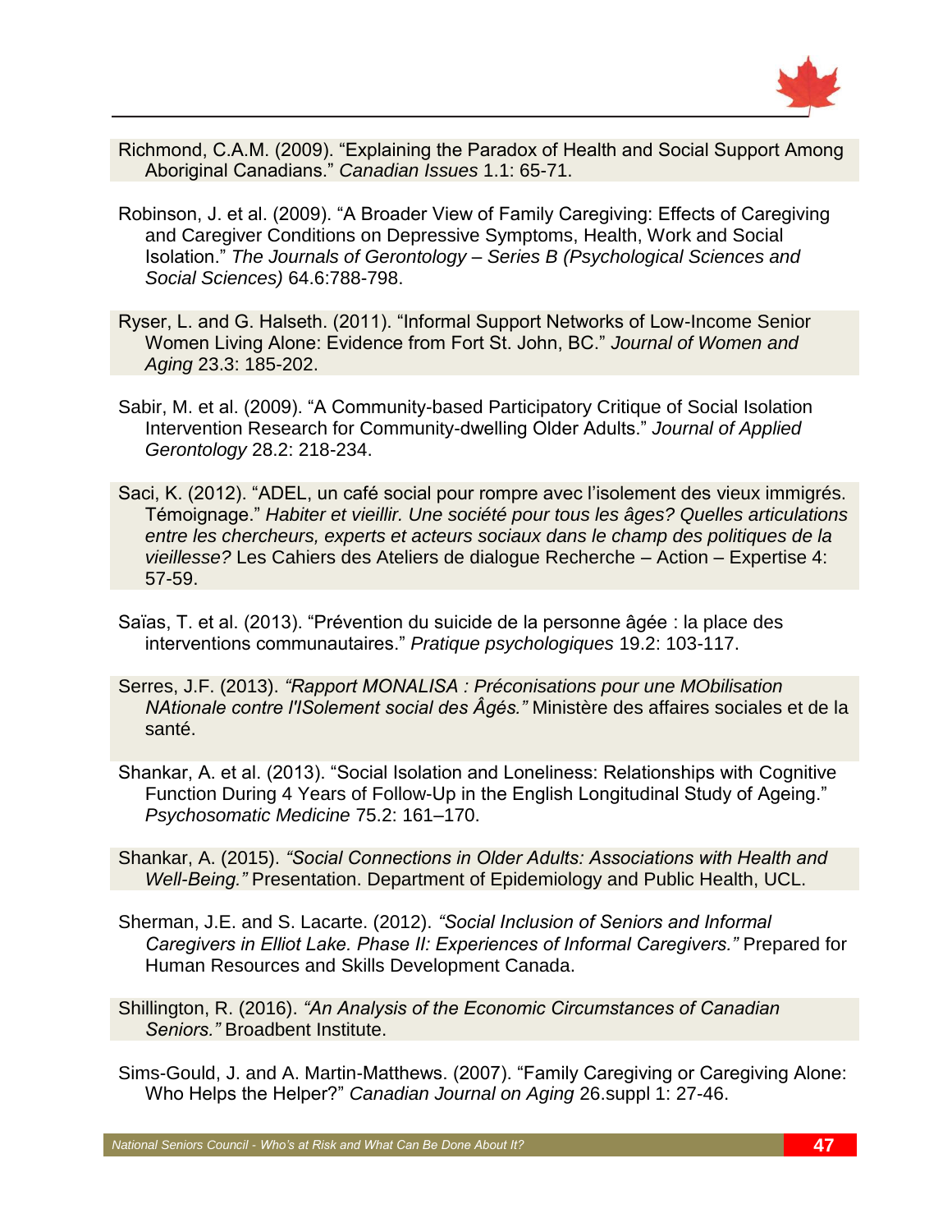Richmond, C.A.M. (2009). “Explaining the Paradox of Health and Social Support Among Aboriginal Canadians.” *Canadian Issues* 1.1: 65-71.

Robinson, J. et al. (2009). “A Broader View of Family Caregiving: Effects of Caregiving and Caregiver Conditions on Depressive Symptoms, Health, Work and Social Isolation.” *The Journals of Gerontology – Series B (Psychological Sciences and Social Sciences)* 64.6:788-798.

Ryser, L. and G. Halseth. (2011). “Informal Support Networks of Low-Income Senior Women Living Alone: Evidence from Fort St. John, BC.” *Journal of Women and Aging* 23.3: 185-202.

Sabir, M. et al. (2009). “A Community-based Participatory Critique of Social Isolation Intervention Research for Community-dwelling Older Adults.” *Journal of Applied Gerontology* 28.2: 218-234.

Saci, K. (2012). “ADEL, un café social pour rompre avec l’isolement des vieux immigrés. Témoignage.” *Habiter et vieillir. Une société pour tous les âges? Quelles articulations entre les chercheurs, experts et acteurs sociaux dans le champ des politiques de la vieillesse?* Les Cahiers des Ateliers de dialogue Recherche – Action – Expertise 4: 57-59.

Saïas, T. et al. (2013). “Prévention du suicide de la personne âgée : la place des interventions communautaires.” *Pratique psychologiques* 19.2: 103-117.

Serres, J.F. (2013). *“Rapport MONALISA : Préconisations pour une MObilisation NAtionale contre l'ISolement social des Âgés.”* Ministère des affaires sociales et de la santé.

Shankar, A. et al. (2013). “Social Isolation and Loneliness: Relationships with Cognitive Function During 4 Years of Follow-Up in the English Longitudinal Study of Ageing.” *Psychosomatic Medicine* 75.2: 161–170.

Shankar, A. (2015). *“Social Connections in Older Adults: Associations with Health and Well-Being.”* Presentation. Department of Epidemiology and Public Health, UCL.

Sherman, J.E. and S. Lacarte. (2012). *“Social Inclusion of Seniors and Informal Caregivers in Elliot Lake. Phase II: Experiences of Informal Caregivers.”* Prepared for Human Resources and Skills Development Canada.

Shillington, R. (2016). *“An Analysis of the Economic Circumstances of Canadian Seniors.”* Broadbent Institute.

Sims-Gould, J. and A. Martin-Matthews. (2007). “Family Caregiving or Caregiving Alone: Who Helps the Helper?” *Canadian Journal on Aging* 26.suppl 1: 27-46.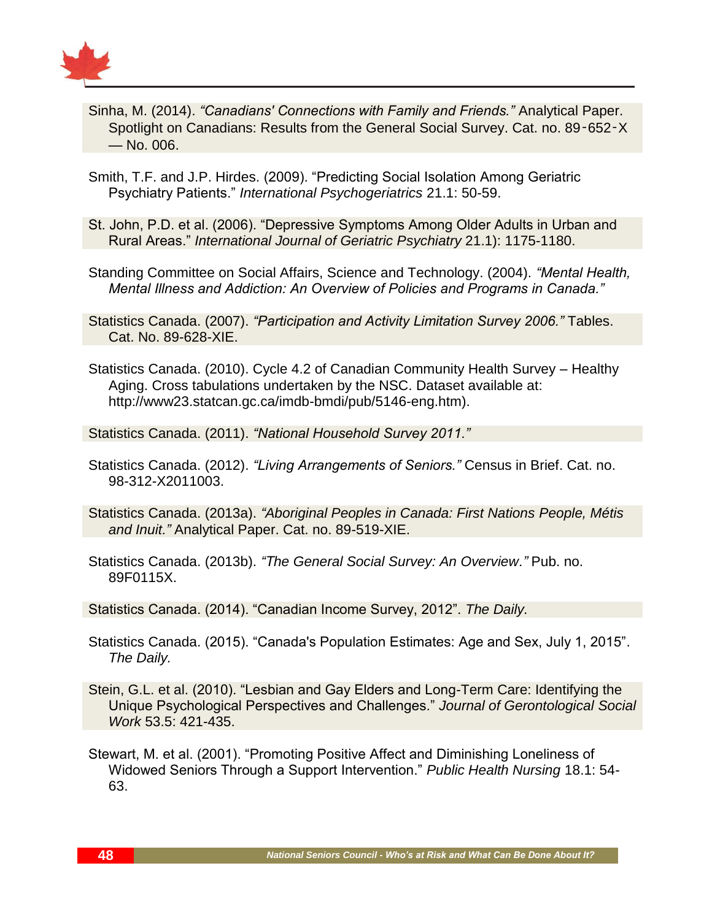Sinha, M. (2014). *“Canadians' Connections with Family and Friends.”* Analytical Paper. Spotlight on Canadians: Results from the General Social Survey. Cat. no. 89‑652‑X — No. 006.

Smith, T.F. and J.P. Hirdes. (2009). “Predicting Social Isolation Among Geriatric Psychiatry Patients.” *International Psychogeriatrics* 21.1: 50-59.

St. John, P.D. et al. (2006). “Depressive Symptoms Among Older Adults in Urban and Rural Areas.” *International Journal of Geriatric Psychiatry* 21.1): 1175-1180.

Standing Committee on Social Affairs, Science and Technology. (2004). *“Mental Health, Mental Illness and Addiction: An Overview of Policies and Programs in Canada.”*

Statistics Canada. (2007). *“Participation and Activity Limitation Survey 2006.”* Tables. Cat. No. 89-628-XIE.

Statistics Canada. (2010). Cycle 4.2 of Canadian Community Health Survey – Healthy Aging. Cross tabulations undertaken by the NSC. Dataset available at: http://www23.statcan.gc.ca/imdb-bmdi/pub/5146-eng.htm).

Statistics Canada. (2011). *“National Household Survey 2011.”*

Statistics Canada. (2012). *“Living Arrangements of Seniors.”* Census in Brief. Cat. no. 98-312-X2011003.

Statistics Canada. (2013a). *“Aboriginal Peoples in Canada: First Nations People, Métis and Inuit.”* Analytical Paper. Cat. no. 89-519-XIE.

Statistics Canada. (2013b). *“The General Social Survey: An Overview.”* Pub. no. 89F0115X.

Statistics Canada. (2014). “Canadian Income Survey, 2012”. *The Daily.*

Statistics Canada. (2015). “Canada's Population Estimates: Age and Sex, July 1, 2015”. *The Daily.*

Stein, G.L. et al. (2010). “Lesbian and Gay Elders and Long-Term Care: Identifying the Unique Psychological Perspectives and Challenges.” *Journal of Gerontological Social Work* 53.5: 421-435.

Stewart, M. et al. (2001). “Promoting Positive Affect and Diminishing Loneliness of Widowed Seniors Through a Support Intervention.” *Public Health Nursing* 18.1: 54-63.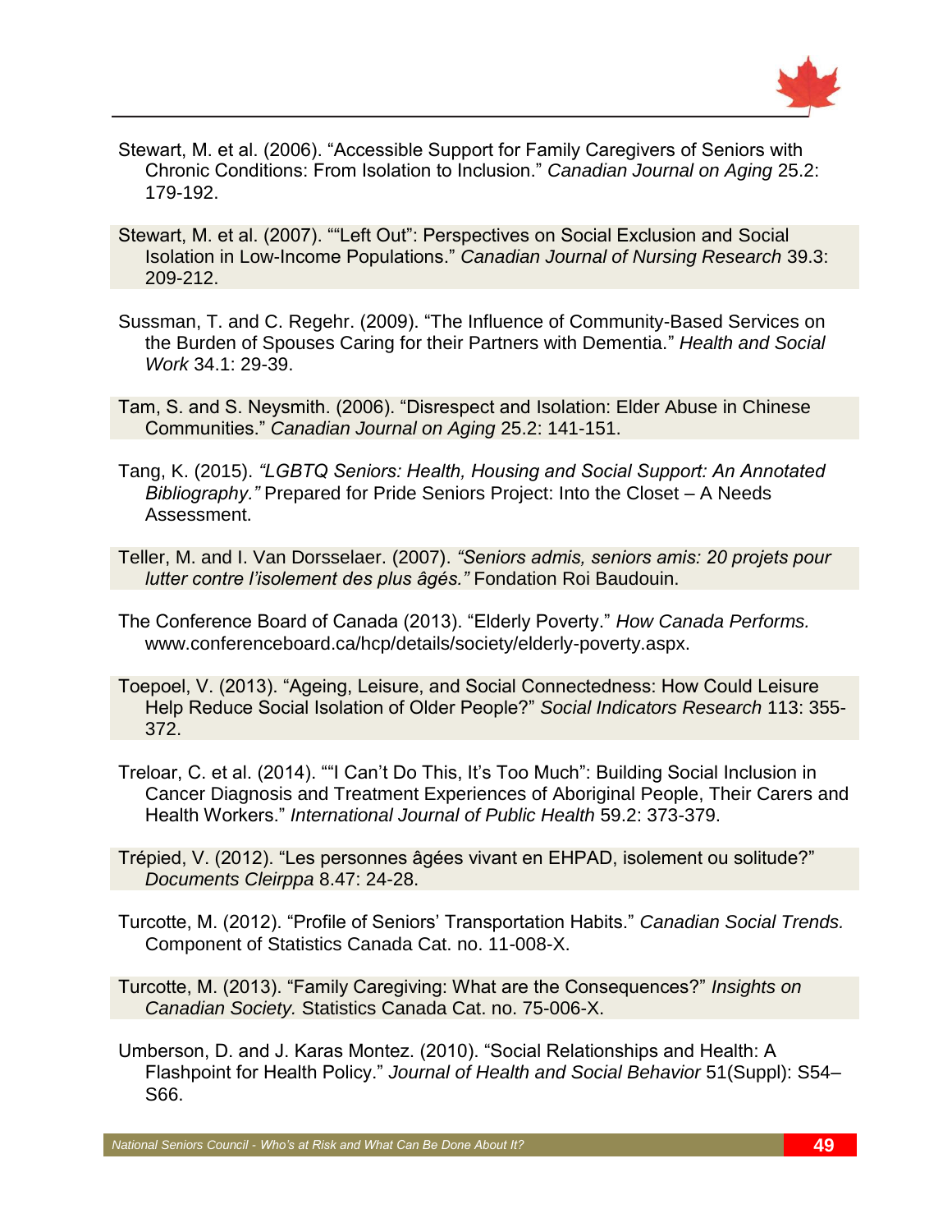Stewart, M. et al. (2006). "Accessible Support for Family Caregivers of Seniors with Chronic Conditions: From Isolation to Inclusion." *Canadian Journal on Aging* 25.2: 179-192.

Stewart, M. et al. (2007). ""Left Out": Perspectives on Social Exclusion and Social Isolation in Low-Income Populations." *Canadian Journal of Nursing Research* 39.3: 209-212.

Sussman, T. and C. Regehr. (2009). "The Influence of Community-Based Services on the Burden of Spouses Caring for their Partners with Dementia." *Health and Social Work* 34.1: 29-39.

Tam, S. and S. Neysmith. (2006). "Disrespect and Isolation: Elder Abuse in Chinese Communities." *Canadian Journal on Aging* 25.2: 141-151.

Tang, K. (2015). *"LGBTQ Seniors: Health, Housing and Social Support: An Annotated Bibliography."* Prepared for Pride Seniors Project: Into the Closet – A Needs Assessment.

Teller, M. and I. Van Dorsselaer. (2007). *"Seniors admis, seniors amis: 20 projets pour lutter contre l'isolement des plus âgés."* Fondation Roi Baudouin.

The Conference Board of Canada (2013). "Elderly Poverty." *How Canada Performs.* www.conferenceboard.ca/hcp/details/society/elderly-poverty.aspx.

Toepoel, V. (2013). "Ageing, Leisure, and Social Connectedness: How Could Leisure Help Reduce Social Isolation of Older People?" *Social Indicators Research* 113: 355-372.

Treloar, C. et al. (2014). ""I Can't Do This, It's Too Much": Building Social Inclusion in Cancer Diagnosis and Treatment Experiences of Aboriginal People, Their Carers and Health Workers." *International Journal of Public Health* 59.2: 373-379.

Trépied, V. (2012). "Les personnes âgées vivant en EHPAD, isolement ou solitude?" *Documents Cleirppa* 8.47: 24-28.

Turcotte, M. (2012). "Profile of Seniors' Transportation Habits." *Canadian Social Trends.* Component of Statistics Canada Cat. no. 11-008-X.

Turcotte, M. (2013). "Family Caregiving: What are the Consequences?" *Insights on Canadian Society.* Statistics Canada Cat. no. 75-006-X.

Umberson, D. and J. Karas Montez. (2010). "Social Relationships and Health: A Flashpoint for Health Policy." *Journal of Health and Social Behavior* 51(Suppl): S54–S66.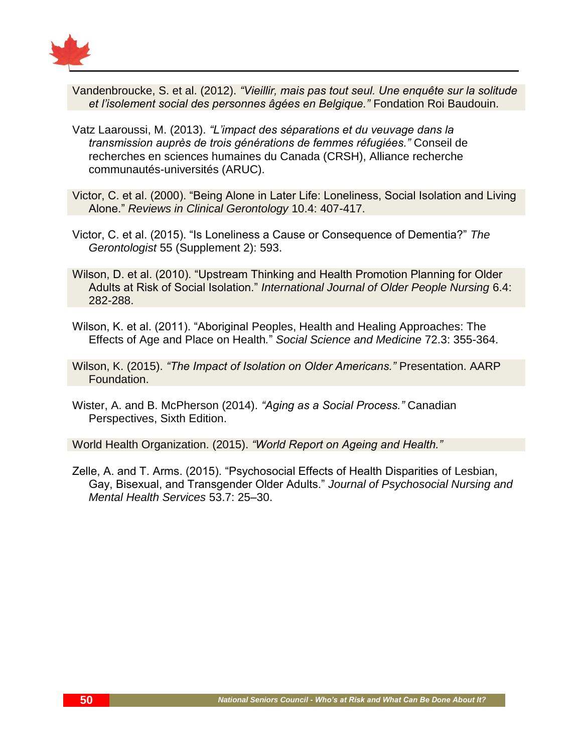Vandenbroucke, S. et al. (2012). *"Vieillir, mais pas tout seul. Une enquête sur la solitude et l'isolement social des personnes âgées en Belgique."* Fondation Roi Baudouin.

Vatz Laaroussi, M. (2013). *"L'impact des séparations et du veuvage dans la transmission auprès de trois générations de femmes réfugiées."* Conseil de recherches en sciences humaines du Canada (CRSH), Alliance recherche communautés-universités (ARUC).

Victor, C. et al. (2000). "Being Alone in Later Life: Loneliness, Social Isolation and Living Alone." *Reviews in Clinical Gerontology* 10.4: 407-417.

Victor, C. et al. (2015). "Is Loneliness a Cause or Consequence of Dementia?" *The Gerontologist* 55 (Supplement 2): 593.

Wilson, D. et al. (2010). "Upstream Thinking and Health Promotion Planning for Older Adults at Risk of Social Isolation." *International Journal of Older People Nursing* 6.4: 282-288.

Wilson, K. et al. (2011). "Aboriginal Peoples, Health and Healing Approaches: The Effects of Age and Place on Health." *Social Science and Medicine* 72.3: 355-364.

Wilson, K. (2015). *"The Impact of Isolation on Older Americans."* Presentation. AARP Foundation.

Wister, A. and B. McPherson (2014). *"Aging as a Social Process."* Canadian Perspectives, Sixth Edition.

World Health Organization. (2015). *"World Report on Ageing and Health."*

Zelle, A. and T. Arms. (2015). "Psychosocial Effects of Health Disparities of Lesbian, Gay, Bisexual, and Transgender Older Adults." *Journal of Psychosocial Nursing and Mental Health Services* 53.7: 25–30.